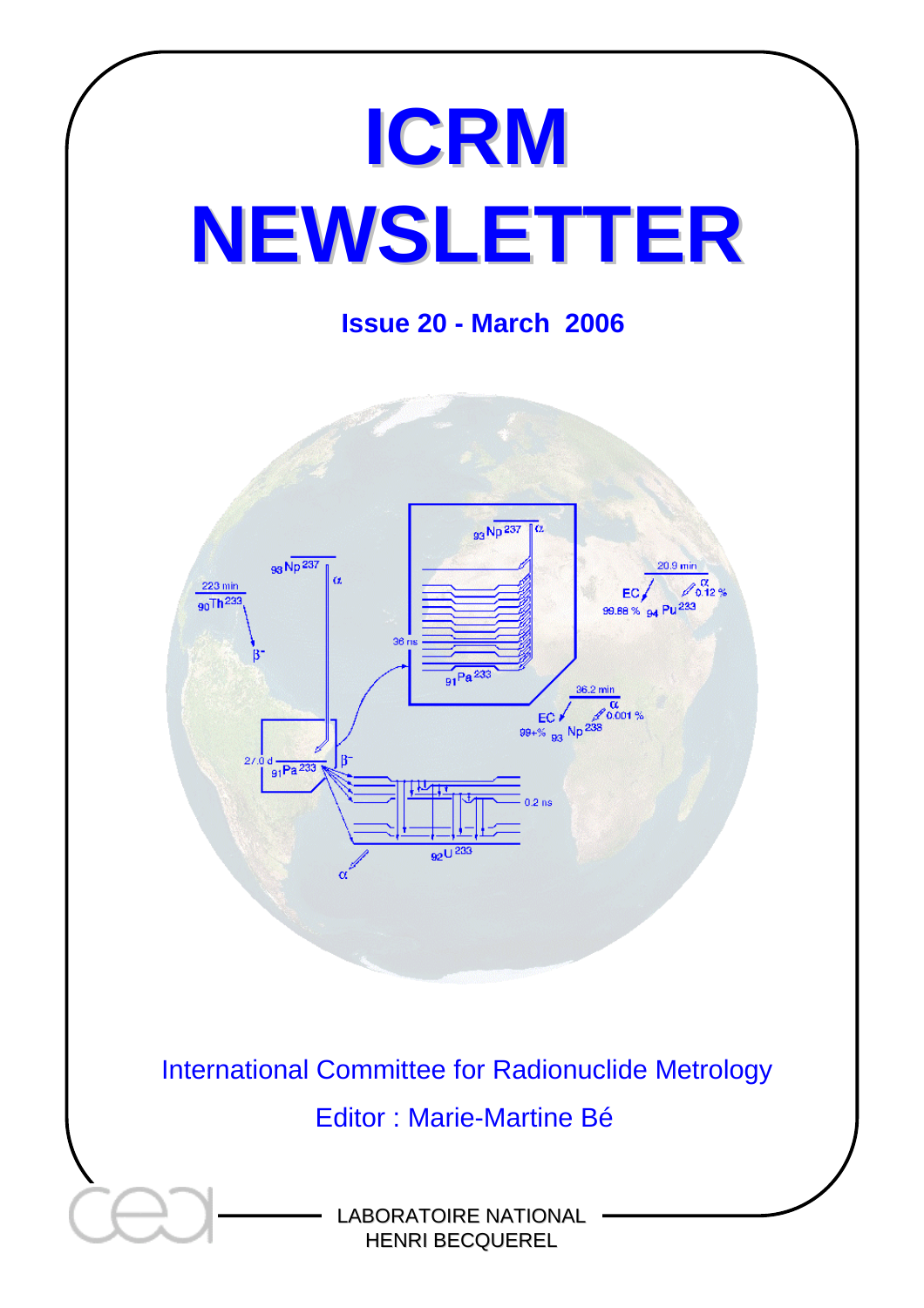# ICRM NEWSLETTER

**Issue 20 - March 2006**

International Committee for Radionuclide Metrology

Editor : Marie-Martine Bé

LABORATOIRE NATIONAL
HENRI BECQUEREL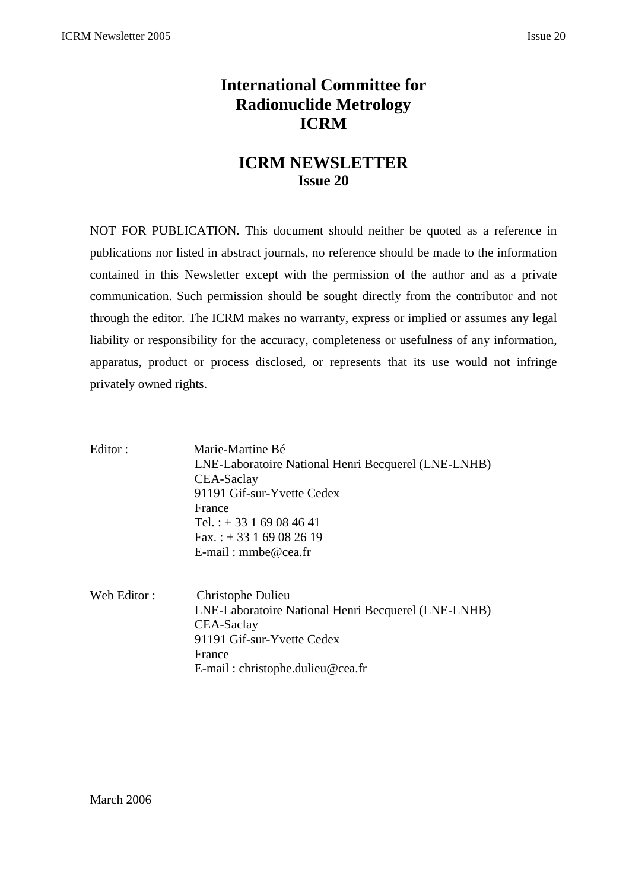# International Committee for Radionuclide Metrology ICRM

## ICRM NEWSLETTER
### Issue 20

NOT FOR PUBLICATION. This document should neither be quoted as a reference in publications nor listed in abstract journals, no reference should be made to the information contained in this Newsletter except with the permission of the author and as a private communication. Such permission should be sought directly from the contributor and not through the editor. The ICRM makes no warranty, express or implied or assumes any legal liability or responsibility for the accuracy, completeness or usefulness of any information, apparatus, product or process disclosed, or represents that its use would not infringe privately owned rights.

Editor : Marie-Martine Bé
LNE-Laboratoire National Henri Becquerel (LNE-LNHB)
CEA-Saclay
91191 Gif-sur-Yvette Cedex
France
Tel. : + 33 1 69 08 46 41
Fax. : + 33 1 69 08 26 19
E-mail : mmbe@cea.fr

Web Editor : Christophe Dulieu
LNE-Laboratoire National Henri Becquerel (LNE-LNHB)
CEA-Saclay
91191 Gif-sur-Yvette Cedex
France
E-mail : christophe.dulieu@cea.fr

March 2006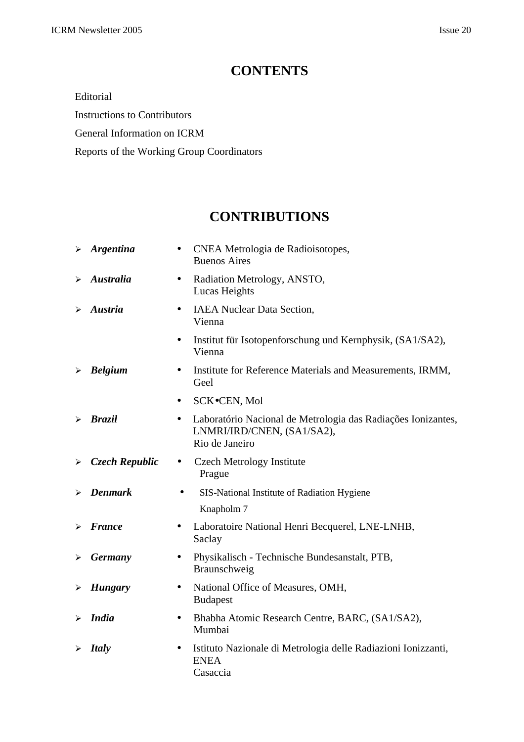# CONTENTS

Editorial

Instructions to Contributors

General Information on ICRM

Reports of the Working Group Coordinators

# CONTRIBUTIONS

- ***Argentina***
  - CNEA Metrologia de Radioisotopes, Buenos Aires
- ***Australia***
  - Radiation Metrology, ANSTO, Lucas Heights
- ***Austria***
  - IAEA Nuclear Data Section, Vienna
  - Institut für Isotopenforschung und Kernphysik, (SA1/SA2), Vienna
- ***Belgium***
  - Institute for Reference Materials and Measurements, IRMM, Geel
  - SCK•CEN, Mol
- ***Brazil***
  - Laboratório Nacional de Metrologia das Radiações Ionizantes, LNMRI/IRD/CNEN, (SA1/SA2), Rio de Janeiro
- ***Czech Republic***
  - Czech Metrology Institute Prague
- ***Denmark***
  - SIS-National Institute of Radiation Hygiene Knapholm 7
- ***France***
  - Laboratoire National Henri Becquerel, LNE-LNHB, Saclay
- ***Germany***
  - Physikalisch - Technische Bundesanstalt, PTB, Braunschweig
- ***Hungary***
  - National Office of Measures, OMH, Budapest
- ***India***
  - Bhabha Atomic Research Centre, BARC, (SA1/SA2), Mumbai
- ***Italy***
  - Istituto Nazionale di Metrologia delle Radiazioni Ionizzanti, ENEA Casaccia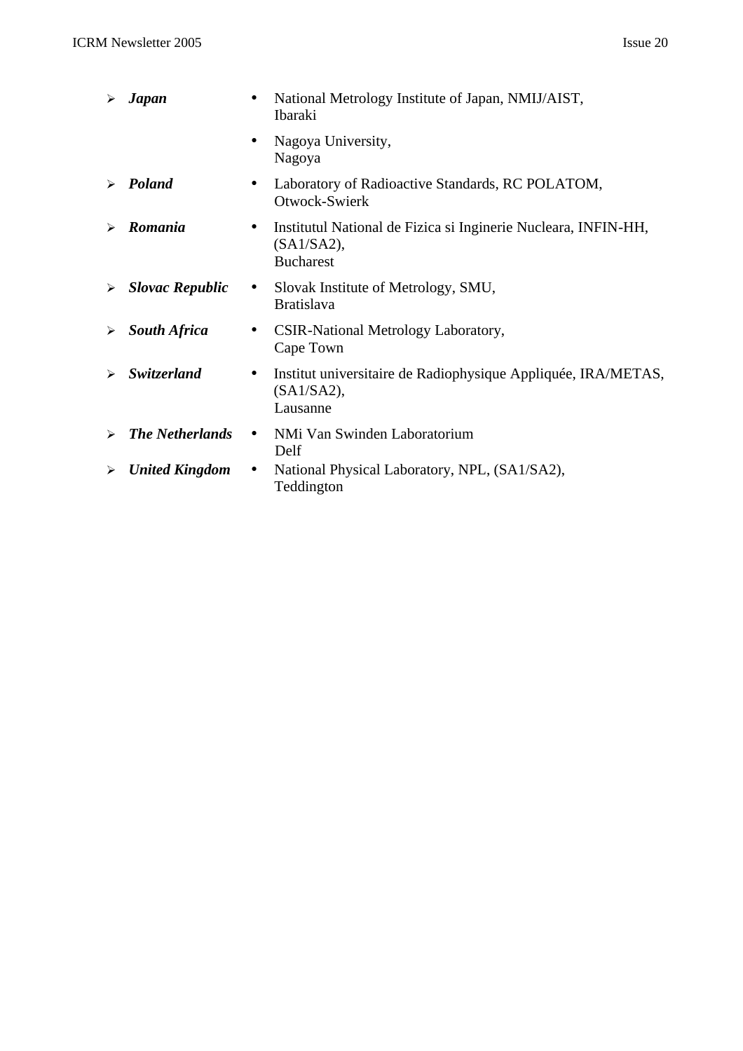- ***Japan***
  - National Metrology Institute of Japan, NMIJ/AIST,
    Ibaraki
  - Nagoya University,
    Nagoya
- ***Poland***
  - Laboratory of Radioactive Standards, RC POLATOM,
    Otwock-Swierk
- ***Romania***
  - Institutul National de Fizica si Inginerie Nucleara, INFIN-HH, (SA1/SA2),
    Bucharest
- ***Slovac Republic***
  - Slovak Institute of Metrology, SMU,
    Bratislava
- ***South Africa***
  - CSIR-National Metrology Laboratory,
    Cape Town
- ***Switzerland***
  - Institut universitaire de Radiophysique Appliquée, IRA/METAS, (SA1/SA2),
    Lausanne
- ***The Netherlands***
  - NMi Van Swinden Laboratorium
    Delf
- ***United Kingdom***
  - National Physical Laboratory, NPL, (SA1/SA2),
    Teddington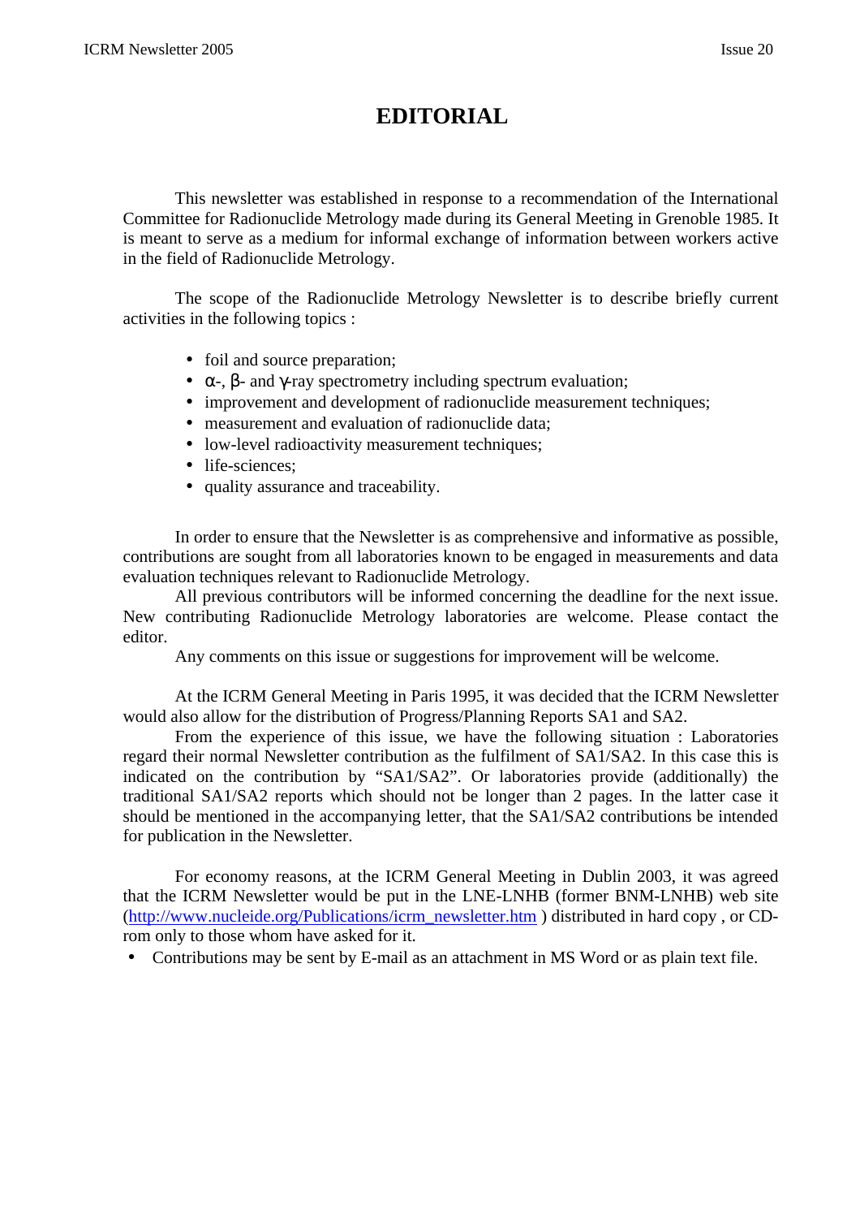# EDITORIAL

This newsletter was established in response to a recommendation of the International Committee for Radionuclide Metrology made during its General Meeting in Grenoble 1985. It is meant to serve as a medium for informal exchange of information between workers active in the field of Radionuclide Metrology.

The scope of the Radionuclide Metrology Newsletter is to describe briefly current activities in the following topics :

- foil and source preparation;
- α-, β- and γ-ray spectrometry including spectrum evaluation;
- improvement and development of radionuclide measurement techniques;
- measurement and evaluation of radionuclide data;
- low-level radioactivity measurement techniques;
- life-sciences;
- quality assurance and traceability.

In order to ensure that the Newsletter is as comprehensive and informative as possible, contributions are sought from all laboratories known to be engaged in measurements and data evaluation techniques relevant to Radionuclide Metrology.

All previous contributors will be informed concerning the deadline for the next issue. New contributing Radionuclide Metrology laboratories are welcome. Please contact the editor.

Any comments on this issue or suggestions for improvement will be welcome.

At the ICRM General Meeting in Paris 1995, it was decided that the ICRM Newsletter would also allow for the distribution of Progress/Planning Reports SA1 and SA2.

From the experience of this issue, we have the following situation : Laboratories regard their normal Newsletter contribution as the fulfilment of SA1/SA2. In this case this is indicated on the contribution by “SA1/SA2”. Or laboratories provide (additionally) the traditional SA1/SA2 reports which should not be longer than 2 pages. In the latter case it should be mentioned in the accompanying letter, that the SA1/SA2 contributions be intended for publication in the Newsletter.

For economy reasons, at the ICRM General Meeting in Dublin 2003, it was agreed that the ICRM Newsletter would be put in the LNE-LNHB (former BNM-LNHB) web site (http://www.nucleide.org/Publications/icrm_newsletter.htm ) distributed in hard copy , or CD-rom only to those whom have asked for it.

- Contributions may be sent by E-mail as an attachment in MS Word or as plain text file.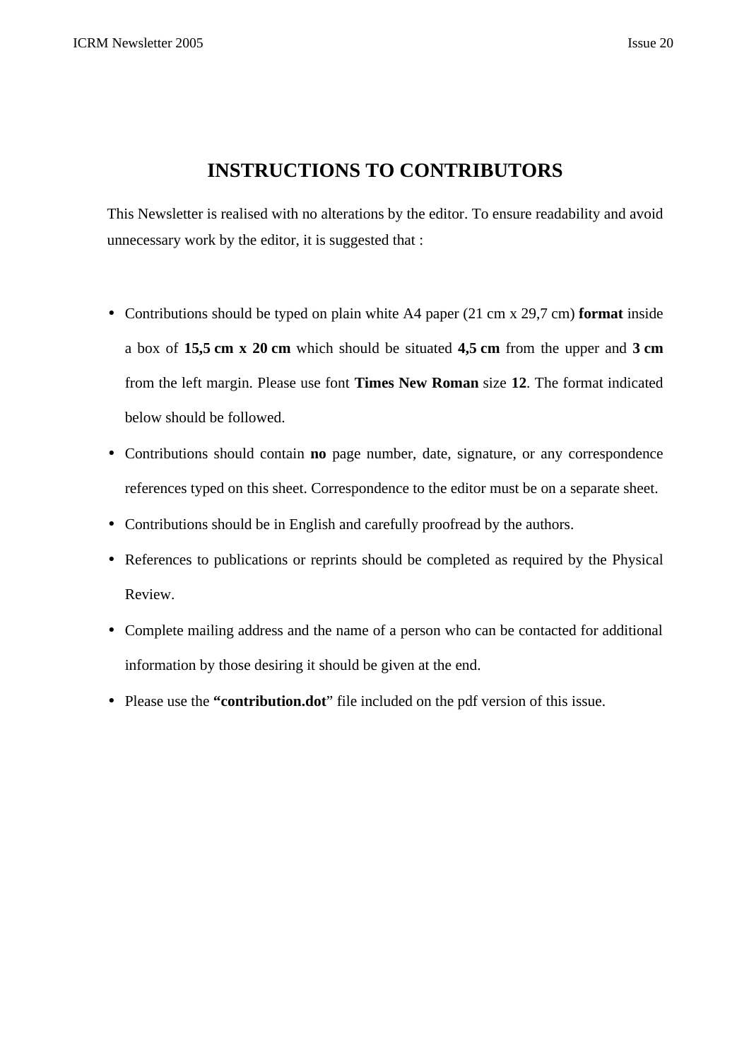# INSTRUCTIONS TO CONTRIBUTORS

This Newsletter is realised with no alterations by the editor. To ensure readability and avoid unnecessary work by the editor, it is suggested that :

- Contributions should be typed on plain white A4 paper (21 cm x 29,7 cm) **format** inside a box of **15,5 cm x 20 cm** which should be situated **4,5 cm** from the upper and **3 cm** from the left margin. Please use font **Times New Roman** size **12**. The format indicated below should be followed.
- Contributions should contain **no** page number, date, signature, or any correspondence references typed on this sheet. Correspondence to the editor must be on a separate sheet.
- Contributions should be in English and carefully proofread by the authors.
- References to publications or reprints should be completed as required by the Physical Review.
- Complete mailing address and the name of a person who can be contacted for additional information by those desiring it should be given at the end.
- Please use the **"contribution.dot"** file included on the pdf version of this issue.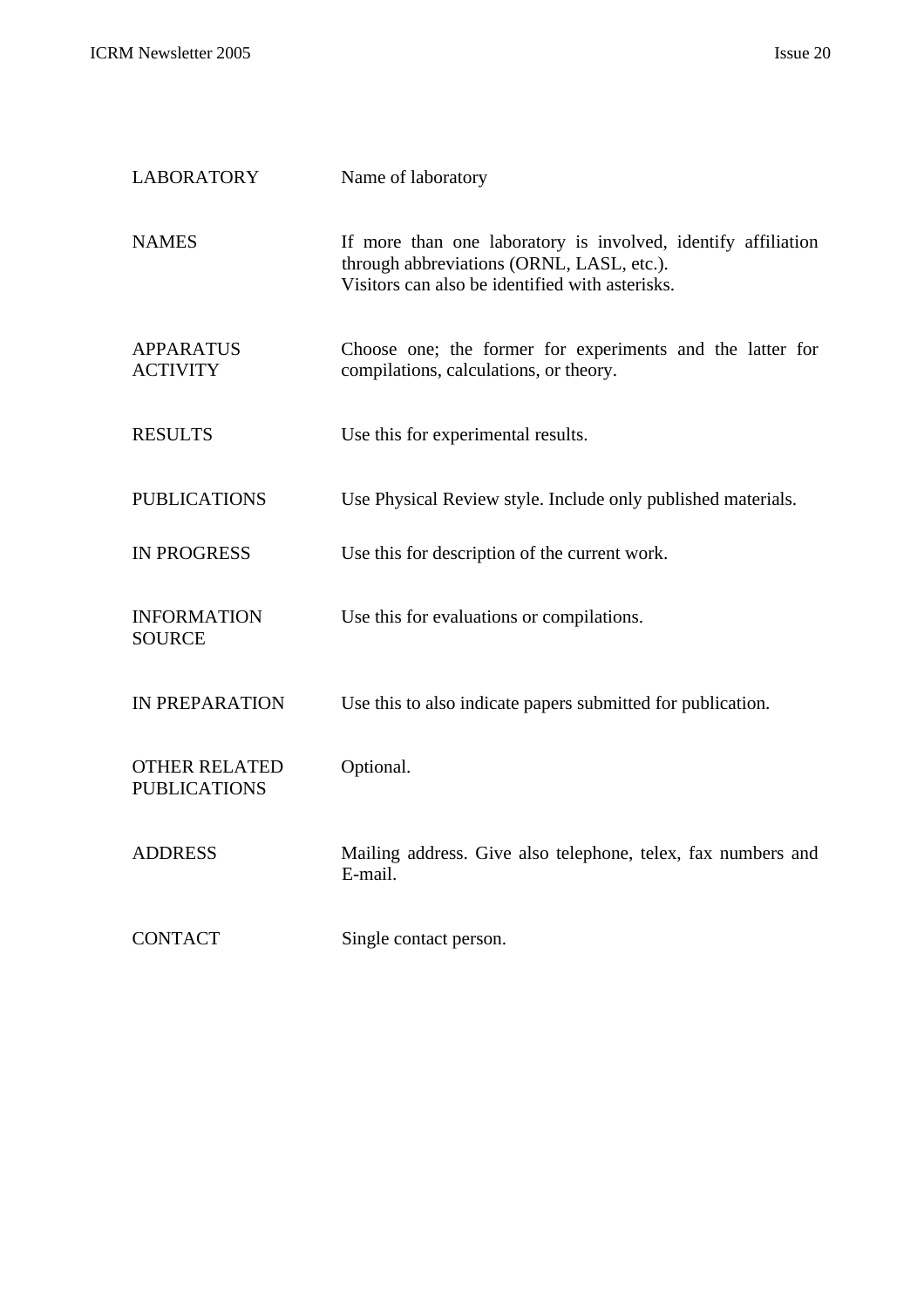| | |
|---|---|
| LABORATORY | Name of laboratory |
| NAMES | If more than one laboratory is involved, identify affiliation through abbreviations (ORNL, LASL, etc.).<br>Visitors can also be identified with asterisks. |
| APPARATUS<br>ACTIVITY | Choose one; the former for experiments and the latter for compilations, calculations, or theory. |
| RESULTS | Use this for experimental results. |
| PUBLICATIONS | Use Physical Review style. Include only published materials. |
| IN PROGRESS | Use this for description of the current work. |
| INFORMATION SOURCE | Use this for evaluations or compilations. |
| IN PREPARATION | Use this to also indicate papers submitted for publication. |
| OTHER RELATED PUBLICATIONS | Optional. |
| ADDRESS | Mailing address. Give also telephone, telex, fax numbers and E-mail. |
| CONTACT | Single contact person. |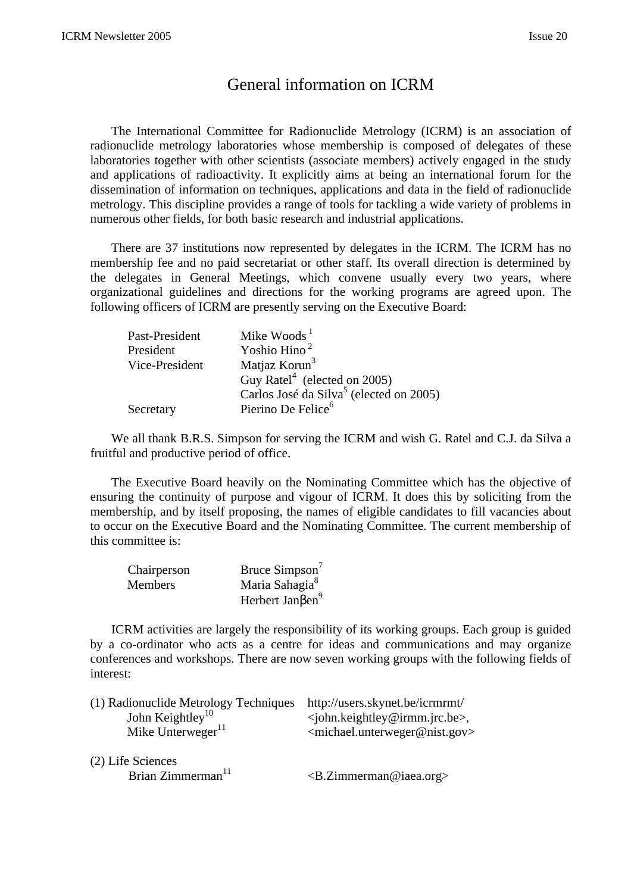# General information on ICRM

The International Committee for Radionuclide Metrology (ICRM) is an association of radionuclide metrology laboratories whose membership is composed of delegates of these laboratories together with other scientists (associate members) actively engaged in the study and applications of radioactivity. It explicitly aims at being an international forum for the dissemination of information on techniques, applications and data in the field of radionuclide metrology. This discipline provides a range of tools for tackling a wide variety of problems in numerous other fields, for both basic research and industrial applications.

There are 37 institutions now represented by delegates in the ICRM. The ICRM has no membership fee and no paid secretariat or other staff. Its overall direction is determined by the delegates in General Meetings, which convene usually every two years, where organizational guidelines and directions for the working programs are agreed upon. The following officers of ICRM are presently serving on the Executive Board:

| | |
|---|---|
| Past-President | Mike Woods [1] |
| President | Yoshio Hino [2] |
| Vice-President | Matjaz Korun[3] |
| | Guy Ratel[4] (elected on 2005) |
| | Carlos José da Silva[5] (elected on 2005) |
| Secretary | Pierino De Felice[6] |

We all thank B.R.S. Simpson for serving the ICRM and wish G. Ratel and C.J. da Silva a fruitful and productive period of office.

The Executive Board heavily on the Nominating Committee which has the objective of ensuring the continuity of purpose and vigour of ICRM. It does this by soliciting from the membership, and by itself proposing, the names of eligible candidates to fill vacancies about to occur on the Executive Board and the Nominating Committee. The current membership of this committee is:

| | |
|---|---|
| Chairperson | Bruce Simpson[7] |
| Members | Maria Sahagia[8] |
| | Herbert Janβen[9] |

ICRM activities are largely the responsibility of its working groups. Each group is guided by a co-ordinator who acts as a centre for ideas and communications and may organize conferences and workshops. There are now seven working groups with the following fields of interest:

(1) Radionuclide Metrology Techniques — http://users.skynet.be/icrmrmt/
- John Keightley[10] — <john.keightley@irmm.jrc.be>,
- Mike Unterweger[11] — <michael.unterweger@nist.gov>

(2) Life Sciences
- Brian Zimmerman[11] — <B.Zimmerman@iaea.org>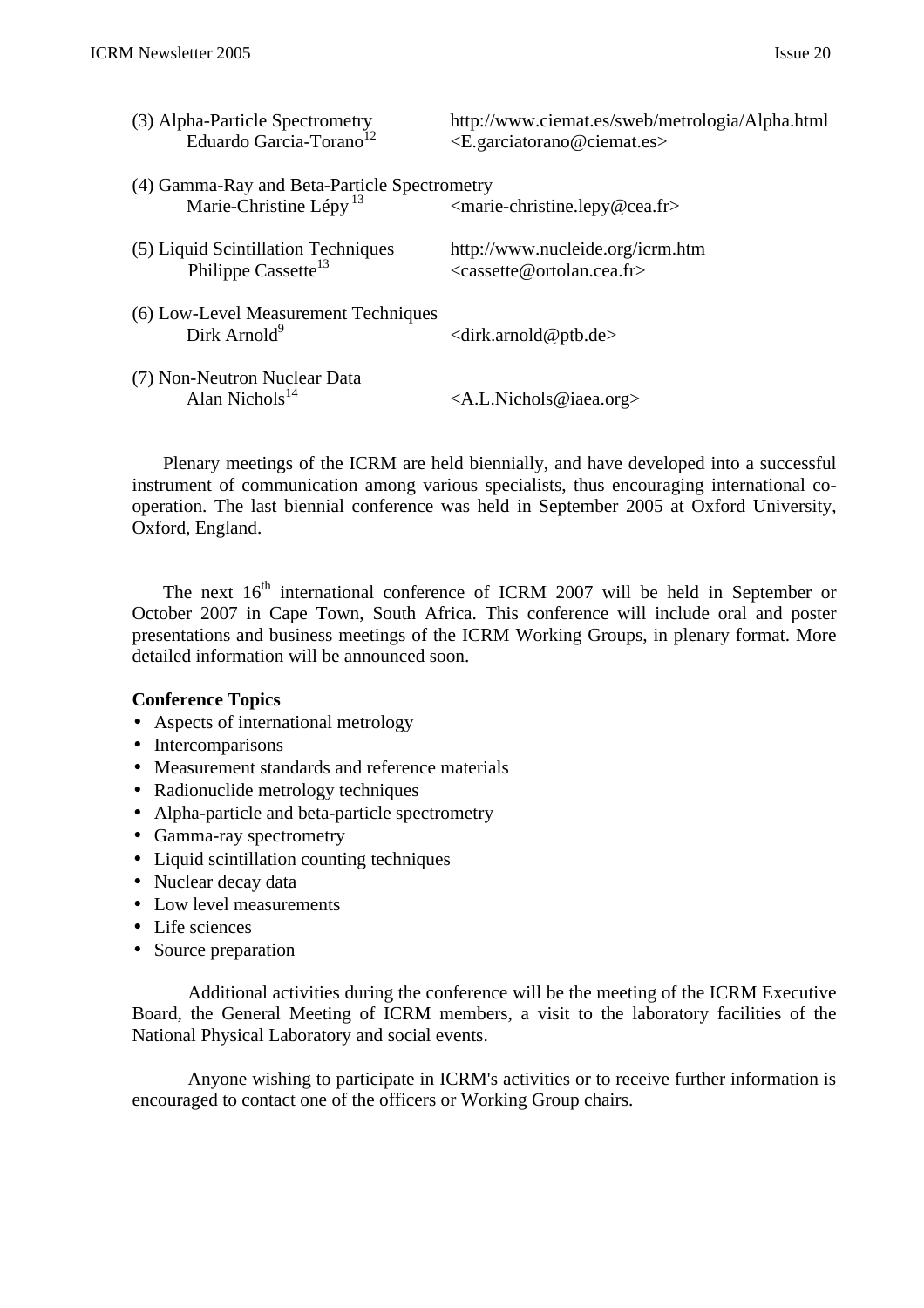(3) Alpha-Particle Spectrometry — http://www.ciemat.es/sweb/metrologia/Alpha.html
Eduardo Garcia-Torano[12] <E.garciatorano@ciemat.es>

(4) Gamma-Ray and Beta-Particle Spectrometry
Marie-Christine Lépy[13] <marie-christine.lepy@cea.fr>

(5) Liquid Scintillation Techniques — http://www.nucleide.org/icrm.htm
Philippe Cassette[13] <cassette@ortolan.cea.fr>

(6) Low-Level Measurement Techniques
Dirk Arnold[9] <dirk.arnold@ptb.de>

(7) Non-Neutron Nuclear Data
Alan Nichols[14] <A.L.Nichols@iaea.org>

Plenary meetings of the ICRM are held biennially, and have developed into a successful instrument of communication among various specialists, thus encouraging international co-operation. The last biennial conference was held in September 2005 at Oxford University, Oxford, England.

The next 16th international conference of ICRM 2007 will be held in September or October 2007 in Cape Town, South Africa. This conference will include oral and poster presentations and business meetings of the ICRM Working Groups, in plenary format. More detailed information will be announced soon.

**Conference Topics**

- Aspects of international metrology
- Intercomparisons
- Measurement standards and reference materials
- Radionuclide metrology techniques
- Alpha-particle and beta-particle spectrometry
- Gamma-ray spectrometry
- Liquid scintillation counting techniques
- Nuclear decay data
- Low level measurements
- Life sciences
- Source preparation

Additional activities during the conference will be the meeting of the ICRM Executive Board, the General Meeting of ICRM members, a visit to the laboratory facilities of the National Physical Laboratory and social events.

Anyone wishing to participate in ICRM's activities or to receive further information is encouraged to contact one of the officers or Working Group chairs.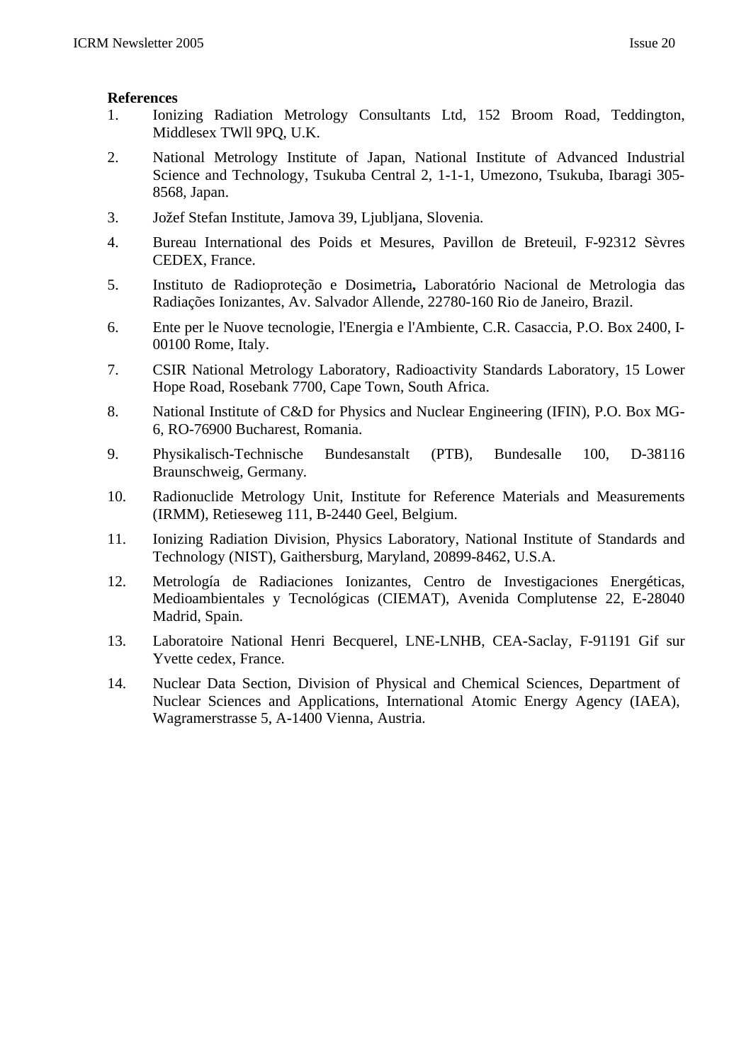**References**

1. Ionizing Radiation Metrology Consultants Ltd, 152 Broom Road, Teddington, Middlesex TWll 9PQ, U.K.
2. National Metrology Institute of Japan, National Institute of Advanced Industrial Science and Technology, Tsukuba Central 2, 1-1-1, Umezono, Tsukuba, Ibaragi 305-8568, Japan.
3. Jožef Stefan Institute, Jamova 39, Ljubljana, Slovenia.
4. Bureau International des Poids et Mesures, Pavillon de Breteuil, F-92312 Sèvres CEDEX, France.
5. Instituto de Radioproteção e Dosimetria**,** Laboratório Nacional de Metrologia das Radiações Ionizantes, Av. Salvador Allende, 22780-160 Rio de Janeiro, Brazil.
6. Ente per le Nuove tecnologie, l'Energia e l'Ambiente, C.R. Casaccia, P.O. Box 2400, I-00100 Rome, Italy.
7. CSIR National Metrology Laboratory, Radioactivity Standards Laboratory, 15 Lower Hope Road, Rosebank 7700, Cape Town, South Africa.
8. National Institute of C&D for Physics and Nuclear Engineering (IFIN), P.O. Box MG-6, RO-76900 Bucharest, Romania.
9. Physikalisch-Technische Bundesanstalt (PTB), Bundesalle 100, D-38116 Braunschweig, Germany.
10. Radionuclide Metrology Unit, Institute for Reference Materials and Measurements (IRMM), Retieseweg 111, B-2440 Geel, Belgium.
11. Ionizing Radiation Division, Physics Laboratory, National Institute of Standards and Technology (NIST), Gaithersburg, Maryland, 20899-8462, U.S.A.
12. Metrología de Radiaciones Ionizantes, Centro de Investigaciones Energéticas, Medioambientales y Tecnológicas (CIEMAT), Avenida Complutense 22, E-28040 Madrid, Spain.
13. Laboratoire National Henri Becquerel, LNE-LNHB, CEA-Saclay, F-91191 Gif sur Yvette cedex, France.
14. Nuclear Data Section, Division of Physical and Chemical Sciences, Department of Nuclear Sciences and Applications, International Atomic Energy Agency (IAEA), Wagramerstrasse 5, A-1400 Vienna, Austria.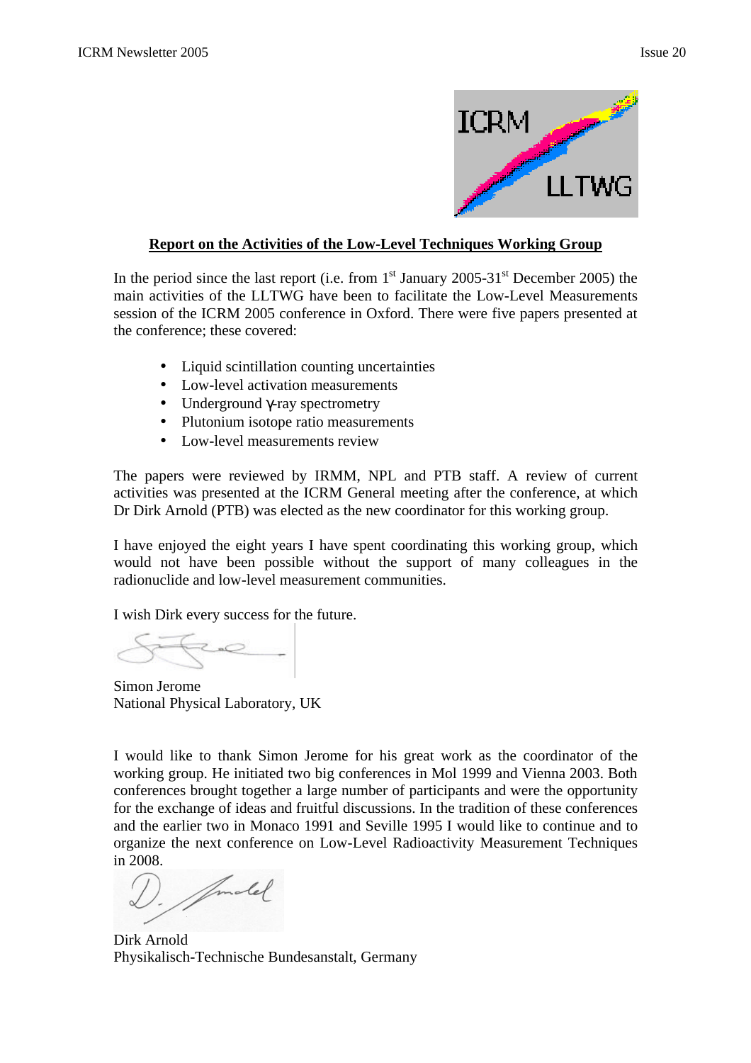## Report on the Activities of the Low-Level Techniques Working Group

In the period since the last report (i.e. from 1st January 2005-31st December 2005) the main activities of the LLTWG have been to facilitate the Low-Level Measurements session of the ICRM 2005 conference in Oxford. There were five papers presented at the conference; these covered:

- Liquid scintillation counting uncertainties
- Low-level activation measurements
- Underground $\gamma$-ray spectrometry
- Plutonium isotope ratio measurements
- Low-level measurements review

The papers were reviewed by IRMM, NPL and PTB staff. A review of current activities was presented at the ICRM General meeting after the conference, at which Dr Dirk Arnold (PTB) was elected as the new coordinator for this working group.

I have enjoyed the eight years I have spent coordinating this working group, which would not have been possible without the support of many colleagues in the radionuclide and low-level measurement communities.

I wish Dirk every success for the future.

Simon Jerome
National Physical Laboratory, UK

I would like to thank Simon Jerome for his great work as the coordinator of the working group. He initiated two big conferences in Mol 1999 and Vienna 2003. Both conferences brought together a large number of participants and were the opportunity for the exchange of ideas and fruitful discussions. In the tradition of these conferences and the earlier two in Monaco 1991 and Seville 1995 I would like to continue and to organize the next conference on Low-Level Radioactivity Measurement Techniques in 2008.

Dirk Arnold
Physikalisch-Technische Bundesanstalt, Germany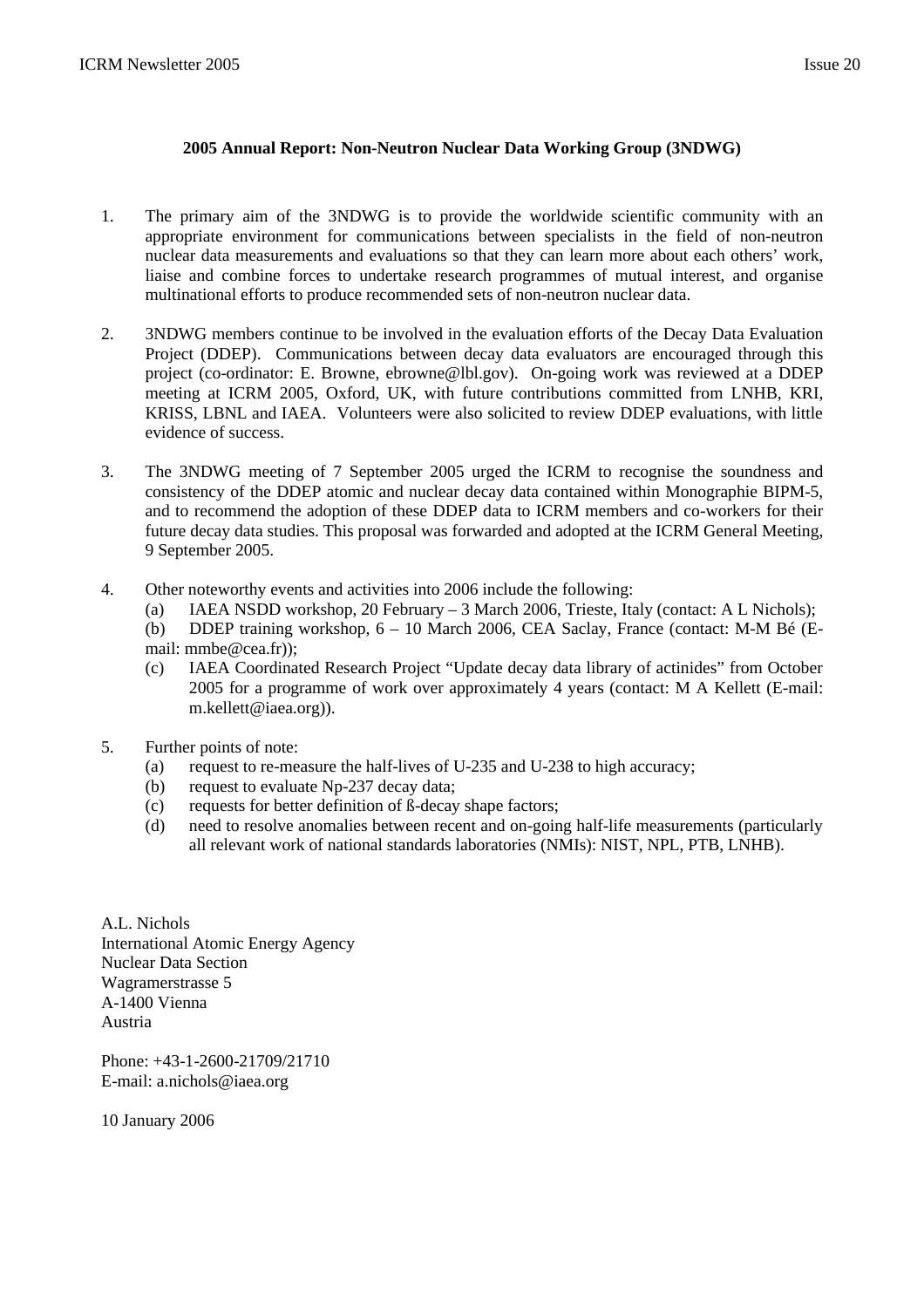**2005 Annual Report: Non-Neutron Nuclear Data Working Group (3NDWG)**

1. The primary aim of the 3NDWG is to provide the worldwide scientific community with an appropriate environment for communications between specialists in the field of non-neutron nuclear data measurements and evaluations so that they can learn more about each others' work, liaise and combine forces to undertake research programmes of mutual interest, and organise multinational efforts to produce recommended sets of non-neutron nuclear data.

2. 3NDWG members continue to be involved in the evaluation efforts of the Decay Data Evaluation Project (DDEP). Communications between decay data evaluators are encouraged through this project (co-ordinator: E. Browne, ebrowne@lbl.gov). On-going work was reviewed at a DDEP meeting at ICRM 2005, Oxford, UK, with future contributions committed from LNHB, KRI, KRISS, LBNL and IAEA. Volunteers were also solicited to review DDEP evaluations, with little evidence of success.

3. The 3NDWG meeting of 7 September 2005 urged the ICRM to recognise the soundness and consistency of the DDEP atomic and nuclear decay data contained within Monographie BIPM-5, and to recommend the adoption of these DDEP data to ICRM members and co-workers for their future decay data studies. This proposal was forwarded and adopted at the ICRM General Meeting, 9 September 2005.

4. Other noteworthy events and activities into 2006 include the following:
   - (a) IAEA NSDD workshop, 20 February – 3 March 2006, Trieste, Italy (contact: A L Nichols);
   - (b) DDEP training workshop, 6 – 10 March 2006, CEA Saclay, France (contact: M-M Bé (E-mail: mmbe@cea.fr));
   - (c) IAEA Coordinated Research Project "Update decay data library of actinides" from October 2005 for a programme of work over approximately 4 years (contact: M A Kellett (E-mail: m.kellett@iaea.org)).

5. Further points of note:
   - (a) request to re-measure the half-lives of U-235 and U-238 to high accuracy;
   - (b) request to evaluate Np-237 decay data;
   - (c) requests for better definition of ß-decay shape factors;
   - (d) need to resolve anomalies between recent and on-going half-life measurements (particularly all relevant work of national standards laboratories (NMIs): NIST, NPL, PTB, LNHB).

A.L. Nichols
International Atomic Energy Agency
Nuclear Data Section
Wagramerstrasse 5
A-1400 Vienna
Austria

Phone: +43-1-2600-21709/21710
E-mail: a.nichols@iaea.org

10 January 2006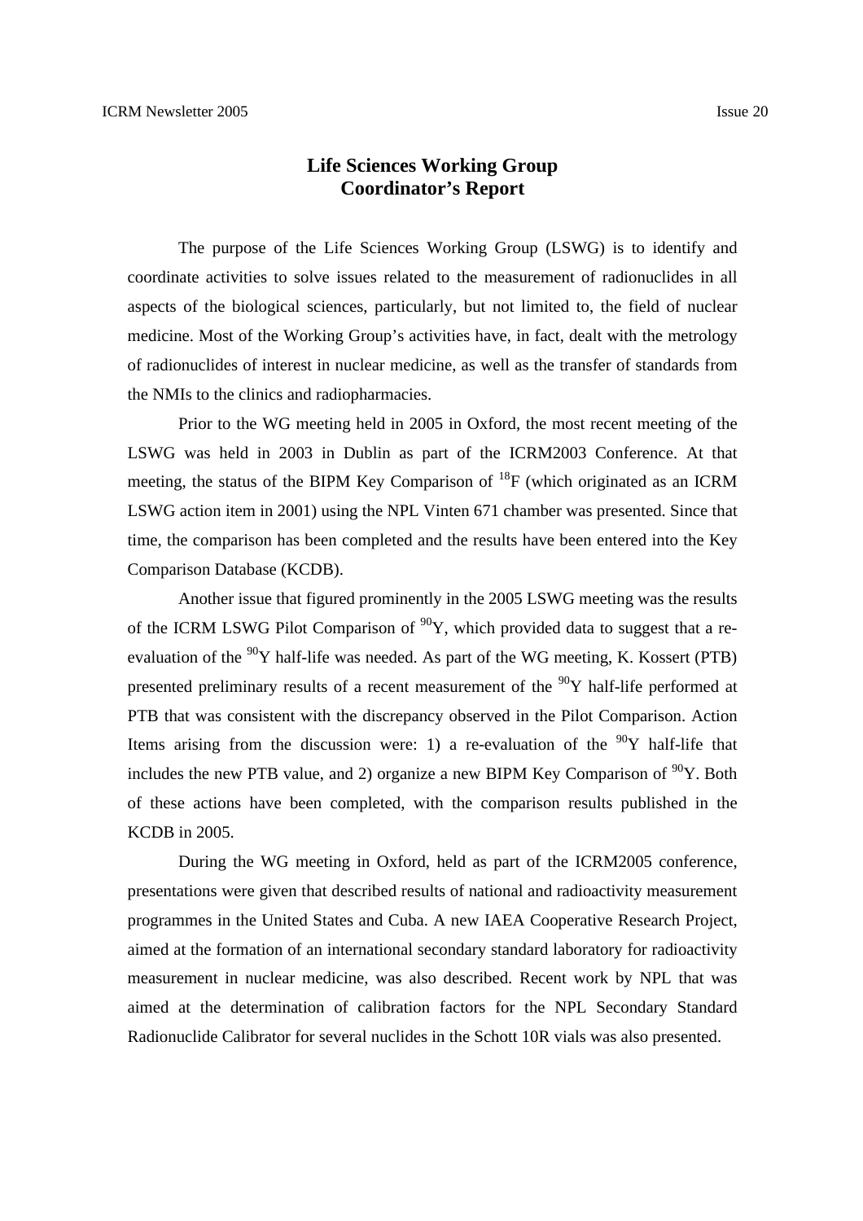# Life Sciences Working Group Coordinator's Report

The purpose of the Life Sciences Working Group (LSWG) is to identify and coordinate activities to solve issues related to the measurement of radionuclides in all aspects of the biological sciences, particularly, but not limited to, the field of nuclear medicine. Most of the Working Group's activities have, in fact, dealt with the metrology of radionuclides of interest in nuclear medicine, as well as the transfer of standards from the NMIs to the clinics and radiopharmacies.

Prior to the WG meeting held in 2005 in Oxford, the most recent meeting of the LSWG was held in 2003 in Dublin as part of the ICRM2003 Conference. At that meeting, the status of the BIPM Key Comparison of $^{18}$F (which originated as an ICRM LSWG action item in 2001) using the NPL Vinten 671 chamber was presented. Since that time, the comparison has been completed and the results have been entered into the Key Comparison Database (KCDB).

Another issue that figured prominently in the 2005 LSWG meeting was the results of the ICRM LSWG Pilot Comparison of $^{90}$Y, which provided data to suggest that a re-evaluation of the $^{90}$Y half-life was needed. As part of the WG meeting, K. Kossert (PTB) presented preliminary results of a recent measurement of the $^{90}$Y half-life performed at PTB that was consistent with the discrepancy observed in the Pilot Comparison. Action Items arising from the discussion were: 1) a re-evaluation of the $^{90}$Y half-life that includes the new PTB value, and 2) organize a new BIPM Key Comparison of $^{90}$Y. Both of these actions have been completed, with the comparison results published in the KCDB in 2005.

During the WG meeting in Oxford, held as part of the ICRM2005 conference, presentations were given that described results of national and radioactivity measurement programmes in the United States and Cuba. A new IAEA Cooperative Research Project, aimed at the formation of an international secondary standard laboratory for radioactivity measurement in nuclear medicine, was also described. Recent work by NPL that was aimed at the determination of calibration factors for the NPL Secondary Standard Radionuclide Calibrator for several nuclides in the Schott 10R vials was also presented.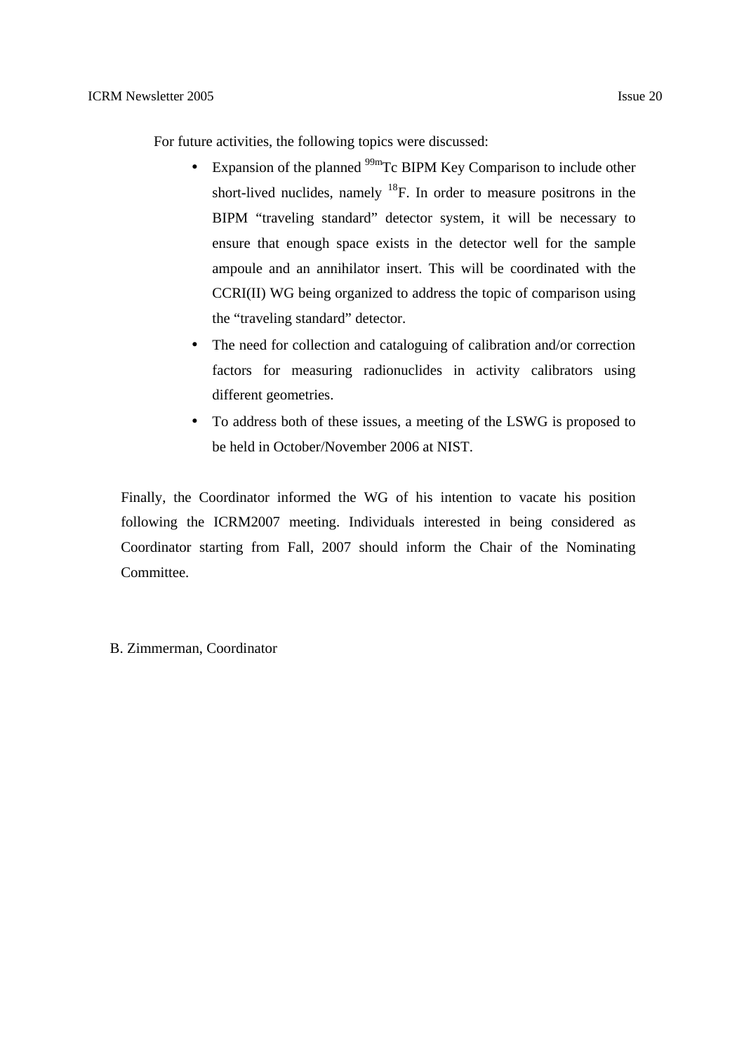For future activities, the following topics were discussed:

- Expansion of the planned $^{99m}$Tc BIPM Key Comparison to include other short-lived nuclides, namely $^{18}$F. In order to measure positrons in the BIPM "traveling standard" detector system, it will be necessary to ensure that enough space exists in the detector well for the sample ampoule and an annihilator insert. This will be coordinated with the CCRI(II) WG being organized to address the topic of comparison using the "traveling standard" detector.
- The need for collection and cataloguing of calibration and/or correction factors for measuring radionuclides in activity calibrators using different geometries.
- To address both of these issues, a meeting of the LSWG is proposed to be held in October/November 2006 at NIST.

Finally, the Coordinator informed the WG of his intention to vacate his position following the ICRM2007 meeting. Individuals interested in being considered as Coordinator starting from Fall, 2007 should inform the Chair of the Nominating Committee.

B. Zimmerman, Coordinator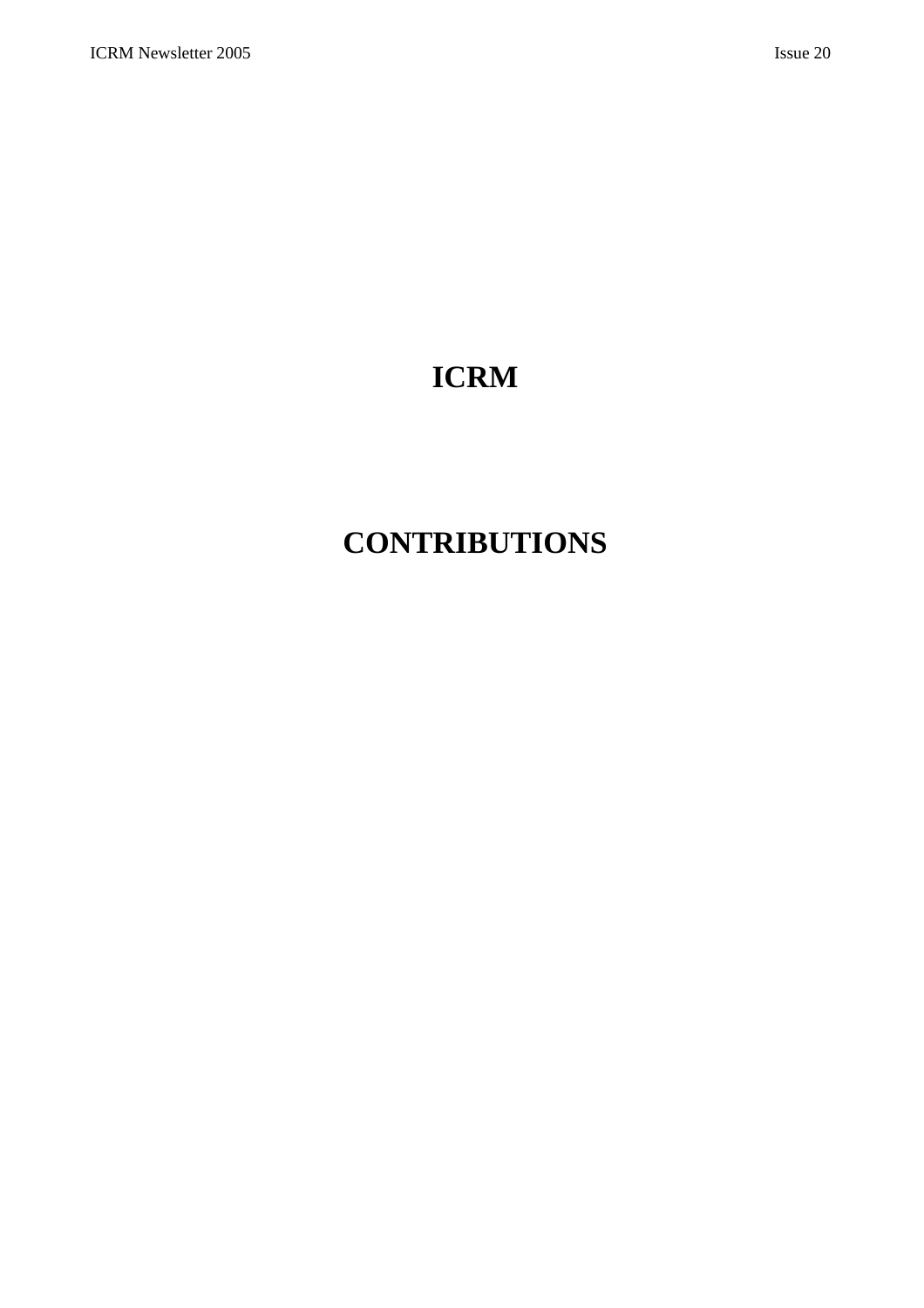# ICRM

# CONTRIBUTIONS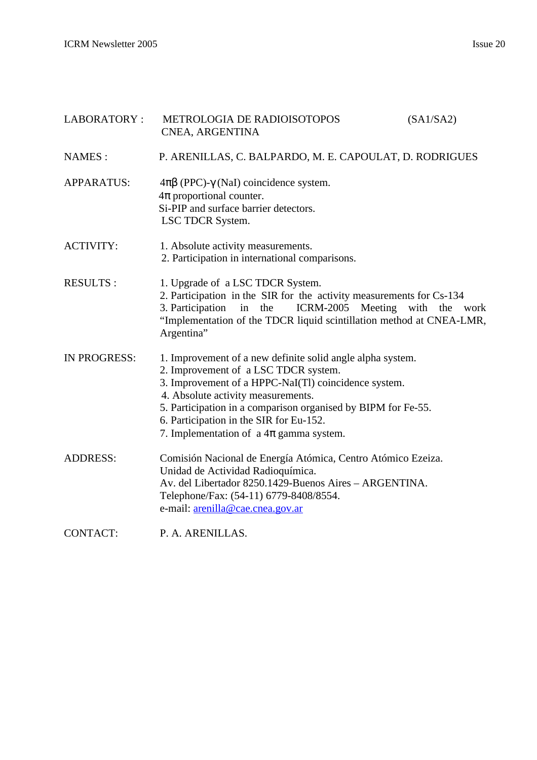LABORATORY : METROLOGIA DE RADIOISOTOPOS (SA1/SA2)
CNEA, ARGENTINA

NAMES : P. ARENILLAS, C. BALPARDO, M. E. CAPOULAT, D. RODRIGUES

APPARATUS: $4\pi\beta$ (PPC)-$\gamma$(NaI) coincidence system.
$4\pi$ proportional counter.
Si-PIP and surface barrier detectors.
LSC TDCR System.

ACTIVITY:
1. Absolute activity measurements.
2. Participation in international comparisons.

RESULTS :
1. Upgrade of a LSC TDCR System.
2. Participation in the SIR for the activity measurements for Cs-134
3. Participation in the ICRM-2005 Meeting with the work "Implementation of the TDCR liquid scintillation method at CNEA-LMR, Argentina"

IN PROGRESS:
1. Improvement of a new definite solid angle alpha system.
2. Improvement of a LSC TDCR system.
3. Improvement of a HPPC-NaI(Tl) coincidence system.
4. Absolute activity measurements.
5. Participation in a comparison organised by BIPM for Fe-55.
6. Participation in the SIR for Eu-152.
7. Implementation of a $4\pi$ gamma system.

ADDRESS: Comisión Nacional de Energía Atómica, Centro Atómico Ezeiza.
Unidad de Actividad Radioquímica.
Av. del Libertador 8250.1429-Buenos Aires – ARGENTINA.
Telephone/Fax: (54-11) 6779-8408/8554.
e-mail: arenilla@cae.cnea.gov.ar

CONTACT: P. A. ARENILLAS.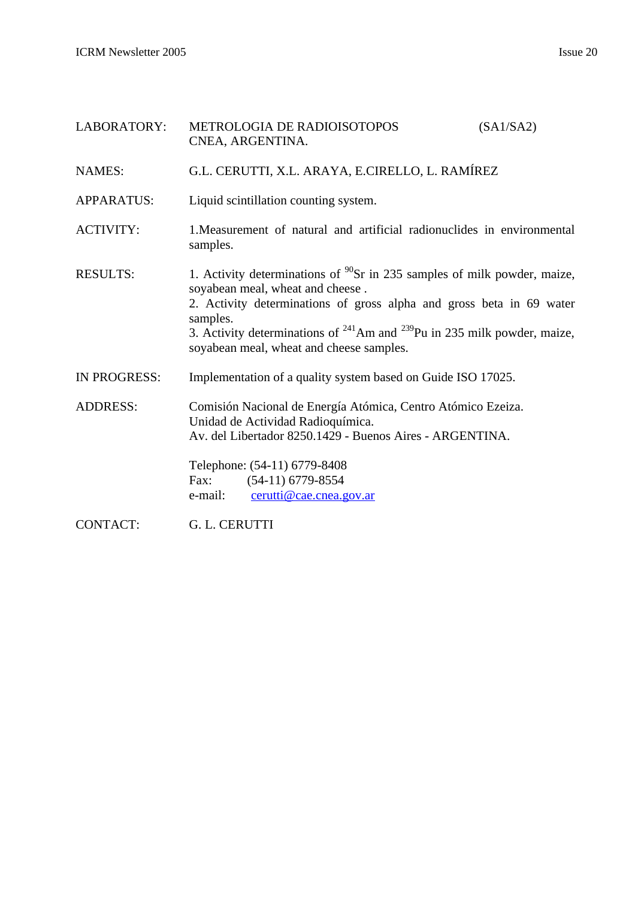LABORATORY: METROLOGIA DE RADIOISOTOPOS (SA1/SA2)
CNEA, ARGENTINA.

NAMES: G.L. CERUTTI, X.L. ARAYA, E.CIRELLO, L. RAMÍREZ

APPARATUS: Liquid scintillation counting system.

ACTIVITY: 1.Measurement of natural and artificial radionuclides in environmental samples.

RESULTS:
1. Activity determinations of $^{90}$Sr in 235 samples of milk powder, maize, soyabean meal, wheat and cheese .
2. Activity determinations of gross alpha and gross beta in 69 water samples.
3. Activity determinations of $^{241}$Am and $^{239}$Pu in 235 milk powder, maize, soyabean meal, wheat and cheese samples.

IN PROGRESS: Implementation of a quality system based on Guide ISO 17025.

ADDRESS: Comisión Nacional de Energía Atómica, Centro Atómico Ezeiza.
Unidad de Actividad Radioquímica.
Av. del Libertador 8250.1429 - Buenos Aires - ARGENTINA.

Telephone: (54-11) 6779-8408
Fax: (54-11) 6779-8554
e-mail: cerutti@cae.cnea.gov.ar

CONTACT: G. L. CERUTTI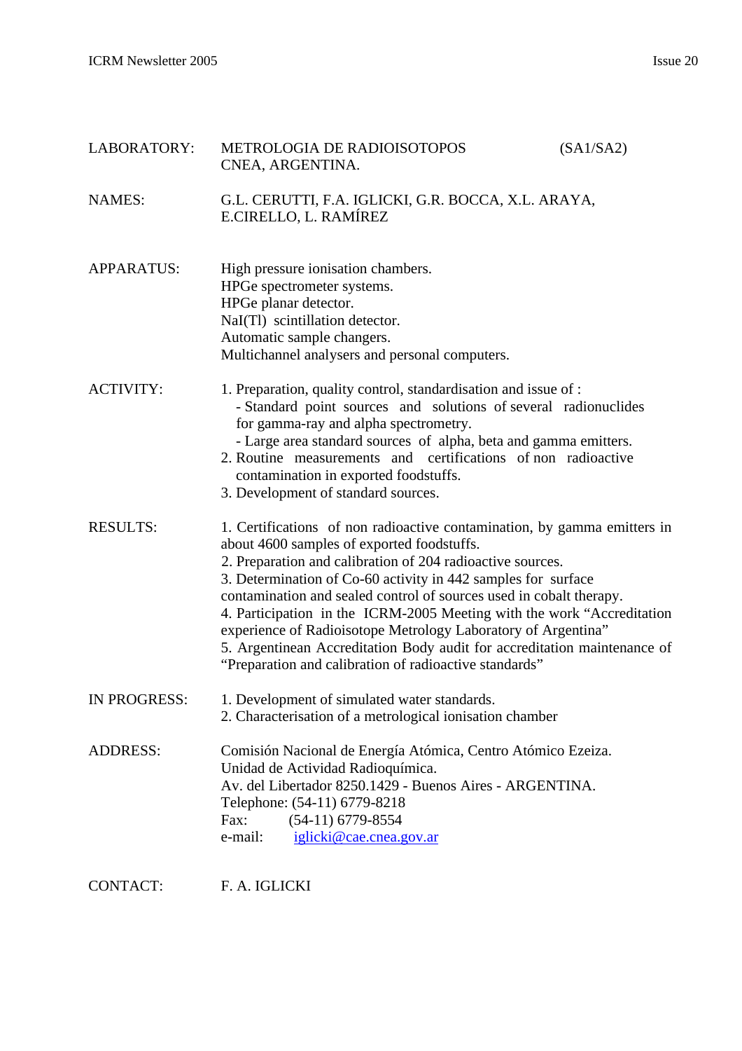LABORATORY: METROLOGIA DE RADIOISOTOPOS (SA1/SA2)
CNEA, ARGENTINA.

NAMES: G.L. CERUTTI, F.A. IGLICKI, G.R. BOCCA, X.L. ARAYA, E.CIRELLO, L. RAMÍREZ

APPARATUS:
High pressure ionisation chambers.
HPGe spectrometer systems.
HPGe planar detector.
NaI(Tl) scintillation detector.
Automatic sample changers.
Multichannel analysers and personal computers.

ACTIVITY:

1. Preparation, quality control, standardisation and issue of :
   - Standard point sources and solutions of several radionuclides for gamma-ray and alpha spectrometry.
   - Large area standard sources of alpha, beta and gamma emitters.
2. Routine measurements and certifications of non radioactive contamination in exported foodstuffs.
3. Development of standard sources.

RESULTS:

1. Certifications of non radioactive contamination, by gamma emitters in about 4600 samples of exported foodstuffs.
2. Preparation and calibration of 204 radioactive sources.
3. Determination of Co-60 activity in 442 samples for surface contamination and sealed control of sources used in cobalt therapy.
4. Participation in the ICRM-2005 Meeting with the work "Accreditation experience of Radioisotope Metrology Laboratory of Argentina"
5. Argentinean Accreditation Body audit for accreditation maintenance of "Preparation and calibration of radioactive standards"

IN PROGRESS:

1. Development of simulated water standards.
2. Characterisation of a metrological ionisation chamber

ADDRESS:
Comisión Nacional de Energía Atómica, Centro Atómico Ezeiza.
Unidad de Actividad Radioquímica.
Av. del Libertador 8250.1429 - Buenos Aires - ARGENTINA.
Telephone: (54-11) 6779-8218
Fax: (54-11) 6779-8554
e-mail: iglicki@cae.cnea.gov.ar

CONTACT: F. A. IGLICKI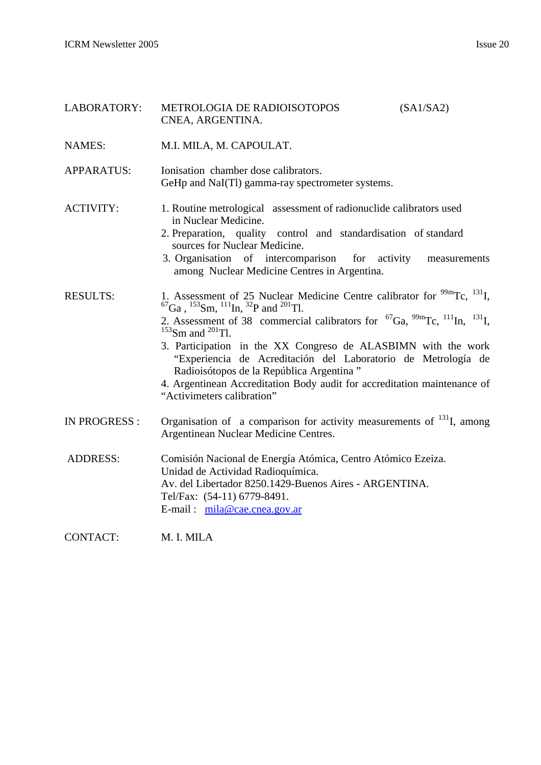LABORATORY: METROLOGIA DE RADIOISOTOPOS (SA1/SA2)
CNEA, ARGENTINA.

NAMES: M.I. MILA, M. CAPOULAT.

APPARATUS: Ionisation chamber dose calibrators.
GeHp and NaI(Tl) gamma-ray spectrometer systems.

ACTIVITY:
1. Routine metrological assessment of radionuclide calibrators used in Nuclear Medicine.
2. Preparation, quality control and standardisation of standard sources for Nuclear Medicine.
3. Organisation of intercomparison for activity measurements among Nuclear Medicine Centres in Argentina.

RESULTS:
1. Assessment of 25 Nuclear Medicine Centre calibrator for $^{99m}$Tc, $^{131}$I, $^{67}$Ga , $^{153}$Sm, $^{111}$In, $^{32}$P and $^{201}$Tl.
2. Assessment of 38 commercial calibrators for $^{67}$Ga, $^{99m}$Tc, $^{111}$In, $^{131}$I, $^{153}$Sm and $^{201}$Tl.
3. Participation in the XX Congreso de ALASBIMN with the work "Experiencia de Acreditación del Laboratorio de Metrología de Radioisótopos de la República Argentina "
4. Argentinean Accreditation Body audit for accreditation maintenance of "Activimeters calibration"

IN PROGRESS : Organisation of a comparison for activity measurements of $^{131}$I, among Argentinean Nuclear Medicine Centres.

ADDRESS: Comisión Nacional de Energía Atómica, Centro Atómico Ezeiza.
Unidad de Actividad Radioquímica.
Av. del Libertador 8250.1429-Buenos Aires - ARGENTINA.
Tel/Fax: (54-11) 6779-8491.
E-mail : mila@cae.cnea.gov.ar

CONTACT: M. I. MILA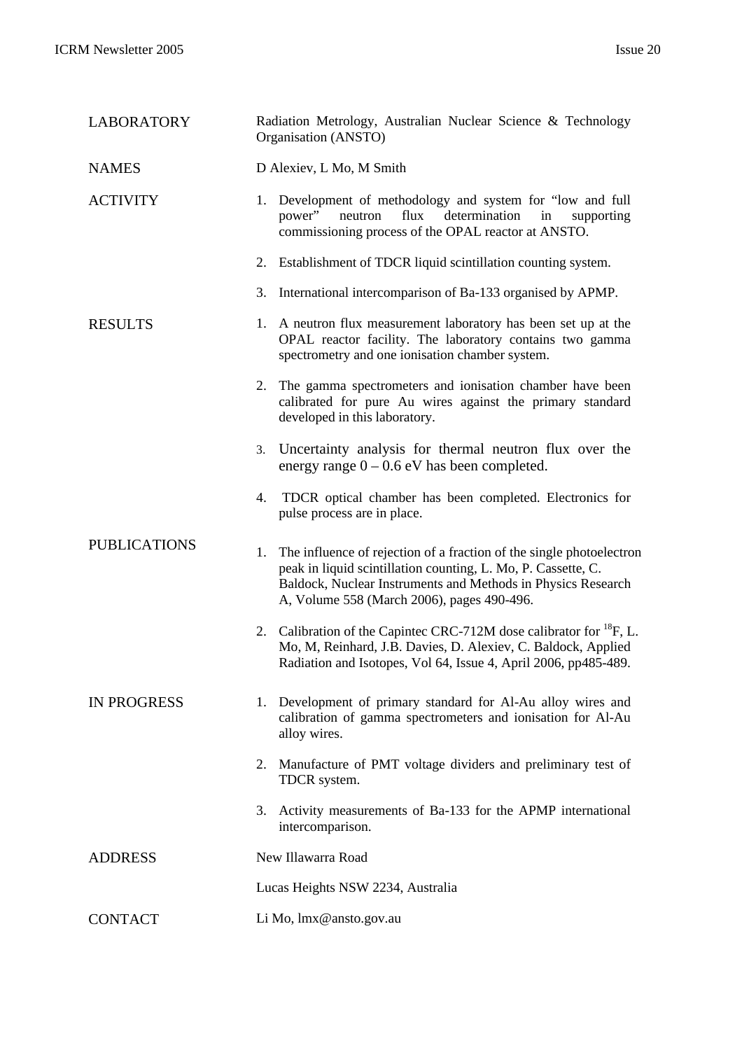| | |
|---|---|
| LABORATORY | Radiation Metrology, Australian Nuclear Science & Technology Organisation (ANSTO) |
| NAMES | D Alexiev, L Mo, M Smith |
| ACTIVITY | 1. Development of methodology and system for "low and full power" neutron flux determination in supporting commissioning process of the OPAL reactor at ANSTO.<br>2. Establishment of TDCR liquid scintillation counting system.<br>3. International intercomparison of Ba-133 organised by APMP. |
| RESULTS | 1. A neutron flux measurement laboratory has been set up at the OPAL reactor facility. The laboratory contains two gamma spectrometry and one ionisation chamber system.<br>2. The gamma spectrometers and ionisation chamber have been calibrated for pure Au wires against the primary standard developed in this laboratory.<br>3. Uncertainty analysis for thermal neutron flux over the energy range 0 – 0.6 eV has been completed.<br>4. TDCR optical chamber has been completed. Electronics for pulse process are in place. |
| PUBLICATIONS | 1. The influence of rejection of a fraction of the single photoelectron peak in liquid scintillation counting, L. Mo, P. Cassette, C. Baldock, Nuclear Instruments and Methods in Physics Research A, Volume 558 (March 2006), pages 490-496.<br>2. Calibration of the Capintec CRC-712M dose calibrator for $^{18}$F, L. Mo, M, Reinhard, J.B. Davies, D. Alexiev, C. Baldock, Applied Radiation and Isotopes, Vol 64, Issue 4, April 2006, pp485-489. |
| IN PROGRESS | 1. Development of primary standard for Al-Au alloy wires and calibration of gamma spectrometers and ionisation for Al-Au alloy wires.<br>2. Manufacture of PMT voltage dividers and preliminary test of TDCR system.<br>3. Activity measurements of Ba-133 for the APMP international intercomparison. |
| ADDRESS | New Illawarra Road<br>Lucas Heights NSW 2234, Australia |
| CONTACT | Li Mo, lmx@ansto.gov.au |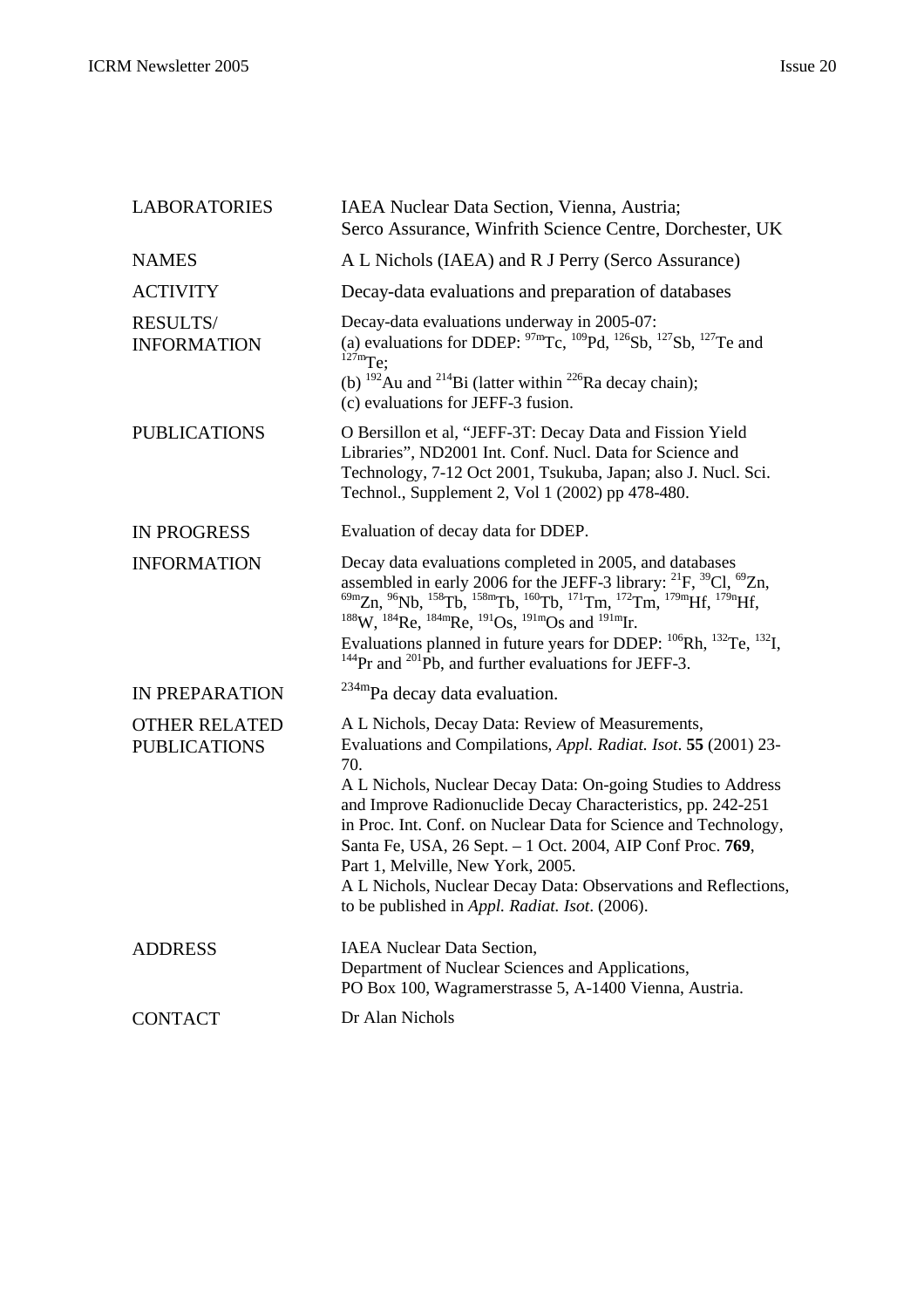| | |
|---|---|
| LABORATORIES | IAEA Nuclear Data Section, Vienna, Austria;<br>Serco Assurance, Winfrith Science Centre, Dorchester, UK |
| NAMES | A L Nichols (IAEA) and R J Perry (Serco Assurance) |
| ACTIVITY | Decay-data evaluations and preparation of databases |
| RESULTS/<br>INFORMATION | Decay-data evaluations underway in 2005-07:<br>(a) evaluations for DDEP: $^{97m}$Tc, $^{109}$Pd, $^{126}$Sb, $^{127}$Sb, $^{127}$Te and $^{127m}$Te;<br>(b) $^{192}$Au and $^{214}$Bi (latter within $^{226}$Ra decay chain);<br>(c) evaluations for JEFF-3 fusion. |
| PUBLICATIONS | O Bersillon et al, "JEFF-3T: Decay Data and Fission Yield Libraries", ND2001 Int. Conf. Nucl. Data for Science and Technology, 7-12 Oct 2001, Tsukuba, Japan; also J. Nucl. Sci. Technol., Supplement 2, Vol 1 (2002) pp 478-480. |
| IN PROGRESS | Evaluation of decay data for DDEP. |
| INFORMATION | Decay data evaluations completed in 2005, and databases assembled in early 2006 for the JEFF-3 library: $^{21}$F, $^{39}$Cl, $^{69}$Zn, $^{69m}$Zn, $^{96}$Nb, $^{158}$Tb, $^{158m}$Tb, $^{160}$Tb, $^{171}$Tm, $^{172}$Tm, $^{179m}$Hf, $^{179n}$Hf, $^{188}$W, $^{184}$Re, $^{184m}$Re, $^{191}$Os, $^{191m}$Os and $^{191m}$Ir.<br>Evaluations planned in future years for DDEP: $^{106}$Rh, $^{132}$Te, $^{132}$I, $^{144}$Pr and $^{201}$Pb, and further evaluations for JEFF-3. |
| IN PREPARATION | $^{234m}$Pa decay data evaluation. |
| OTHER RELATED<br>PUBLICATIONS | A L Nichols, Decay Data: Review of Measurements, Evaluations and Compilations, *Appl. Radiat. Isot*. **55** (2001) 23-70.<br>A L Nichols, Nuclear Decay Data: On-going Studies to Address and Improve Radionuclide Decay Characteristics, pp. 242-251 in Proc. Int. Conf. on Nuclear Data for Science and Technology, Santa Fe, USA, 26 Sept. – 1 Oct. 2004, AIP Conf Proc. **769**, Part 1, Melville, New York, 2005.<br>A L Nichols, Nuclear Decay Data: Observations and Reflections, to be published in *Appl. Radiat. Isot*. (2006). |
| ADDRESS | IAEA Nuclear Data Section,<br>Department of Nuclear Sciences and Applications,<br>PO Box 100, Wagramerstrasse 5, A-1400 Vienna, Austria. |
| CONTACT | Dr Alan Nichols |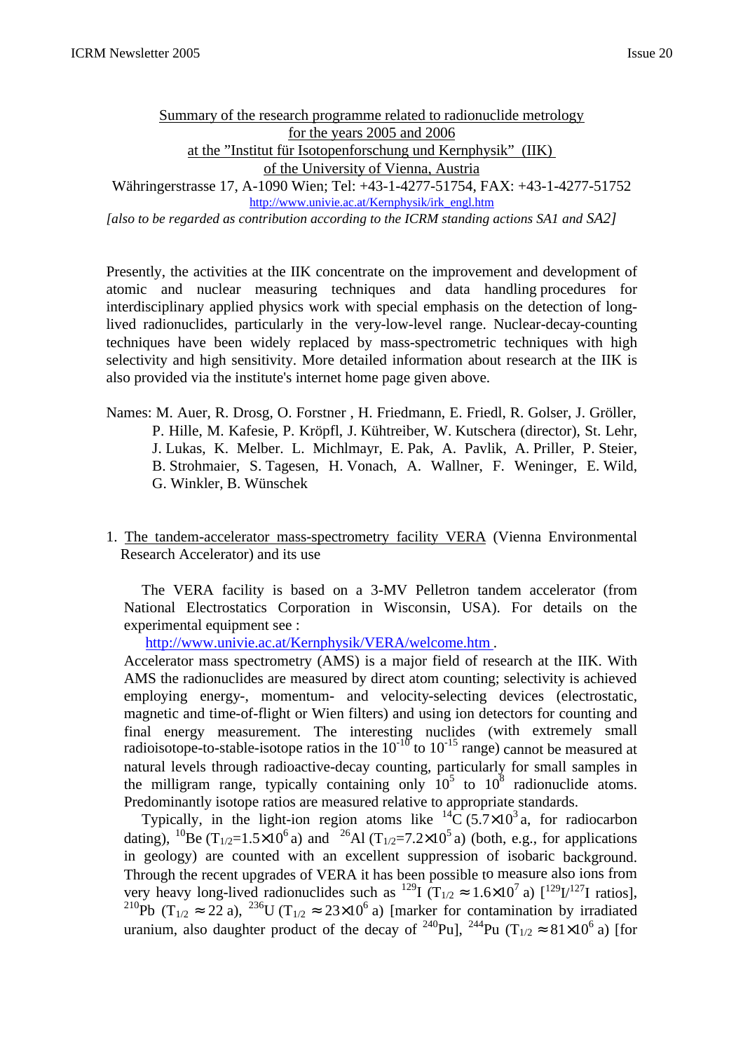## Summary of the research programme related to radionuclide metrology for the years 2005 and 2006 at the "Institut für Isotopenforschung und Kernphysik" (IIK) of the University of Vienna, Austria

Währingerstrasse 17, A-1090 Wien; Tel: +43-1-4277-51754, FAX: +43-1-4277-51752
http://www.univie.ac.at/Kernphysik/irk_engl.htm

*[also to be regarded as contribution according to the ICRM standing actions SA1 and SA2]*

Presently, the activities at the IIK concentrate on the improvement and development of atomic and nuclear measuring techniques and data handling procedures for interdisciplinary applied physics work with special emphasis on the detection of long-lived radionuclides, particularly in the very-low-level range. Nuclear-decay-counting techniques have been widely replaced by mass-spectrometric techniques with high selectivity and high sensitivity. More detailed information about research at the IIK is also provided via the institute's internet home page given above.

Names: M. Auer, R. Drosg, O. Forstner , H. Friedmann, E. Friedl, R. Golser, J. Gröller, P. Hille, M. Kafesie, P. Kröpfl, J. Kühtreiber, W. Kutschera (director), St. Lehr, J. Lukas, K. Melber. L. Michlmayr, E. Pak, A. Pavlik, A. Priller, P. Steier, B. Strohmaier, S. Tagesen, H. Vonach, A. Wallner, F. Weninger, E. Wild, G. Winkler, B. Wünschek

1. The tandem-accelerator mass-spectrometry facility VERA (Vienna Environmental Research Accelerator) and its use

   The VERA facility is based on a 3-MV Pelletron tandem accelerator (from National Electrostatics Corporation in Wisconsin, USA). For details on the experimental equipment see :
   http://www.univie.ac.at/Kernphysik/VERA/welcome.htm .
   Accelerator mass spectrometry (AMS) is a major field of research at the IIK. With AMS the radionuclides are measured by direct atom counting; selectivity is achieved employing energy-, momentum- and velocity-selecting devices (electrostatic, magnetic and time-of-flight or Wien filters) and using ion detectors for counting and final energy measurement. The interesting nuclides (with extremely small radioisotope-to-stable-isotope ratios in the $10^{-10}$ to $10^{-15}$ range) cannot be measured at natural levels through radioactive-decay counting, particularly for small samples in the milligram range, typically containing only $10^5$ to $10^8$ radionuclide atoms. Predominantly isotope ratios are measured relative to appropriate standards.

   Typically, in the light-ion region atoms like $^{14}$C ($5.7\times10^3$ a, for radiocarbon dating), $^{10}$Be ($T_{1/2}=1.5\times10^6$ a) and $^{26}$Al ($T_{1/2}=7.2\times10^5$ a) (both, e.g., for applications in geology) are counted with an excellent suppression of isobaric background. Through the recent upgrades of VERA it has been possible to measure also ions from very heavy long-lived radionuclides such as $^{129}$I ($T_{1/2} \approx 1.6\times10^7$ a) [$^{129}$I/$^{127}$I ratios], $^{210}$Pb ($T_{1/2} \approx 22$ a), $^{236}$U ($T_{1/2} \approx 23\times10^6$ a) [marker for contamination by irradiated uranium, also daughter product of the decay of $^{240}$Pu], $^{244}$Pu ($T_{1/2} \approx 81\times10^6$ a) [for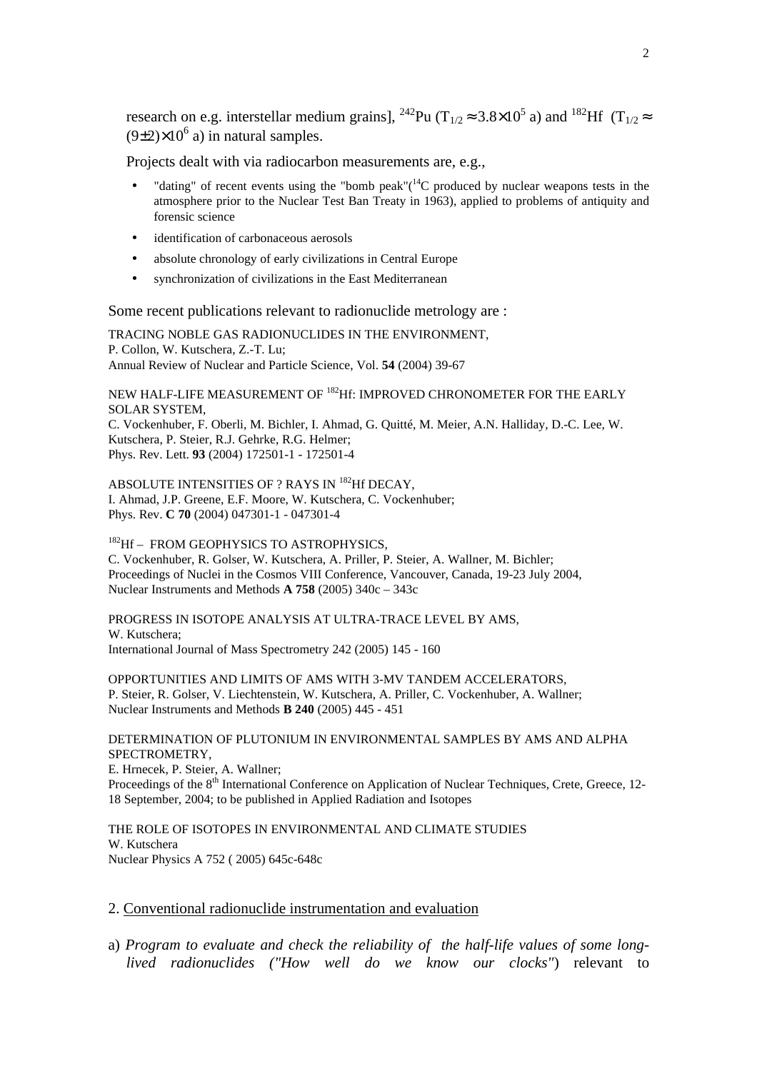research on e.g. interstellar medium grains], $^{242}Pu$ ($T_{1/2} \approx 3.8\times10^5$ a) and $^{182}Hf$ ($T_{1/2} \approx (9\pm2)\times10^6$ a) in natural samples.

Projects dealt with via radiocarbon measurements are, e.g.,

- "dating" of recent events using the "bomb peak"($^{14}C$ produced by nuclear weapons tests in the atmosphere prior to the Nuclear Test Ban Treaty in 1963), applied to problems of antiquity and forensic science
- identification of carbonaceous aerosols
- absolute chronology of early civilizations in Central Europe
- synchronization of civilizations in the East Mediterranean

Some recent publications relevant to radionuclide metrology are :

TRACING NOBLE GAS RADIONUCLIDES IN THE ENVIRONMENT,
P. Collon, W. Kutschera, Z.-T. Lu;
Annual Review of Nuclear and Particle Science, Vol. **54** (2004) 39-67

NEW HALF-LIFE MEASUREMENT OF $^{182}Hf$: IMPROVED CHRONOMETER FOR THE EARLY SOLAR SYSTEM,
C. Vockenhuber, F. Oberli, M. Bichler, I. Ahmad, G. Quitté, M. Meier, A.N. Halliday, D.-C. Lee, W. Kutschera, P. Steier, R.J. Gehrke, R.G. Helmer;
Phys. Rev. Lett. **93** (2004) 172501-1 - 172501-4

ABSOLUTE INTENSITIES OF ? RAYS IN $^{182}Hf$ DECAY,
I. Ahmad, J.P. Greene, E.F. Moore, W. Kutschera, C. Vockenhuber;
Phys. Rev. **C 70** (2004) 047301-1 - 047301-4

$^{182}Hf$ – FROM GEOPHYSICS TO ASTROPHYSICS,
C. Vockenhuber, R. Golser, W. Kutschera, A. Priller, P. Steier, A. Wallner, M. Bichler;
Proceedings of Nuclei in the Cosmos VIII Conference, Vancouver, Canada, 19-23 July 2004,
Nuclear Instruments and Methods **A 758** (2005) 340c – 343c

PROGRESS IN ISOTOPE ANALYSIS AT ULTRA-TRACE LEVEL BY AMS,
W. Kutschera;
International Journal of Mass Spectrometry 242 (2005) 145 - 160

OPPORTUNITIES AND LIMITS OF AMS WITH 3-MV TANDEM ACCELERATORS,
P. Steier, R. Golser, V. Liechtenstein, W. Kutschera, A. Priller, C. Vockenhuber, A. Wallner;
Nuclear Instruments and Methods **B 240** (2005) 445 - 451

DETERMINATION OF PLUTONIUM IN ENVIRONMENTAL SAMPLES BY AMS AND ALPHA SPECTROMETRY,
E. Hrnecek, P. Steier, A. Wallner;
Proceedings of the 8th International Conference on Application of Nuclear Techniques, Crete, Greece, 12-18 September, 2004; to be published in Applied Radiation and Isotopes

THE ROLE OF ISOTOPES IN ENVIRONMENTAL AND CLIMATE STUDIES
W. Kutschera
Nuclear Physics A 752 ( 2005) 645c-648c

## 2. Conventional radionuclide instrumentation and evaluation

a) *Program to evaluate and check the reliability of the half-life values of some long-lived radionuclides ("How well do we know our clocks"*) relevant to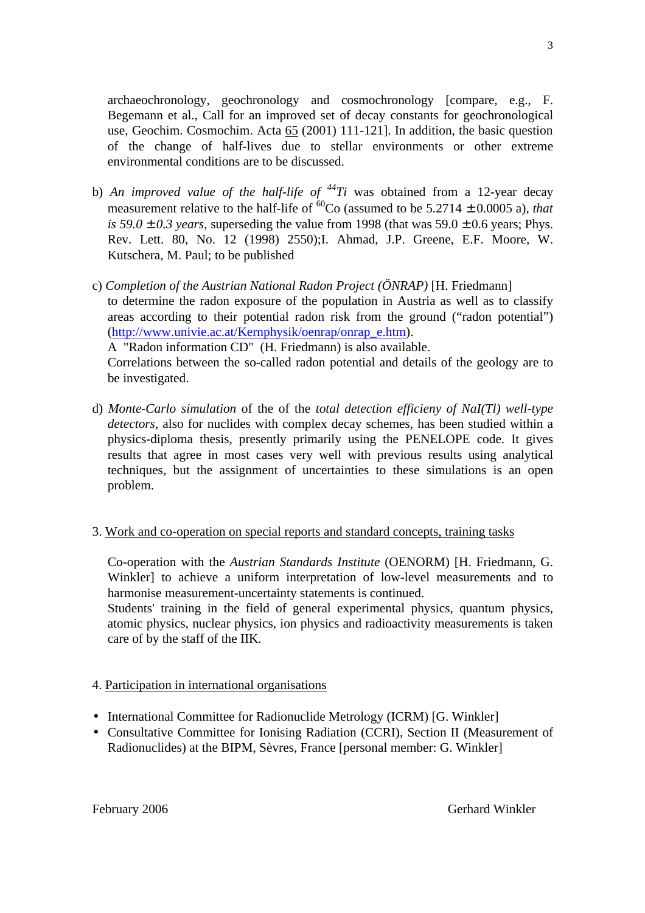archaeochronology, geochronology and cosmochronology [compare, e.g., F. Begemann et al., Call for an improved set of decay constants for geochronological use, Geochim. Cosmochim. Acta 65 (2001) 111-121]. In addition, the basic question of the change of half-lives due to stellar environments or other extreme environmental conditions are to be discussed.

b) *An improved value of the half-life of $^{44}$Ti* was obtained from a 12-year decay measurement relative to the half-life of $^{60}$Co (assumed to be 5.2714 ± 0.0005 a), *that is 59.0 ± 0.3 years*, superseding the value from 1998 (that was 59.0 ± 0.6 years; Phys. Rev. Lett. 80, No. 12 (1998) 2550);I. Ahmad, J.P. Greene, E.F. Moore, W. Kutschera, M. Paul; to be published

c) *Completion of the Austrian National Radon Project (ÖNRAP)* [H. Friedmann]
to determine the radon exposure of the population in Austria as well as to classify areas according to their potential radon risk from the ground ("radon potential") (http://www.univie.ac.at/Kernphysik/oenrap/onrap_e.htm).
A "Radon information CD" (H. Friedmann) is also available.
Correlations between the so-called radon potential and details of the geology are to be investigated.

d) *Monte-Carlo simulation* of the of the *total detection efficieny of NaI(Tl) well-type detectors*, also for nuclides with complex decay schemes, has been studied within a physics-diploma thesis, presently primarily using the PENELOPE code. It gives results that agree in most cases very well with previous results using analytical techniques, but the assignment of uncertainties to these simulations is an open problem.

3. Work and co-operation on special reports and standard concepts, training tasks

Co-operation with the *Austrian Standards Institute* (OENORM) [H. Friedmann, G. Winkler] to achieve a uniform interpretation of low-level measurements and to harmonise measurement-uncertainty statements is continued.
Students' training in the field of general experimental physics, quantum physics, atomic physics, nuclear physics, ion physics and radioactivity measurements is taken care of by the staff of the IIK.

4. Participation in international organisations

- International Committee for Radionuclide Metrology (ICRM) [G. Winkler]
- Consultative Committee for Ionising Radiation (CCRI), Section II (Measurement of Radionuclides) at the BIPM, Sèvres, France [personal member: G. Winkler]

February 2006 Gerhard Winkler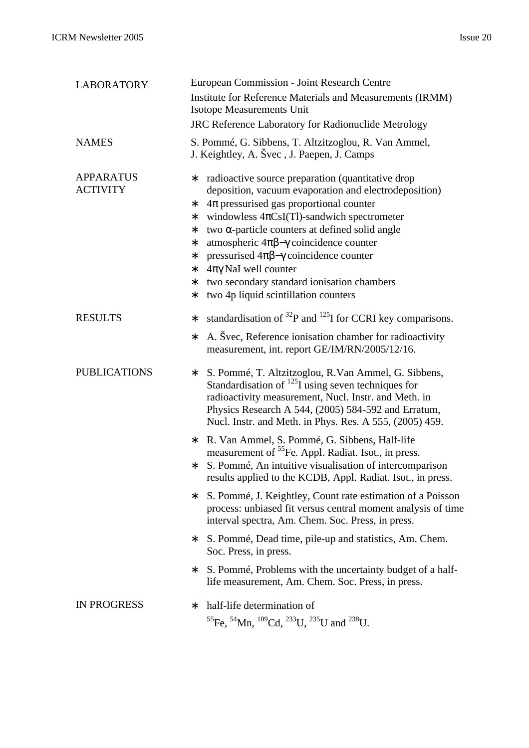| | |
|---|---|
| LABORATORY | European Commission - Joint Research Centre<br>Institute for Reference Materials and Measurements (IRMM)<br>Isotope Measurements Unit<br>JRC Reference Laboratory for Radionuclide Metrology |
| NAMES | S. Pommé, G. Sibbens, T. Altzitzoglou, R. Van Ammel, J. Keightley, A. Švec , J. Paepen, J. Camps |
| APPARATUS ACTIVITY | ∗ radioactive source preparation (quantitative drop deposition, vacuum evaporation and electrodeposition)<br>∗ $4\pi$ pressurised gas proportional counter<br>∗ windowless $4\pi$CsI(Tl)-sandwich spectrometer<br>∗ two $\alpha$-particle counters at defined solid angle<br>∗ atmospheric $4\pi\beta-\gamma$ coincidence counter<br>∗ pressurised $4\pi\beta-\gamma$ coincidence counter<br>∗ $4\pi\gamma$ NaI well counter<br>∗ two secondary standard ionisation chambers<br>∗ two 4p liquid scintillation counters |
| RESULTS | ∗ standardisation of $^{32}$P and $^{125}$I for CCRI key comparisons.<br>∗ A. Švec, Reference ionisation chamber for radioactivity measurement, int. report GE/IM/RN/2005/12/16. |
| PUBLICATIONS | ∗ S. Pommé, T. Altzitzoglou, R.Van Ammel, G. Sibbens, Standardisation of $^{125}$I using seven techniques for radioactivity measurement, Nucl. Instr. and Meth. in Physics Research A 544, (2005) 584-592 and Erratum, Nucl. Instr. and Meth. in Phys. Res. A 555, (2005) 459.<br>∗ R. Van Ammel, S. Pommé, G. Sibbens, Half-life measurement of $^{55}$Fe. Appl. Radiat. Isot., in press.<br>∗ S. Pommé, An intuitive visualisation of intercomparison results applied to the KCDB, Appl. Radiat. Isot., in press.<br>∗ S. Pommé, J. Keightley, Count rate estimation of a Poisson process: unbiased fit versus central moment analysis of time interval spectra, Am. Chem. Soc. Press, in press.<br>∗ S. Pommé, Dead time, pile-up and statistics, Am. Chem. Soc. Press, in press.<br>∗ S. Pommé, Problems with the uncertainty budget of a half-life measurement, Am. Chem. Soc. Press, in press. |
| IN PROGRESS | ∗ half-life determination of $^{55}$Fe, $^{54}$Mn, $^{109}$Cd, $^{233}$U, $^{235}$U and $^{238}$U. |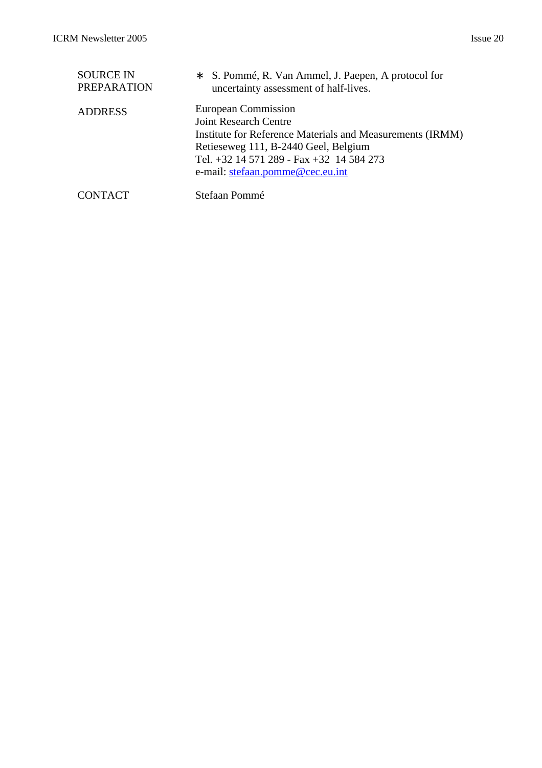| | |
|---|---|
| SOURCE IN PREPARATION | ∗ S. Pommé, R. Van Ammel, J. Paepen, A protocol for uncertainty assessment of half-lives. |
| ADDRESS | European Commission<br>Joint Research Centre<br>Institute for Reference Materials and Measurements (IRMM)<br>Retieseweg 111, B-2440 Geel, Belgium<br>Tel. +32 14 571 289 - Fax +32 14 584 273<br>e-mail: stefaan.pomme@cec.eu.int |
| CONTACT | Stefaan Pommé |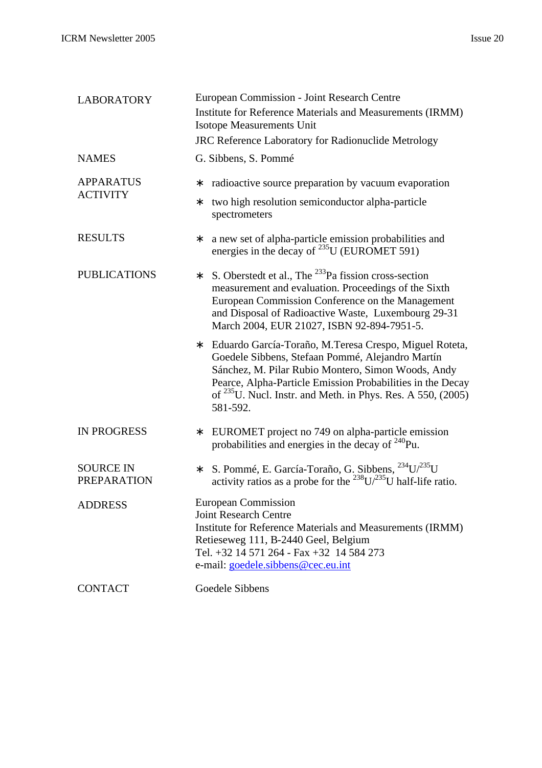| | |
|---|---|
| LABORATORY | European Commission - Joint Research Centre<br>Institute for Reference Materials and Measurements (IRMM)<br>Isotope Measurements Unit<br>JRC Reference Laboratory for Radionuclide Metrology |
| NAMES | G. Sibbens, S. Pommé |
| APPARATUS ACTIVITY | ∗ radioactive source preparation by vacuum evaporation<br>∗ two high resolution semiconductor alpha-particle spectrometers |
| RESULTS | ∗ a new set of alpha-particle emission probabilities and energies in the decay of $^{235}$U (EUROMET 591) |
| PUBLICATIONS | ∗ S. Oberstedt et al., The $^{233}$Pa fission cross-section measurement and evaluation. Proceedings of the Sixth European Commission Conference on the Management and Disposal of Radioactive Waste, Luxembourg 29-31 March 2004, EUR 21027, ISBN 92-894-7951-5.<br>∗ Eduardo García-Toraño, M.Teresa Crespo, Miguel Roteta, Goedele Sibbens, Stefaan Pommé, Alejandro Martín Sánchez, M. Pilar Rubio Montero, Simon Woods, Andy Pearce, Alpha-Particle Emission Probabilities in the Decay of $^{235}$U. Nucl. Instr. and Meth. in Phys. Res. A 550, (2005) 581-592. |
| IN PROGRESS | ∗ EUROMET project no 749 on alpha-particle emission probabilities and energies in the decay of $^{240}$Pu. |
| SOURCE IN PREPARATION | ∗ S. Pommé, E. García-Toraño, G. Sibbens, $^{234}$U/$^{235}$U activity ratios as a probe for the $^{238}$U/$^{235}$U half-life ratio. |
| ADDRESS | European Commission<br>Joint Research Centre<br>Institute for Reference Materials and Measurements (IRMM)<br>Retieseweg 111, B-2440 Geel, Belgium<br>Tel. +32 14 571 264 - Fax +32 14 584 273<br>e-mail: goedele.sibbens@cec.eu.int |
| CONTACT | Goedele Sibbens |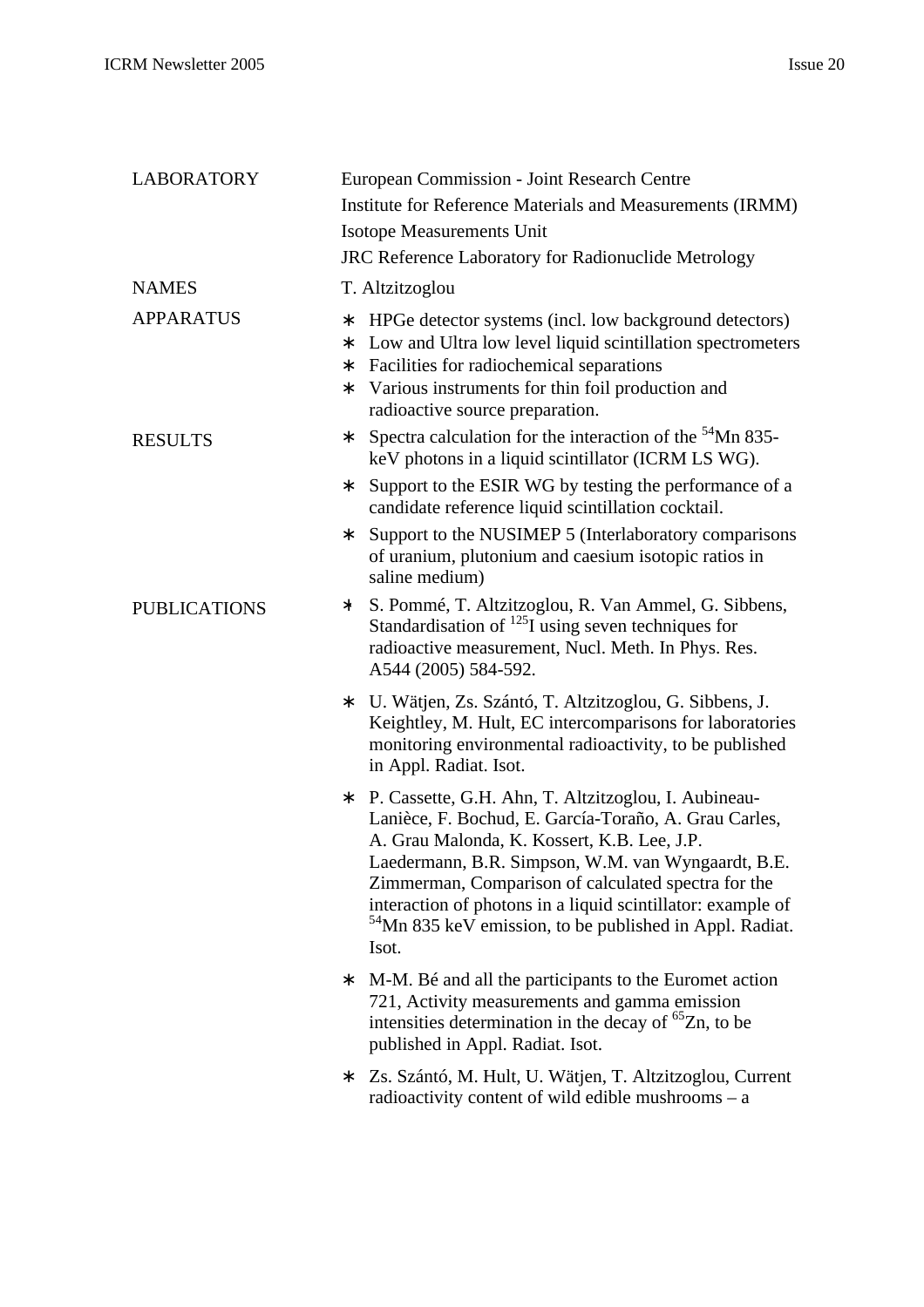| | |
|---|---|
| LABORATORY | European Commission - Joint Research Centre<br>Institute for Reference Materials and Measurements (IRMM)<br>Isotope Measurements Unit<br>JRC Reference Laboratory for Radionuclide Metrology |
| NAMES | T. Altzitzoglou |
| APPARATUS | ∗ HPGe detector systems (incl. low background detectors)<br>∗ Low and Ultra low level liquid scintillation spectrometers<br>∗ Facilities for radiochemical separations<br>∗ Various instruments for thin foil production and radioactive source preparation. |
| RESULTS | ∗ Spectra calculation for the interaction of the $^{54}$Mn 835-keV photons in a liquid scintillator (ICRM LS WG).<br>∗ Support to the ESIR WG by testing the performance of a candidate reference liquid scintillation cocktail.<br>∗ Support to the NUSIMEP 5 (Interlaboratory comparisons of uranium, plutonium and caesium isotopic ratios in saline medium) |
| PUBLICATIONS | ∗ S. Pommé, T. Altzitzoglou, R. Van Ammel, G. Sibbens, Standardisation of $^{125}$I using seven techniques for radioactive measurement, Nucl. Meth. In Phys. Res. A544 (2005) 584-592.<br>∗ U. Wätjen, Zs. Szántó, T. Altzitzoglou, G. Sibbens, J. Keightley, M. Hult, EC intercomparisons for laboratories monitoring environmental radioactivity, to be published in Appl. Radiat. Isot.<br>∗ P. Cassette, G.H. Ahn, T. Altzitzoglou, I. Aubineau-Lanièce, F. Bochud, E. García-Toraño, A. Grau Carles, A. Grau Malonda, K. Kossert, K.B. Lee, J.P. Laedermann, B.R. Simpson, W.M. van Wyngaardt, B.E. Zimmerman, Comparison of calculated spectra for the interaction of photons in a liquid scintillator: example of $^{54}$Mn 835 keV emission, to be published in Appl. Radiat. Isot.<br>∗ M-M. Bé and all the participants to the Euromet action 721, Activity measurements and gamma emission intensities determination in the decay of $^{65}$Zn, to be published in Appl. Radiat. Isot.<br>∗ Zs. Szántó, M. Hult, U. Wätjen, T. Altzitzoglou, Current radioactivity content of wild edible mushrooms – a |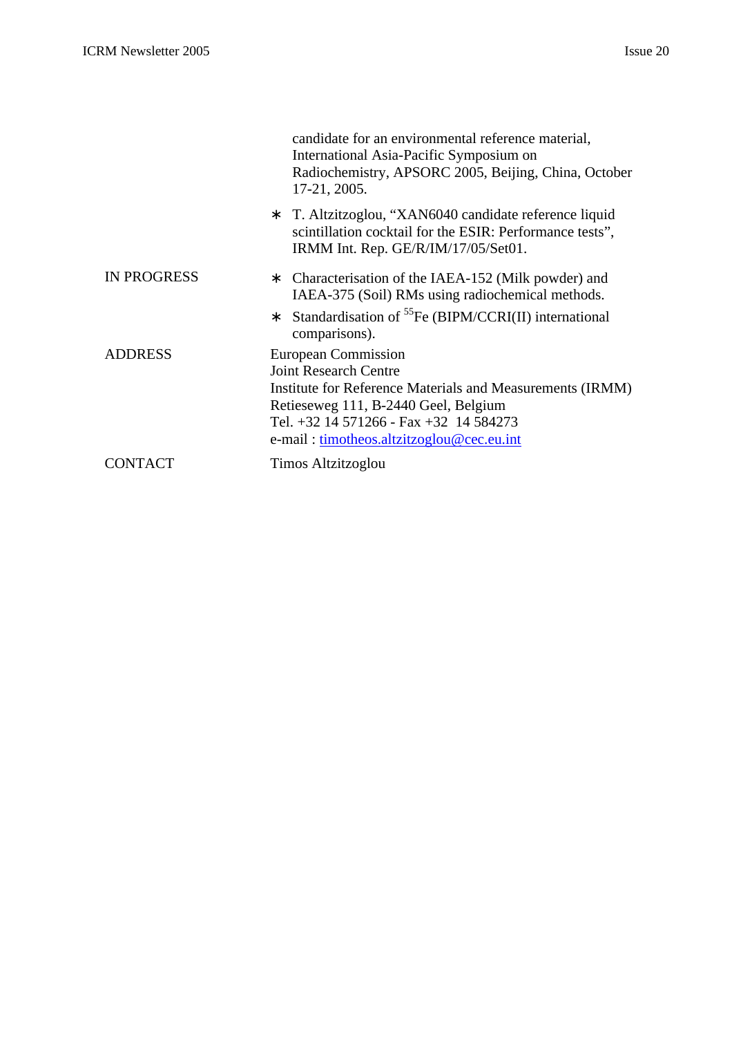| | |
|---|---|
| | candidate for an environmental reference material, International Asia-Pacific Symposium on Radiochemistry, APSORC 2005, Beijing, China, October 17-21, 2005. |
| | ∗ T. Altzitzoglou, "XAN6040 candidate reference liquid scintillation cocktail for the ESIR: Performance tests", IRMM Int. Rep. GE/R/IM/17/05/Set01. |
| IN PROGRESS | ∗ Characterisation of the IAEA-152 (Milk powder) and IAEA-375 (Soil) RMs using radiochemical methods.<br>∗ Standardisation of $^{55}Fe$ (BIPM/CCRI(II) international comparisons). |
| ADDRESS | European Commission<br>Joint Research Centre<br>Institute for Reference Materials and Measurements (IRMM)<br>Retieseweg 111, B-2440 Geel, Belgium<br>Tel. +32 14 571266 - Fax +32 14 584273<br>e-mail : timotheos.altzitzoglou@cec.eu.int |
| CONTACT | Timos Altzitzoglou |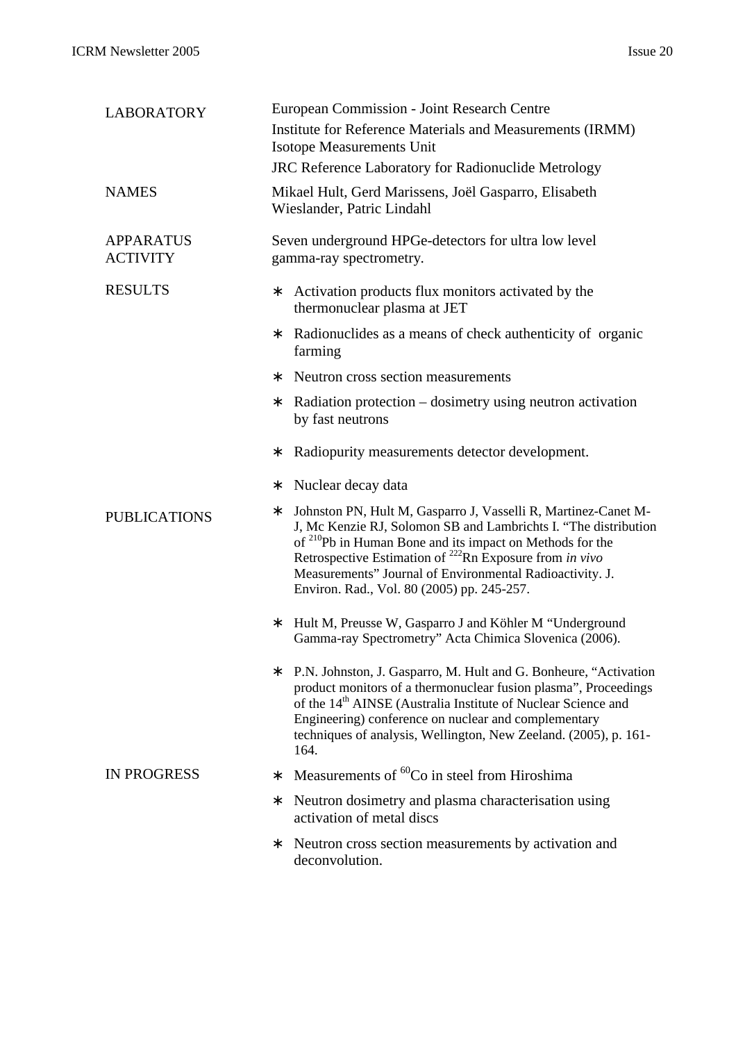| | |
|---|---|
| LABORATORY | European Commission - Joint Research Centre<br>Institute for Reference Materials and Measurements (IRMM)<br>Isotope Measurements Unit<br>JRC Reference Laboratory for Radionuclide Metrology |
| NAMES | Mikael Hult, Gerd Marissens, Joël Gasparro, Elisabeth Wieslander, Patric Lindahl |
| APPARATUS ACTIVITY | Seven underground HPGe-detectors for ultra low level gamma-ray spectrometry. |

**RESULTS**

- ∗ Activation products flux monitors activated by the thermonuclear plasma at JET
- ∗ Radionuclides as a means of check authenticity of organic farming
- ∗ Neutron cross section measurements
- ∗ Radiation protection – dosimetry using neutron activation by fast neutrons
- ∗ Radiopurity measurements detector development.
- ∗ Nuclear decay data

**PUBLICATIONS**

- ∗ Johnston PN, Hult M, Gasparro J, Vasselli R, Martinez-Canet M-J, Mc Kenzie RJ, Solomon SB and Lambrichts I. "The distribution of $^{210}$Pb in Human Bone and its impact on Methods for the Retrospective Estimation of $^{222}$Rn Exposure from *in vivo* Measurements" Journal of Environmental Radioactivity. J. Environ. Rad., Vol. 80 (2005) pp. 245-257.
- ∗ Hult M, Preusse W, Gasparro J and Köhler M "Underground Gamma-ray Spectrometry" Acta Chimica Slovenica (2006).
- ∗ P.N. Johnston, J. Gasparro, M. Hult and G. Bonheure, "Activation product monitors of a thermonuclear fusion plasma", Proceedings of the 14th AINSE (Australia Institute of Nuclear Science and Engineering) conference on nuclear and complementary techniques of analysis, Wellington, New Zeeland. (2005), p. 161-164.

**IN PROGRESS**

- ∗ Measurements of $^{60}$Co in steel from Hiroshima
- ∗ Neutron dosimetry and plasma characterisation using activation of metal discs
- ∗ Neutron cross section measurements by activation and deconvolution.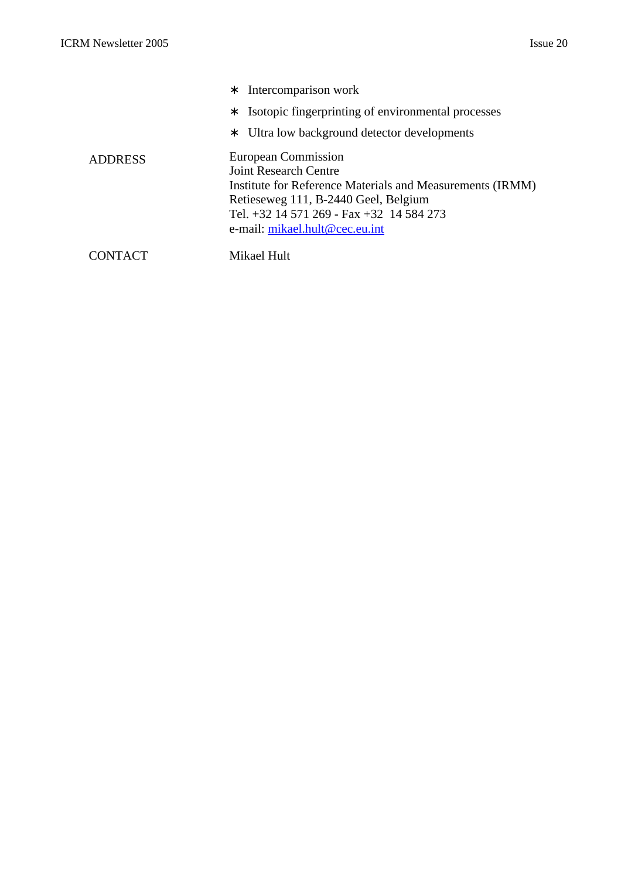* Intercomparison work
* Isotopic fingerprinting of environmental processes
* Ultra low background detector developments

ADDRESS

European Commission
Joint Research Centre
Institute for Reference Materials and Measurements (IRMM)
Retieseweg 111, B-2440 Geel, Belgium
Tel. +32 14 571 269 - Fax +32  14 584 273
e-mail: mikael.hult@cec.eu.int

CONTACT

Mikael Hult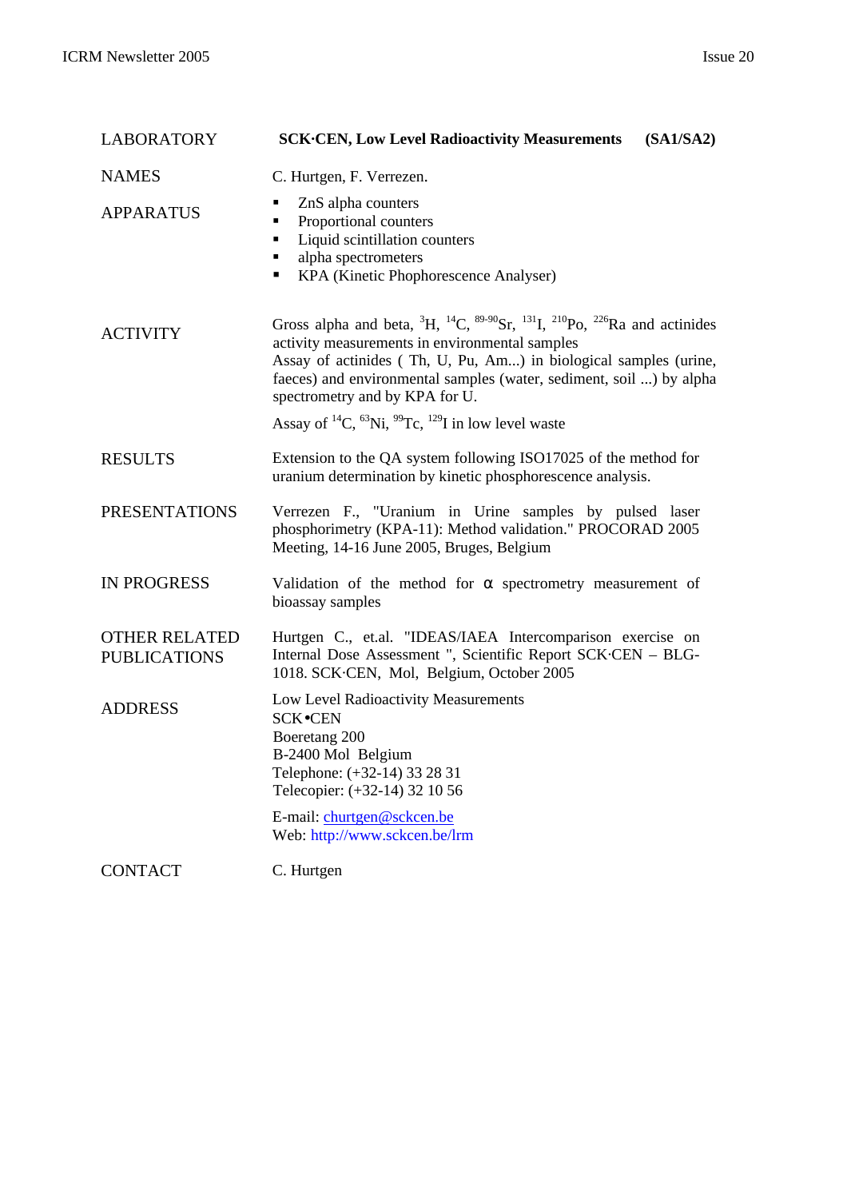| | |
|---|---|
| LABORATORY | **SCK·CEN, Low Level Radioactivity Measurements (SA1/SA2)** |
| NAMES | C. Hurtgen, F. Verrezen. |
| APPARATUS | ▪ ZnS alpha counters<br>▪ Proportional counters<br>▪ Liquid scintillation counters<br>▪ alpha spectrometers<br>▪ KPA (Kinetic Phophorescence Analyser) |
| ACTIVITY | Gross alpha and beta, $^{3}$H, $^{14}$C, $^{89-90}$Sr, $^{131}$I, $^{210}$Po, $^{226}$Ra and actinides activity measurements in environmental samples<br>Assay of actinides ( Th, U, Pu, Am...) in biological samples (urine, faeces) and environmental samples (water, sediment, soil ...) by alpha spectrometry and by KPA for U.<br>Assay of $^{14}$C, $^{63}$Ni, $^{99}$Tc, $^{129}$I in low level waste |
| RESULTS | Extension to the QA system following ISO17025 of the method for uranium determination by kinetic phosphorescence analysis. |
| PRESENTATIONS | Verrezen F., "Uranium in Urine samples by pulsed laser phosphorimetry (KPA-11): Method validation." PROCORAD 2005 Meeting, 14-16 June 2005, Bruges, Belgium |
| IN PROGRESS | Validation of the method for α spectrometry measurement of bioassay samples |
| OTHER RELATED PUBLICATIONS | Hurtgen C., et.al. "IDEAS/IAEA Intercomparison exercise on Internal Dose Assessment ", Scientific Report SCK·CEN – BLG-1018. SCK·CEN, Mol, Belgium, October 2005 |
| ADDRESS | Low Level Radioactivity Measurements<br>SCK•CEN<br>Boeretang 200<br>B-2400 Mol Belgium<br>Telephone: (+32-14) 33 28 31<br>Telecopier: (+32-14) 32 10 56<br>E-mail: churtgen@sckcen.be<br>Web: http://www.sckcen.be/lrm |
| CONTACT | C. Hurtgen |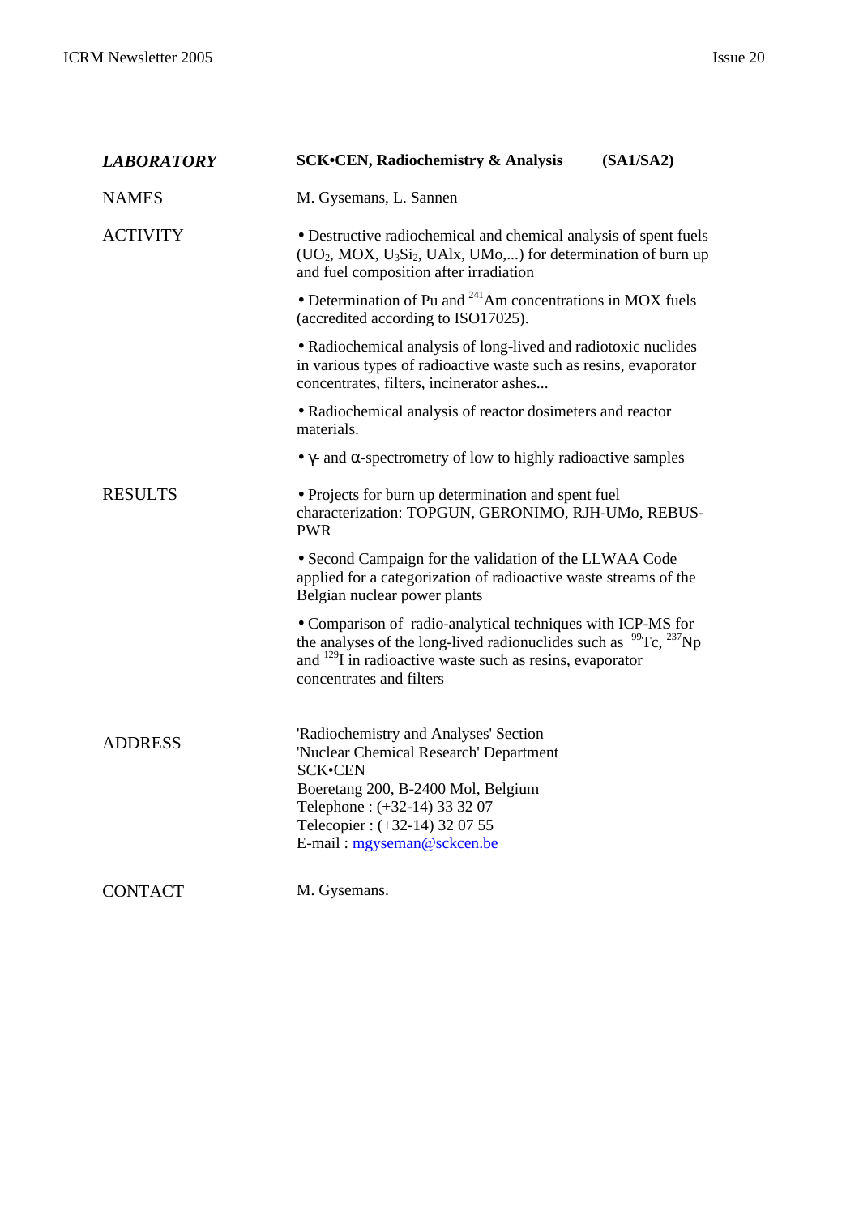| | |
|---|---|
| ***LABORATORY*** | **SCK•CEN, Radiochemistry & Analysis (SA1/SA2)** |
| NAMES | M. Gysemans, L. Sannen |
| ACTIVITY | • Destructive radiochemical and chemical analysis of spent fuels ($UO_2$, MOX, $U_3Si_2$, UAlx, UMo,...) for determination of burn up and fuel composition after irradiation |
| | • Determination of Pu and $^{241}$Am concentrations in MOX fuels (accredited according to ISO17025). |
| | • Radiochemical analysis of long-lived and radiotoxic nuclides in various types of radioactive waste such as resins, evaporator concentrates, filters, incinerator ashes... |
| | • Radiochemical analysis of reactor dosimeters and reactor materials. |
| | • $\gamma$- and $\alpha$-spectrometry of low to highly radioactive samples |
| RESULTS | • Projects for burn up determination and spent fuel characterization: TOPGUN, GERONIMO, RJH-UMo, REBUS-PWR |
| | • Second Campaign for the validation of the LLWAA Code applied for a categorization of radioactive waste streams of the Belgian nuclear power plants |
| | • Comparison of radio-analytical techniques with ICP-MS for the analyses of the long-lived radionuclides such as $^{99}$Tc, $^{237}$Np and $^{129}$I in radioactive waste such as resins, evaporator concentrates and filters |
| ADDRESS | 'Radiochemistry and Analyses' Section<br>'Nuclear Chemical Research' Department<br>SCK•CEN<br>Boeretang 200, B-2400 Mol, Belgium<br>Telephone : (+32-14) 33 32 07<br>Telecopier : (+32-14) 32 07 55<br>E-mail : mgyseman@sckcen.be |
| CONTACT | M. Gysemans. |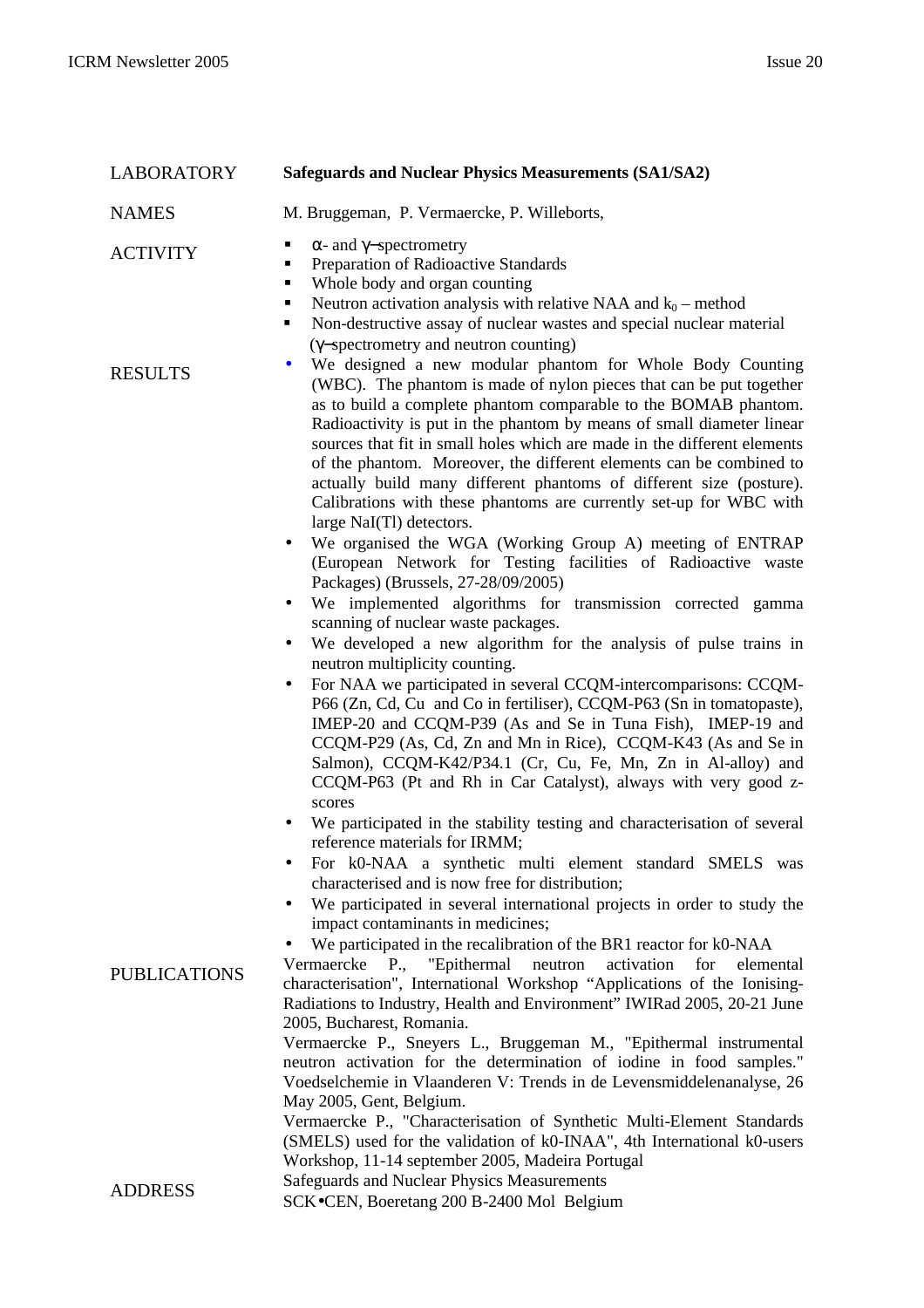**LABORATORY** **Safeguards and Nuclear Physics Measurements (SA1/SA2)**

**NAMES** M. Bruggeman, P. Vermaercke, P. Willeborts,

**ACTIVITY**

- α- and γ–spectrometry
- Preparation of Radioactive Standards
- Whole body and organ counting
- Neutron activation analysis with relative NAA and $k_0$ – method
- Non-destructive assay of nuclear wastes and special nuclear material (γ–spectrometry and neutron counting)

**RESULTS**

- We designed a new modular phantom for Whole Body Counting (WBC). The phantom is made of nylon pieces that can be put together as to build a complete phantom comparable to the BOMAB phantom. Radioactivity is put in the phantom by means of small diameter linear sources that fit in small holes which are made in the different elements of the phantom. Moreover, the different elements can be combined to actually build many different phantoms of different size (posture). Calibrations with these phantoms are currently set-up for WBC with large NaI(Tl) detectors.
- We organised the WGA (Working Group A) meeting of ENTRAP (European Network for Testing facilities of Radioactive waste Packages) (Brussels, 27-28/09/2005)
- We implemented algorithms for transmission corrected gamma scanning of nuclear waste packages.
- We developed a new algorithm for the analysis of pulse trains in neutron multiplicity counting.
- For NAA we participated in several CCQM-intercomparisons: CCQM-P66 (Zn, Cd, Cu and Co in fertiliser), CCQM-P63 (Sn in tomatopaste), IMEP-20 and CCQM-P39 (As and Se in Tuna Fish), IMEP-19 and CCQM-P29 (As, Cd, Zn and Mn in Rice), CCQM-K43 (As and Se in Salmon), CCQM-K42/P34.1 (Cr, Cu, Fe, Mn, Zn in Al-alloy) and CCQM-P63 (Pt and Rh in Car Catalyst), always with very good z-scores
- We participated in the stability testing and characterisation of several reference materials for IRMM;
- For k0-NAA a synthetic multi element standard SMELS was characterised and is now free for distribution;
- We participated in several international projects in order to study the impact contaminants in medicines;
- We participated in the recalibration of the BR1 reactor for k0-NAA

**PUBLICATIONS**

Vermaercke P., "Epithermal neutron activation for elemental characterisation", International Workshop “Applications of the Ionising-Radiations to Industry, Health and Environment” IWIRad 2005, 20-21 June 2005, Bucharest, Romania.

Vermaercke P., Sneyers L., Bruggeman M., "Epithermal instrumental neutron activation for the determination of iodine in food samples." Voedselchemie in Vlaanderen V: Trends in de Levensmiddelenanalyse, 26 May 2005, Gent, Belgium.

Vermaercke P., "Characterisation of Synthetic Multi-Element Standards (SMELS) used for the validation of k0-INAA", 4th International k0-users Workshop, 11-14 september 2005, Madeira Portugal

**ADDRESS**

Safeguards and Nuclear Physics Measurements
SCK•CEN, Boeretang 200 B-2400 Mol Belgium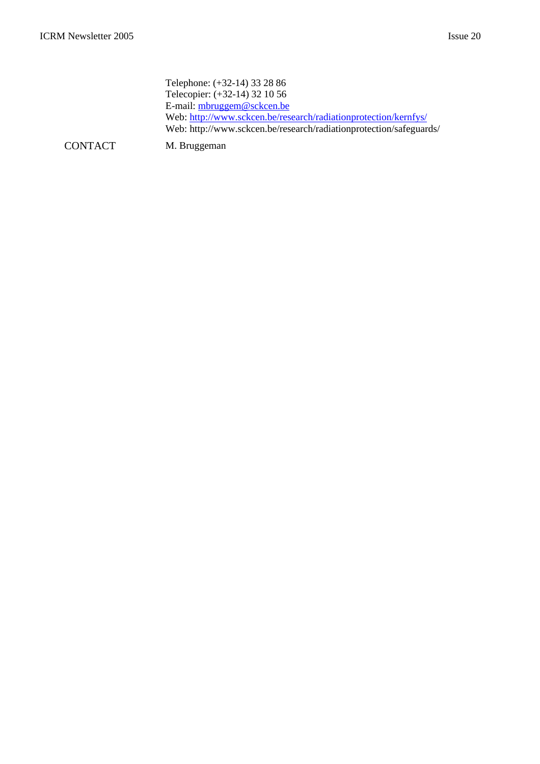Telephone: (+32-14) 33 28 86
Telecopier: (+32-14) 32 10 56
E-mail: mbruggem@sckcen.be
Web: http://www.sckcen.be/research/radiationprotection/kernfys/
Web: http://www.sckcen.be/research/radiationprotection/safeguards/

CONTACT M. Bruggeman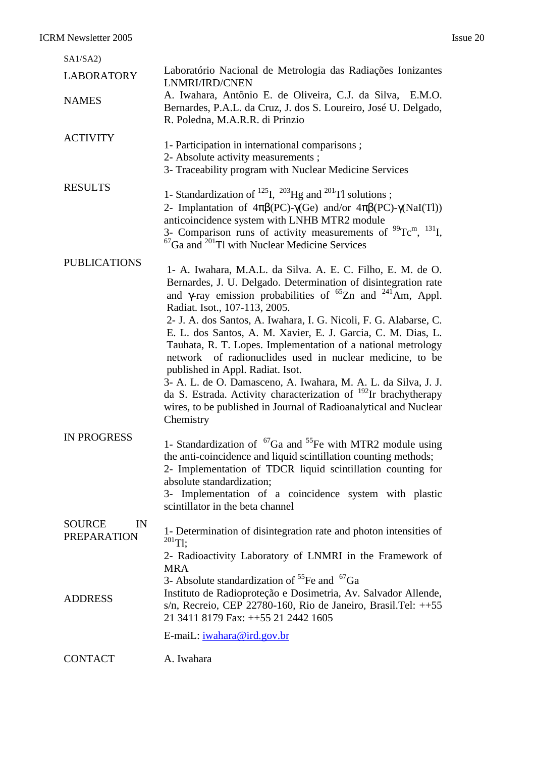SA1/SA2)

| | |
|---|---|
| LABORATORY | Laboratório Nacional de Metrologia das Radiações Ionizantes LNMRI/IRD/CNEN |
| NAMES | A. Iwahara, Antônio E. de Oliveira, C.J. da Silva, E.M.O. Bernardes, P.A.L. da Cruz, J. dos S. Loureiro, José U. Delgado, R. Poledna, M.A.R.R. di Prinzio |
| ACTIVITY | 1- Participation in international comparisons ;<br>2- Absolute activity measurements ;<br>3- Traceability program with Nuclear Medicine Services |
| RESULTS | 1- Standardization of $^{125}$I, $^{203}$Hg and $^{201}$Tl solutions ;<br>2- Implantation of 4πβ(PC)-γ(Ge) and/or 4πβ(PC)-γ(NaI(Tl)) anticoincidence system with LNHB MTR2 module<br>3- Comparison runs of activity measurements of $^{99}$Tc$^{m}$, $^{131}$I, $^{67}$Ga and $^{201}$Tl with Nuclear Medicine Services |
| PUBLICATIONS | 1- A. Iwahara, M.A.L. da Silva. A. E. C. Filho, E. M. de O. Bernardes, J. U. Delgado. Determination of disintegration rate and γ-ray emission probabilities of $^{65}$Zn and $^{241}$Am, Appl. Radiat. Isot., 107-113, 2005.<br>2- J. A. dos Santos, A. Iwahara, I. G. Nicoli, F. G. Alabarse, C. E. L. dos Santos, A. M. Xavier, E. J. Garcia, C. M. Dias, L. Tauhata, R. T. Lopes. Implementation of a national metrology network of radionuclides used in nuclear medicine, to be published in Appl. Radiat. Isot.<br>3- A. L. de O. Damasceno, A. Iwahara, M. A. L. da Silva, J. J. da S. Estrada. Activity characterization of $^{192}$Ir brachytherapy wires, to be published in Journal of Radioanalytical and Nuclear Chemistry |
| IN PROGRESS | 1- Standardization of $^{67}$Ga and $^{55}$Fe with MTR2 module using the anti-coincidence and liquid scintillation counting methods;<br>2- Implementation of TDCR liquid scintillation counting for absolute standardization;<br>3- Implementation of a coincidence system with plastic scintillator in the beta channel |
| SOURCE IN PREPARATION | 1- Determination of disintegration rate and photon intensities of $^{201}$Tl;<br>2- Radioactivity Laboratory of LNMRI in the Framework of MRA<br>3- Absolute standardization of $^{55}$Fe and $^{67}$Ga |
| ADDRESS | Instituto de Radioproteção e Dosimetria, Av. Salvador Allende, s/n, Recreio, CEP 22780-160, Rio de Janeiro, Brasil.Tel: ++55 21 3411 8179 Fax: ++55 21 2442 1605<br>E-maiL: iwahara@ird.gov.br |
| CONTACT | A. Iwahara |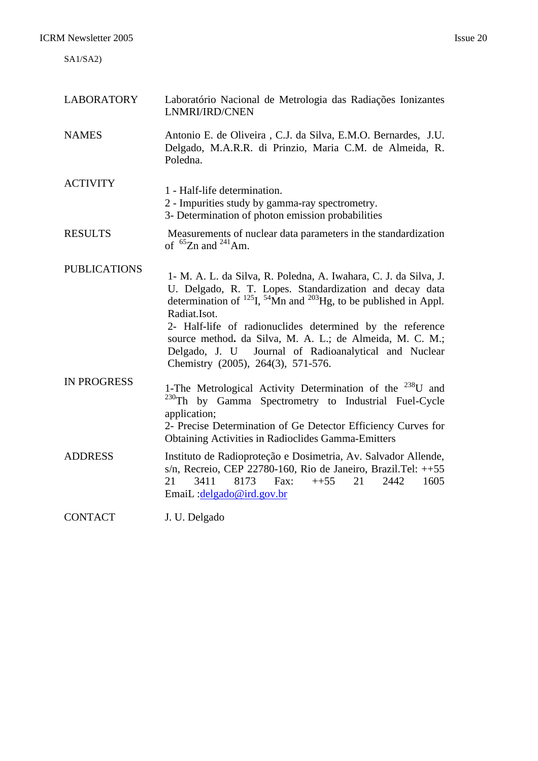SA1/SA2)

| | |
|---|---|
| LABORATORY | Laboratório Nacional de Metrologia das Radiações Ionizantes LNMRI/IRD/CNEN |
| NAMES | Antonio E. de Oliveira , C.J. da Silva, E.M.O. Bernardes, J.U. Delgado, M.A.R.R. di Prinzio, Maria C.M. de Almeida, R. Poledna. |
| ACTIVITY | 1 - Half-life determination.<br>2 - Impurities study by gamma-ray spectrometry.<br>3- Determination of photon emission probabilities |
| RESULTS | Measurements of nuclear data parameters in the standardization of $^{65}$Zn and $^{241}$Am. |
| PUBLICATIONS | 1- M. A. L. da Silva, R. Poledna, A. Iwahara, C. J. da Silva, J. U. Delgado, R. T. Lopes. Standardization and decay data determination of $^{125}$I, $^{54}$Mn and $^{203}$Hg, to be published in Appl. Radiat.Isot.<br>2- Half-life of radionuclides determined by the reference source method**.** da Silva, M. A. L.; de Almeida, M. C. M.; Delgado, J. U Journal of Radioanalytical and Nuclear Chemistry (2005), 264(3), 571-576. |
| IN PROGRESS | 1-The Metrological Activity Determination of the $^{238}$U and $^{230}$Th by Gamma Spectrometry to Industrial Fuel-Cycle application;<br>2- Precise Determination of Ge Detector Efficiency Curves for Obtaining Activities in Radioclides Gamma-Emitters |
| ADDRESS | Instituto de Radioproteção e Dosimetria, Av. Salvador Allende, s/n, Recreio, CEP 22780-160, Rio de Janeiro, Brazil.Tel: ++55 21 3411 8173 Fax: ++55 21 2442 1605 EmaiL :delgado@ird.gov.br |
| CONTACT | J. U. Delgado |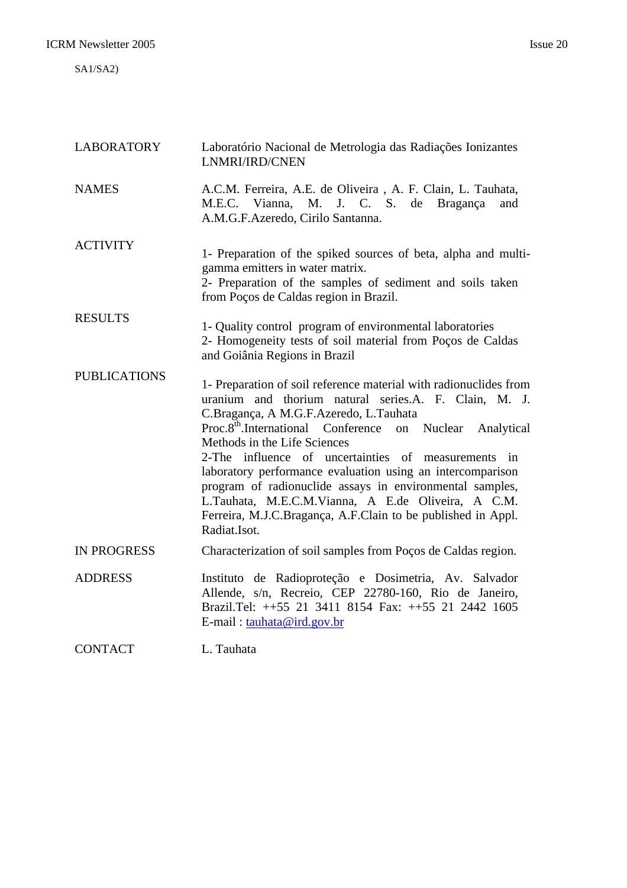SA1/SA2)

| | |
|---|---|
| LABORATORY | Laboratório Nacional de Metrologia das Radiações Ionizantes LNMRI/IRD/CNEN |
| NAMES | A.C.M. Ferreira, A.E. de Oliveira , A. F. Clain, L. Tauhata, M.E.C. Vianna, M. J. C. S. de Bragança and A.M.G.F.Azeredo, Cirilo Santanna. |
| ACTIVITY | 1- Preparation of the spiked sources of beta, alpha and multi-gamma emitters in water matrix.<br>2- Preparation of the samples of sediment and soils taken from Poços de Caldas region in Brazil. |
| RESULTS | 1- Quality control program of environmental laboratories<br>2- Homogeneity tests of soil material from Poços de Caldas and Goiânia Regions in Brazil |
| PUBLICATIONS | 1- Preparation of soil reference material with radionuclides from uranium and thorium natural series.A. F. Clain, M. J. C.Bragança, A M.G.F.Azeredo, L.Tauhata<br>Proc.8th.International Conference on Nuclear Analytical Methods in the Life Sciences<br>2-The influence of uncertainties of measurements in laboratory performance evaluation using an intercomparison program of radionuclide assays in environmental samples, L.Tauhata, M.E.C.M.Vianna, A E.de Oliveira, A C.M. Ferreira, M.J.C.Bragança, A.F.Clain to be published in Appl. Radiat.Isot. |
| IN PROGRESS | Characterization of soil samples from Poços de Caldas region. |
| ADDRESS | Instituto de Radioproteção e Dosimetria, Av. Salvador Allende, s/n, Recreio, CEP 22780-160, Rio de Janeiro, Brazil.Tel: ++55 21 3411 8154 Fax: ++55 21 2442 1605 E-mail : tauhata@ird.gov.br |
| CONTACT | L. Tauhata |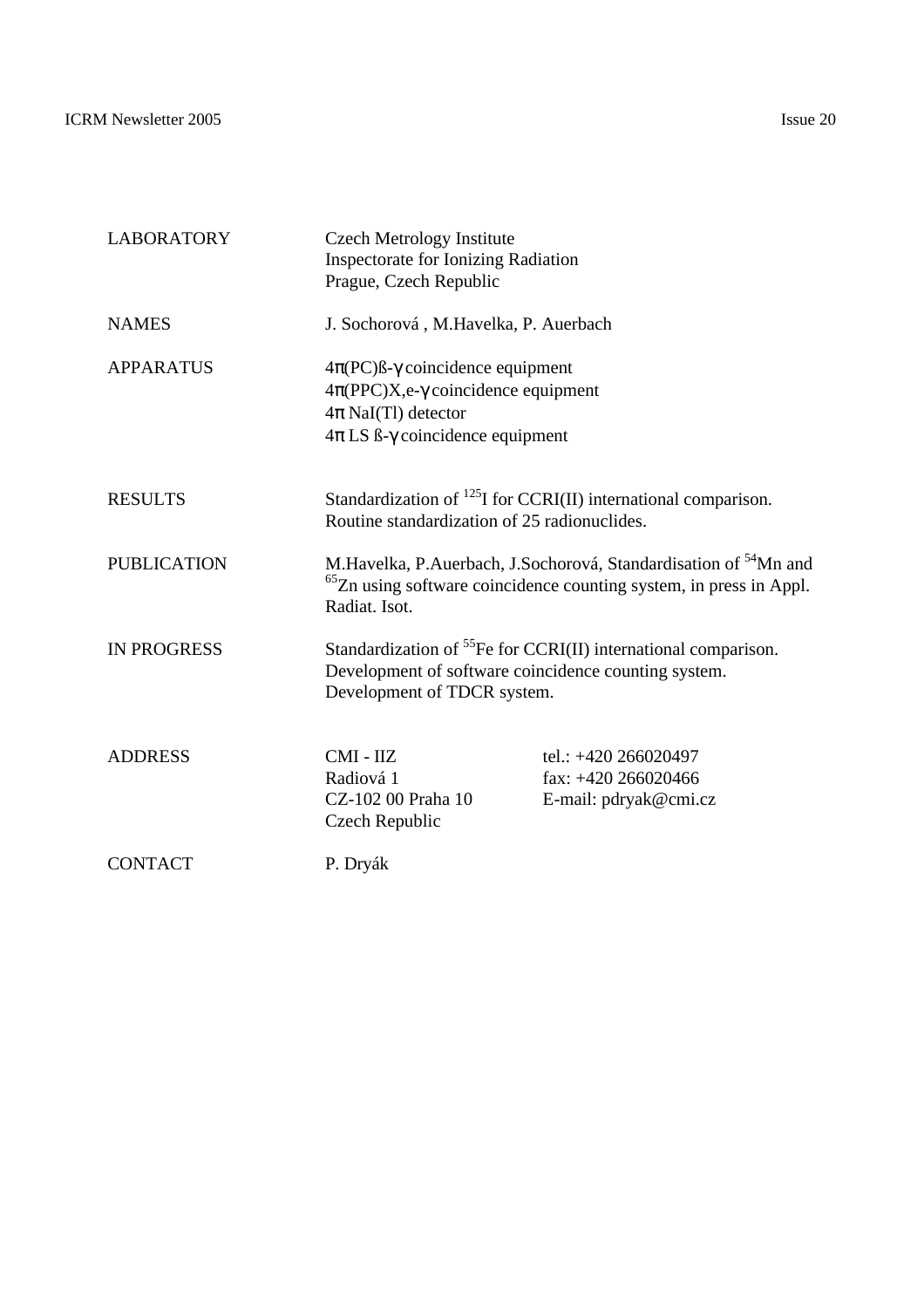| | | |
|---|---|---|
| LABORATORY | Czech Metrology Institute<br>Inspectorate for Ionizing Radiation<br>Prague, Czech Republic | |
| NAMES | J. Sochorová , M.Havelka, P. Auerbach | |
| APPARATUS | 4π(PC)ß-γ coincidence equipment<br>4π(PPC)X,e-γ coincidence equipment<br>4π NaI(Tl) detector<br>4π LS ß-γ coincidence equipment | |
| RESULTS | Standardization of $^{125}$I for CCRI(II) international comparison.<br>Routine standardization of 25 radionuclides. | |
| PUBLICATION | M.Havelka, P.Auerbach, J.Sochorová, Standardisation of $^{54}$Mn and $^{65}$Zn using software coincidence counting system, in press in Appl. Radiat. Isot. | |
| IN PROGRESS | Standardization of $^{55}$Fe for CCRI(II) international comparison.<br>Development of software coincidence counting system.<br>Development of TDCR system. | |
| ADDRESS | CMI - IIZ<br>Radiová 1<br>CZ-102 00 Praha 10<br>Czech Republic | tel.: +420 266020497<br>fax: +420 266020466<br>E-mail: pdryak@cmi.cz |
| CONTACT | P. Dryák | |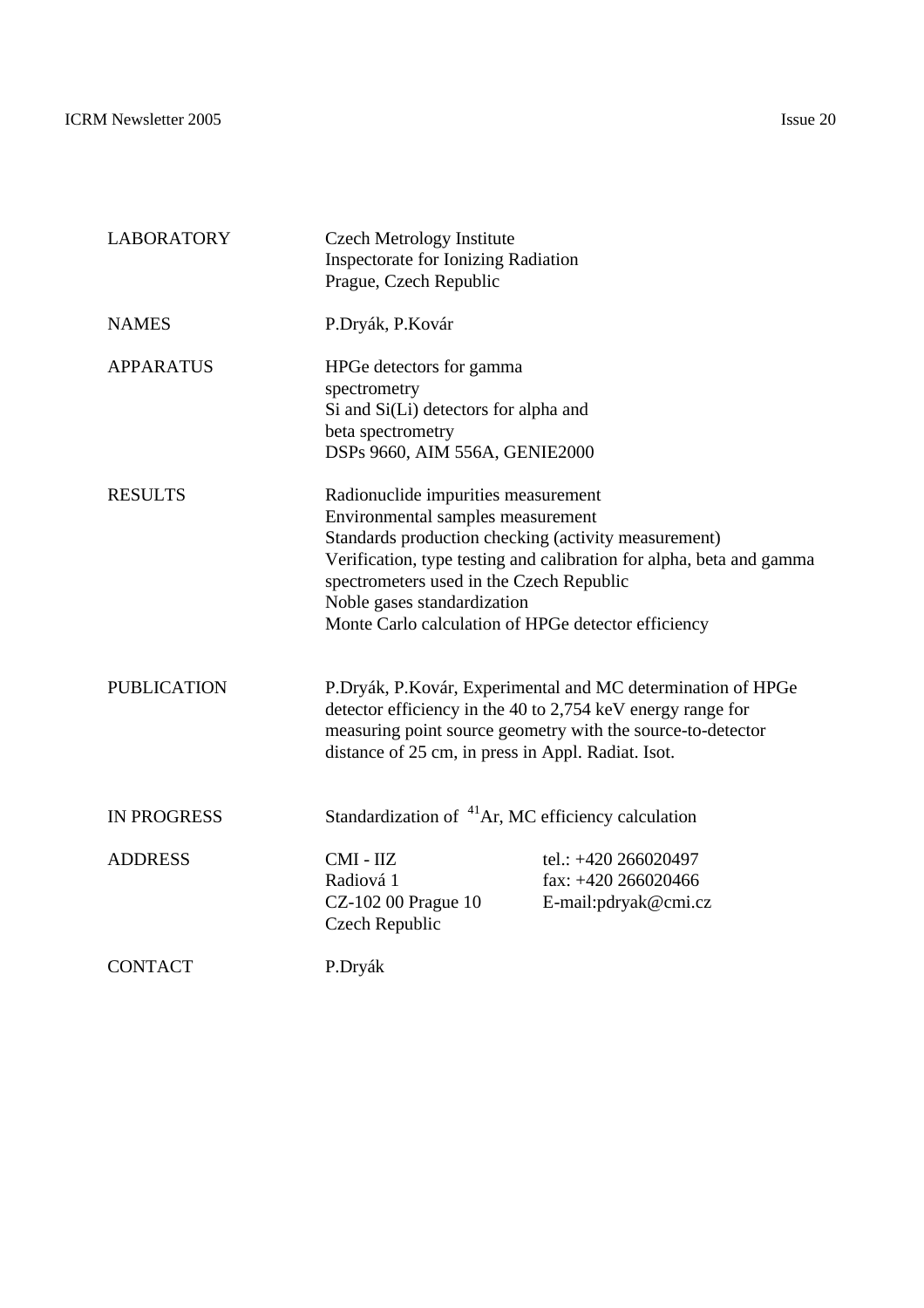| | |
|---|---|
| LABORATORY | Czech Metrology Institute<br>Inspectorate for Ionizing Radiation<br>Prague, Czech Republic |
| NAMES | P.Dryák, P.Kovár |
| APPARATUS | HPGe detectors for gamma spectrometry<br>Si and Si(Li) detectors for alpha and beta spectrometry<br>DSPs 9660, AIM 556A, GENIE2000 |
| RESULTS | Radionuclide impurities measurement<br>Environmental samples measurement<br>Standards production checking (activity measurement)<br>Verification, type testing and calibration for alpha, beta and gamma spectrometers used in the Czech Republic<br>Noble gases standardization<br>Monte Carlo calculation of HPGe detector efficiency |
| PUBLICATION | P.Dryák, P.Kovár, Experimental and MC determination of HPGe detector efficiency in the 40 to 2,754 keV energy range for measuring point source geometry with the source-to-detector distance of 25 cm, in press in Appl. Radiat. Isot. |
| IN PROGRESS | Standardization of $^{41}$Ar, MC efficiency calculation |
| ADDRESS | CMI - IIZ<br>Radiová 1<br>CZ-102 00 Prague 10<br>Czech Republic<br><br>tel.: +420 266020497<br>fax: +420 266020466<br>E-mail:pdryak@cmi.cz |
| CONTACT | P.Dryák |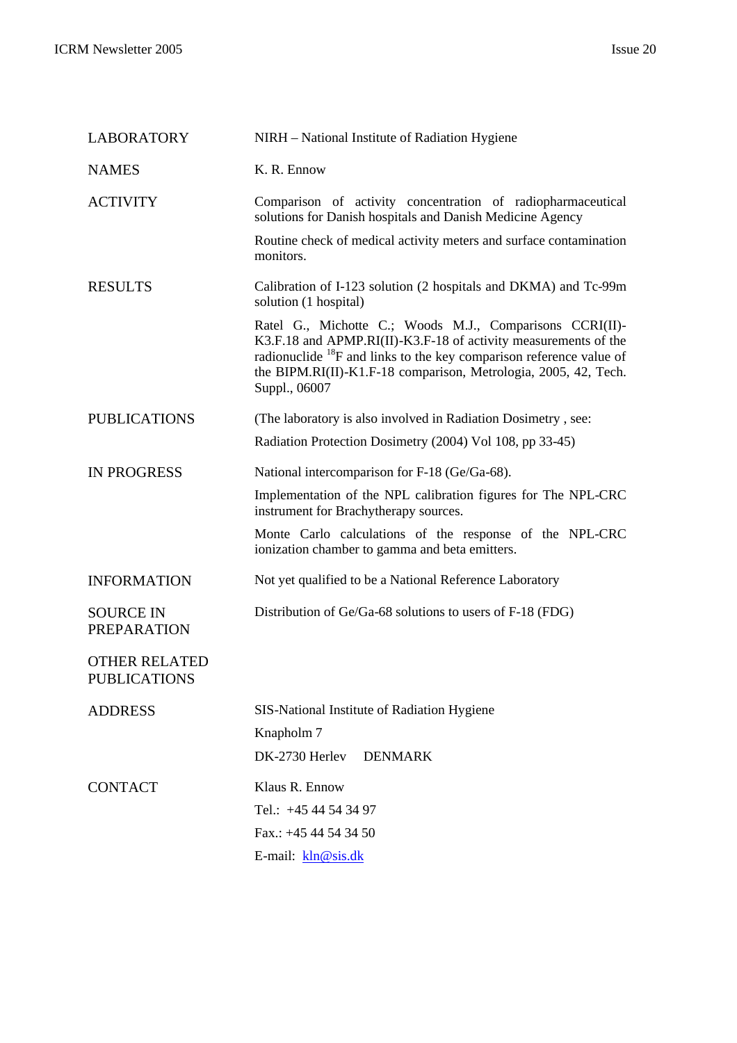| | |
|---|---|
| LABORATORY | NIRH – National Institute of Radiation Hygiene |
| NAMES | K. R. Ennow |
| ACTIVITY | Comparison of activity concentration of radiopharmaceutical solutions for Danish hospitals and Danish Medicine Agency<br><br>Routine check of medical activity meters and surface contamination monitors. |
| RESULTS | Calibration of I-123 solution (2 hospitals and DKMA) and Tc-99m solution (1 hospital)<br><br>Ratel G., Michotte C.; Woods M.J., Comparisons CCRI(II)-K3.F.18 and APMP.RI(II)-K3.F-18 of activity measurements of the radionuclide $^{18}$F and links to the key comparison reference value of the BIPM.RI(II)-K1.F-18 comparison, Metrologia, 2005, 42, Tech. Suppl., 06007 |
| PUBLICATIONS | (The laboratory is also involved in Radiation Dosimetry , see:<br><br>Radiation Protection Dosimetry (2004) Vol 108, pp 33-45) |
| IN PROGRESS | National intercomparison for F-18 (Ge/Ga-68).<br><br>Implementation of the NPL calibration figures for The NPL-CRC instrument for Brachytherapy sources.<br><br>Monte Carlo calculations of the response of the NPL-CRC ionization chamber to gamma and beta emitters. |
| INFORMATION | Not yet qualified to be a National Reference Laboratory |
| SOURCE IN PREPARATION | Distribution of Ge/Ga-68 solutions to users of F-18 (FDG) |
| OTHER RELATED PUBLICATIONS | |
| ADDRESS | SIS-National Institute of Radiation Hygiene<br><br>Knapholm 7<br><br>DK-2730 Herlev DENMARK |
| CONTACT | Klaus R. Ennow<br><br>Tel.: +45 44 54 34 97<br><br>Fax.: +45 44 54 34 50<br><br>E-mail: kln@sis.dk |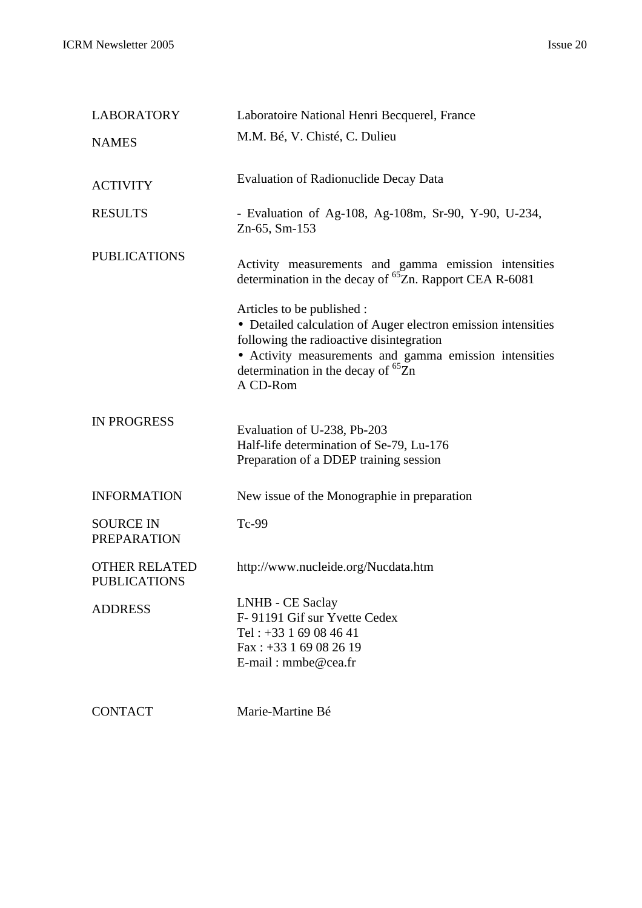| | |
|---|---|
| LABORATORY | Laboratoire National Henri Becquerel, France |
| NAMES | M.M. Bé, V. Chisté, C. Dulieu |
| ACTIVITY | Evaluation of Radionuclide Decay Data |
| RESULTS | - Evaluation of Ag-108, Ag-108m, Sr-90, Y-90, U-234, Zn-65, Sm-153 |
| PUBLICATIONS | Activity measurements and gamma emission intensities determination in the decay of $^{65}$Zn. Rapport CEA R-6081<br><br>Articles to be published :<br>• Detailed calculation of Auger electron emission intensities following the radioactive disintegration<br>• Activity measurements and gamma emission intensities determination in the decay of $^{65}$Zn<br>A CD-Rom |
| IN PROGRESS | Evaluation of U-238, Pb-203<br>Half-life determination of Se-79, Lu-176<br>Preparation of a DDEP training session |
| INFORMATION | New issue of the Monographie in preparation |
| SOURCE IN PREPARATION | Tc-99 |
| OTHER RELATED PUBLICATIONS | http://www.nucleide.org/Nucdata.htm |
| ADDRESS | LNHB - CE Saclay<br>F- 91191 Gif sur Yvette Cedex<br>Tel : +33 1 69 08 46 41<br>Fax : +33 1 69 08 26 19<br>E-mail : mmbe@cea.fr |
| CONTACT | Marie-Martine Bé |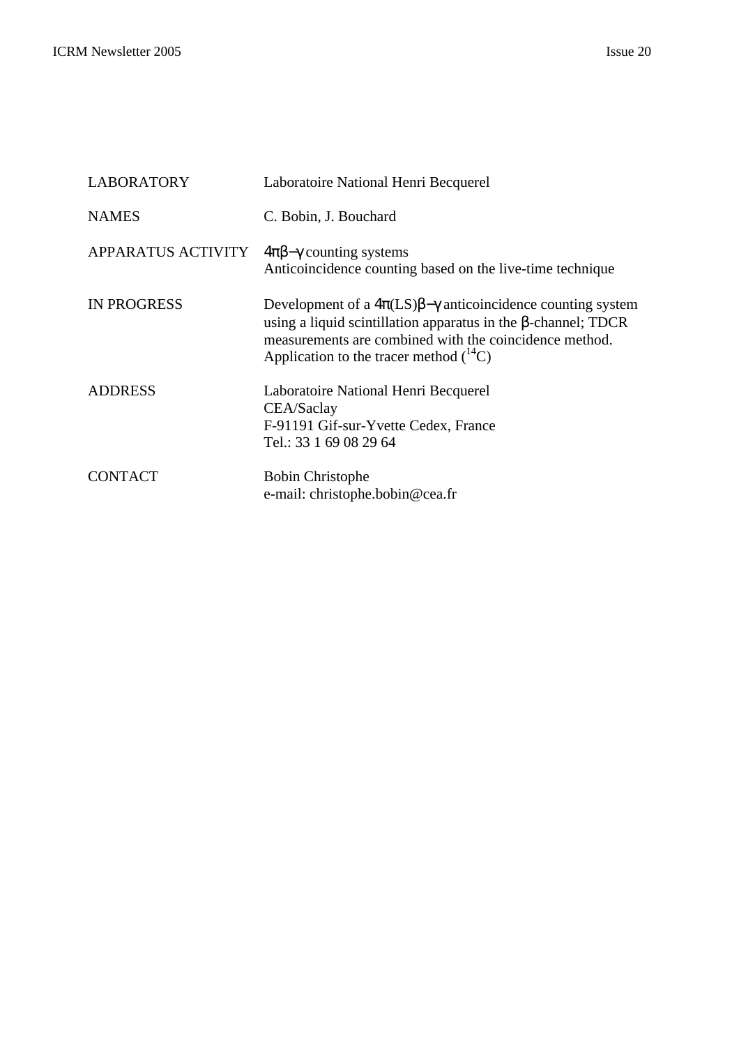| | |
|---|---|
| LABORATORY | Laboratoire National Henri Becquerel |
| NAMES | C. Bobin, J. Bouchard |
| APPARATUS ACTIVITY | $4\pi\beta-\gamma$ counting systems<br>Anticoincidence counting based on the live-time technique |
| IN PROGRESS | Development of a $4\pi$(LS)$\beta-\gamma$ anticoincidence counting system using a liquid scintillation apparatus in the $\beta$-channel; TDCR measurements are combined with the coincidence method. Application to the tracer method ($^{14}C$) |
| ADDRESS | Laboratoire National Henri Becquerel<br>CEA/Saclay<br>F-91191 Gif-sur-Yvette Cedex, France<br>Tel.: 33 1 69 08 29 64 |
| CONTACT | Bobin Christophe<br>e-mail: christophe.bobin@cea.fr |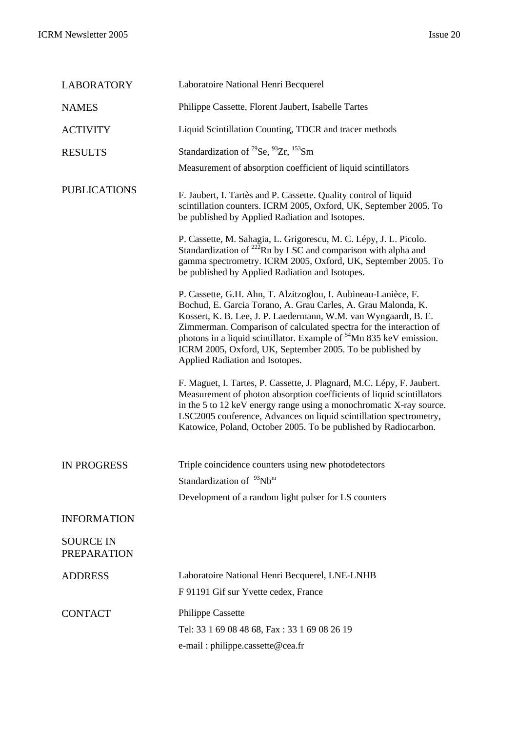| | |
|---|---|
| LABORATORY | Laboratoire National Henri Becquerel |
| NAMES | Philippe Cassette, Florent Jaubert, Isabelle Tartes |
| ACTIVITY | Liquid Scintillation Counting, TDCR and tracer methods |
| RESULTS | Standardization of $^{79}$Se, $^{93}$Zr, $^{153}$Sm<br>Measurement of absorption coefficient of liquid scintillators |
| PUBLICATIONS | F. Jaubert, I. Tartès and P. Cassette. Quality control of liquid scintillation counters. ICRM 2005, Oxford, UK, September 2005. To be published by Applied Radiation and Isotopes.<br><br>P. Cassette, M. Sahagia, L. Grigorescu, M. C. Lépy, J. L. Picolo. Standardization of $^{222}$Rn by LSC and comparison with alpha and gamma spectrometry. ICRM 2005, Oxford, UK, September 2005. To be published by Applied Radiation and Isotopes.<br><br>P. Cassette, G.H. Ahn, T. Alzitzoglou, I. Aubineau-Lanièce, F. Bochud, E. Garcia Torano, A. Grau Carles, A. Grau Malonda, K. Kossert, K. B. Lee, J. P. Laedermann, W.M. van Wyngaardt, B. E. Zimmerman. Comparison of calculated spectra for the interaction of photons in a liquid scintillator. Example of $^{54}$Mn 835 keV emission. ICRM 2005, Oxford, UK, September 2005. To be published by Applied Radiation and Isotopes.<br><br>F. Maguet, I. Tartes, P. Cassette, J. Plagnard, M.C. Lépy, F. Jaubert. Measurement of photon absorption coefficients of liquid scintillators in the 5 to 12 keV energy range using a monochromatic X-ray source. LSC2005 conference, Advances on liquid scintillation spectrometry, Katowice, Poland, October 2005. To be published by Radiocarbon. |
| IN PROGRESS | Triple coincidence counters using new photodetectors<br>Standardization of $^{93}$Nb$^{m}$<br>Development of a random light pulser for LS counters |
| INFORMATION | |
| SOURCE IN PREPARATION | |
| ADDRESS | Laboratoire National Henri Becquerel, LNE-LNHB<br>F 91191 Gif sur Yvette cedex, France |
| CONTACT | Philippe Cassette<br>Tel: 33 1 69 08 48 68, Fax : 33 1 69 08 26 19<br>e-mail : philippe.cassette@cea.fr |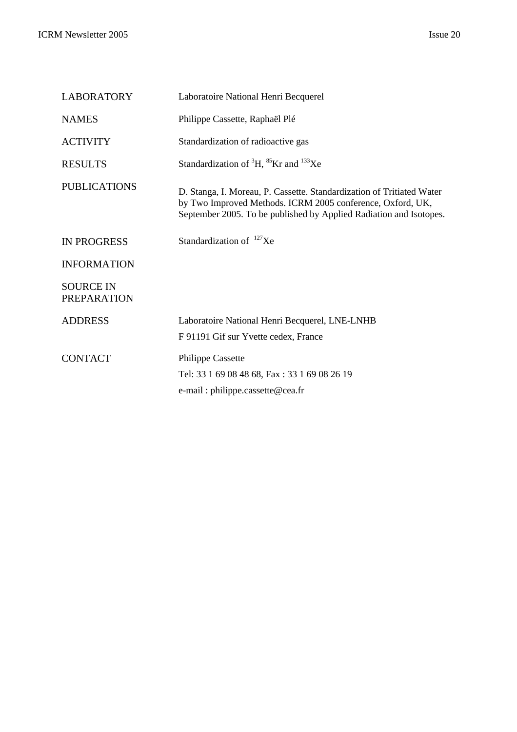| | |
|---|---|
| LABORATORY | Laboratoire National Henri Becquerel |
| NAMES | Philippe Cassette, Raphaël Plé |
| ACTIVITY | Standardization of radioactive gas |
| RESULTS | Standardization of $^{3}H$, $^{85}Kr$ and $^{133}Xe$ |
| PUBLICATIONS | D. Stanga, I. Moreau, P. Cassette. Standardization of Tritiated Water by Two Improved Methods. ICRM 2005 conference, Oxford, UK, September 2005. To be published by Applied Radiation and Isotopes. |
| IN PROGRESS | Standardization of $^{127}Xe$ |
| INFORMATION | |
| SOURCE IN PREPARATION | |
| ADDRESS | Laboratoire National Henri Becquerel, LNE-LNHB<br>F 91191 Gif sur Yvette cedex, France |
| CONTACT | Philippe Cassette<br>Tel: 33 1 69 08 48 68, Fax : 33 1 69 08 26 19<br>e-mail : philippe.cassette@cea.fr |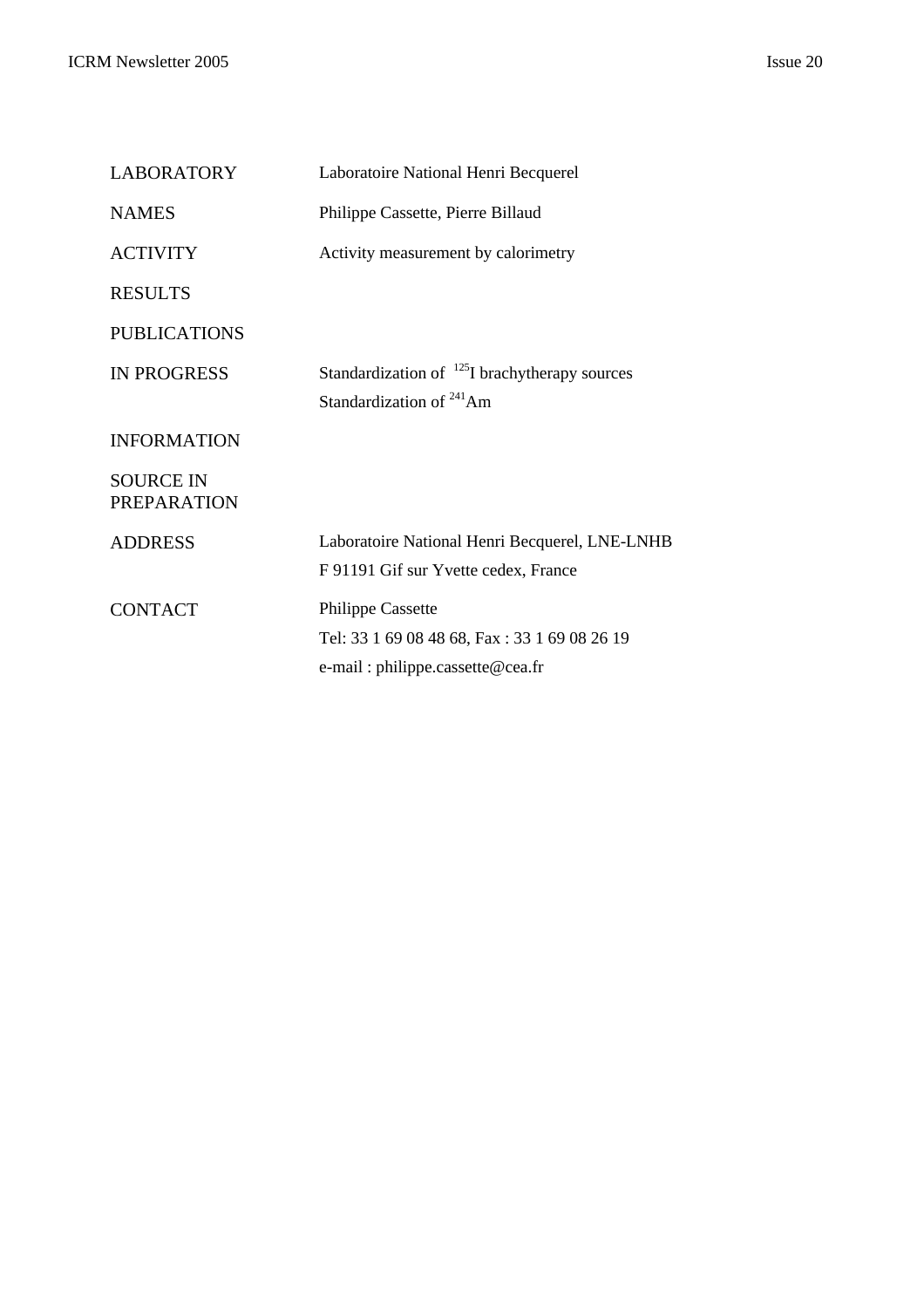| | |
|---|---|
| LABORATORY | Laboratoire National Henri Becquerel |
| NAMES | Philippe Cassette, Pierre Billaud |
| ACTIVITY | Activity measurement by calorimetry |
| RESULTS | |
| PUBLICATIONS | |
| IN PROGRESS | Standardization of $^{125}$I brachytherapy sources<br>Standardization of $^{241}$Am |
| INFORMATION | |
| SOURCE IN PREPARATION | |
| ADDRESS | Laboratoire National Henri Becquerel, LNE-LNHB<br>F 91191 Gif sur Yvette cedex, France |
| CONTACT | Philippe Cassette<br>Tel: 33 1 69 08 48 68, Fax : 33 1 69 08 26 19<br>e-mail : philippe.cassette@cea.fr |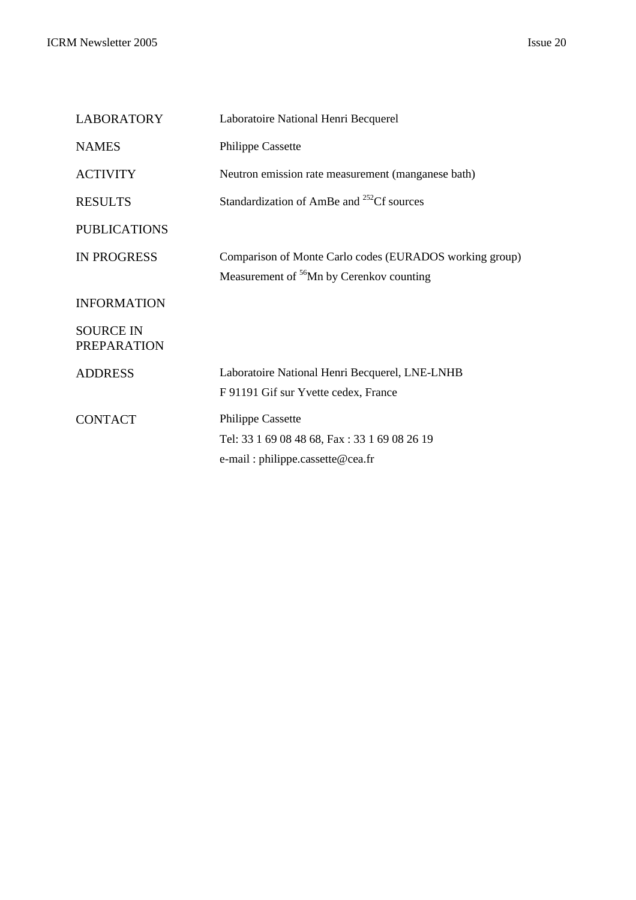| | |
|---|---|
| LABORATORY | Laboratoire National Henri Becquerel |
| NAMES | Philippe Cassette |
| ACTIVITY | Neutron emission rate measurement (manganese bath) |
| RESULTS | Standardization of AmBe and $^{252}$Cf sources |
| PUBLICATIONS | |
| IN PROGRESS | Comparison of Monte Carlo codes (EURADOS working group)<br>Measurement of $^{56}$Mn by Cerenkov counting |
| INFORMATION | |
| SOURCE IN PREPARATION | |
| ADDRESS | Laboratoire National Henri Becquerel, LNE-LNHB<br>F 91191 Gif sur Yvette cedex, France |
| CONTACT | Philippe Cassette<br>Tel: 33 1 69 08 48 68, Fax : 33 1 69 08 26 19<br>e-mail : philippe.cassette@cea.fr |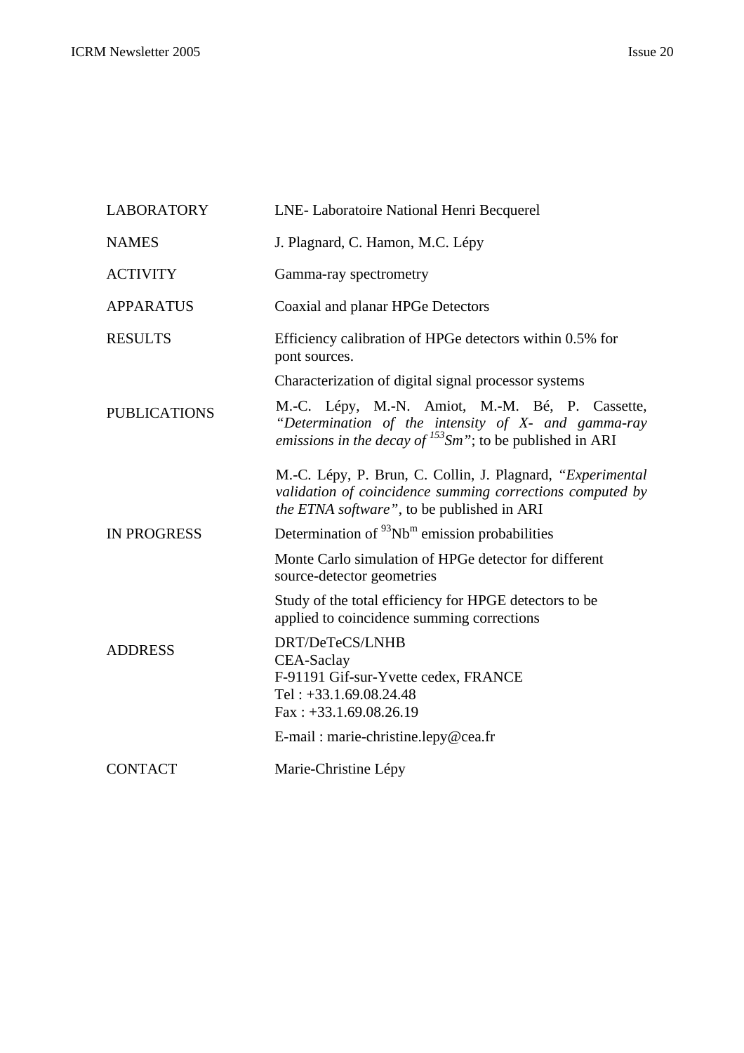| | |
|---|---|
| LABORATORY | LNE- Laboratoire National Henri Becquerel |
| NAMES | J. Plagnard, C. Hamon, M.C. Lépy |
| ACTIVITY | Gamma-ray spectrometry |
| APPARATUS | Coaxial and planar HPGe Detectors |
| RESULTS | Efficiency calibration of HPGe detectors within 0.5% for pont sources.<br><br>Characterization of digital signal processor systems |
| PUBLICATIONS | M.-C. Lépy, M.-N. Amiot, M.-M. Bé, P. Cassette, *"Determination of the intensity of X- and gamma-ray emissions in the decay of $^{153}$Sm"*; to be published in ARI<br><br>M.-C. Lépy, P. Brun, C. Collin, J. Plagnard, *"Experimental validation of coincidence summing corrections computed by the ETNA software"*, to be published in ARI |
| IN PROGRESS | Determination of $^{93}$Nb$^{m}$ emission probabilities<br><br>Monte Carlo simulation of HPGe detector for different source-detector geometries<br><br>Study of the total efficiency for HPGE detectors to be applied to coincidence summing corrections |
| ADDRESS | DRT/DeTeCS/LNHB<br>CEA-Saclay<br>F-91191 Gif-sur-Yvette cedex, FRANCE<br>Tel : +33.1.69.08.24.48<br>Fax : +33.1.69.08.26.19<br><br>E-mail : marie-christine.lepy@cea.fr |
| CONTACT | Marie-Christine Lépy |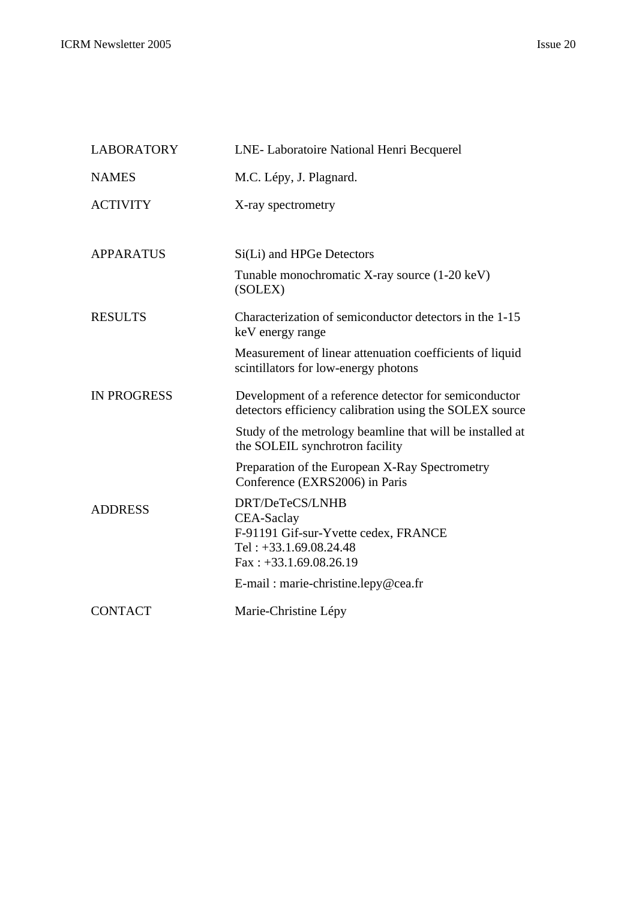| | |
|---|---|
| LABORATORY | LNE- Laboratoire National Henri Becquerel |
| NAMES | M.C. Lépy, J. Plagnard. |
| ACTIVITY | X-ray spectrometry |
| APPARATUS | Si(Li) and HPGe Detectors<br>Tunable monochromatic X-ray source (1-20 keV) (SOLEX) |
| RESULTS | Characterization of semiconductor detectors in the 1-15 keV energy range<br>Measurement of linear attenuation coefficients of liquid scintillators for low-energy photons |
| IN PROGRESS | Development of a reference detector for semiconductor detectors efficiency calibration using the SOLEX source<br>Study of the metrology beamline that will be installed at the SOLEIL synchrotron facility<br>Preparation of the European X-Ray Spectrometry Conference (EXRS2006) in Paris |
| ADDRESS | DRT/DeTeCS/LNHB<br>CEA-Saclay<br>F-91191 Gif-sur-Yvette cedex, FRANCE<br>Tel : +33.1.69.08.24.48<br>Fax : +33.1.69.08.26.19<br>E-mail : marie-christine.lepy@cea.fr |
| CONTACT | Marie-Christine Lépy |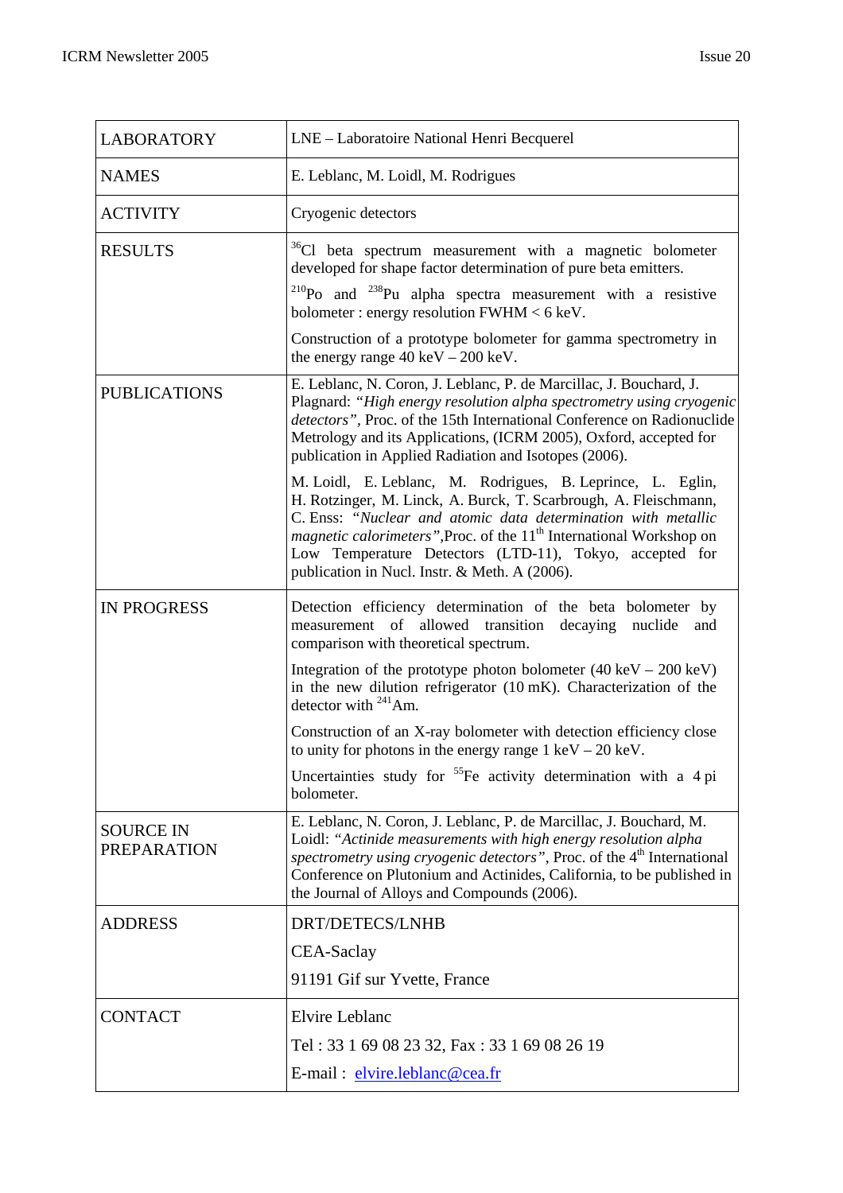| LABORATORY | LNE – Laboratoire National Henri Becquerel |
|---|---|
| NAMES | E. Leblanc, M. Loidl, M. Rodrigues |
| ACTIVITY | Cryogenic detectors |
| RESULTS | $^{36}$Cl beta spectrum measurement with a magnetic bolometer developed for shape factor determination of pure beta emitters.<br><br>$^{210}$Po and $^{238}$Pu alpha spectra measurement with a resistive bolometer : energy resolution FWHM < 6 keV.<br><br>Construction of a prototype bolometer for gamma spectrometry in the energy range 40 keV – 200 keV. |
| PUBLICATIONS | E. Leblanc, N. Coron, J. Leblanc, P. de Marcillac, J. Bouchard, J. Plagnard: *"High energy resolution alpha spectrometry using cryogenic detectors"*, Proc. of the 15th International Conference on Radionuclide Metrology and its Applications, (ICRM 2005), Oxford, accepted for publication in Applied Radiation and Isotopes (2006).<br><br>M. Loidl, E. Leblanc, M. Rodrigues, B. Leprince, L. Eglin, H. Rotzinger, M. Linck, A. Burck, T. Scarbrough, A. Fleischmann, C. Enss: *"Nuclear and atomic data determination with metallic magnetic calorimeters"*,Proc. of the 11$^{th}$ International Workshop on Low Temperature Detectors (LTD-11), Tokyo, accepted for publication in Nucl. Instr. & Meth. A (2006). |
| IN PROGRESS | Detection efficiency determination of the beta bolometer by measurement of allowed transition decaying nuclide and comparison with theoretical spectrum.<br><br>Integration of the prototype photon bolometer (40 keV – 200 keV) in the new dilution refrigerator (10 mK). Characterization of the detector with $^{241}$Am.<br><br>Construction of an X-ray bolometer with detection efficiency close to unity for photons in the energy range 1 keV – 20 keV.<br><br>Uncertainties study for $^{55}$Fe activity determination with a 4 pi bolometer. |
| SOURCE IN PREPARATION | E. Leblanc, N. Coron, J. Leblanc, P. de Marcillac, J. Bouchard, M. Loidl: *"Actinide measurements with high energy resolution alpha spectrometry using cryogenic detectors"*, Proc. of the 4$^{th}$ International Conference on Plutonium and Actinides, California, to be published in the Journal of Alloys and Compounds (2006). |
| ADDRESS | DRT/DETECS/LNHB<br><br>CEA-Saclay<br><br>91191 Gif sur Yvette, France |
| CONTACT | Elvire Leblanc<br><br>Tel : 33 1 69 08 23 32, Fax : 33 1 69 08 26 19<br><br>E-mail : elvire.leblanc@cea.fr |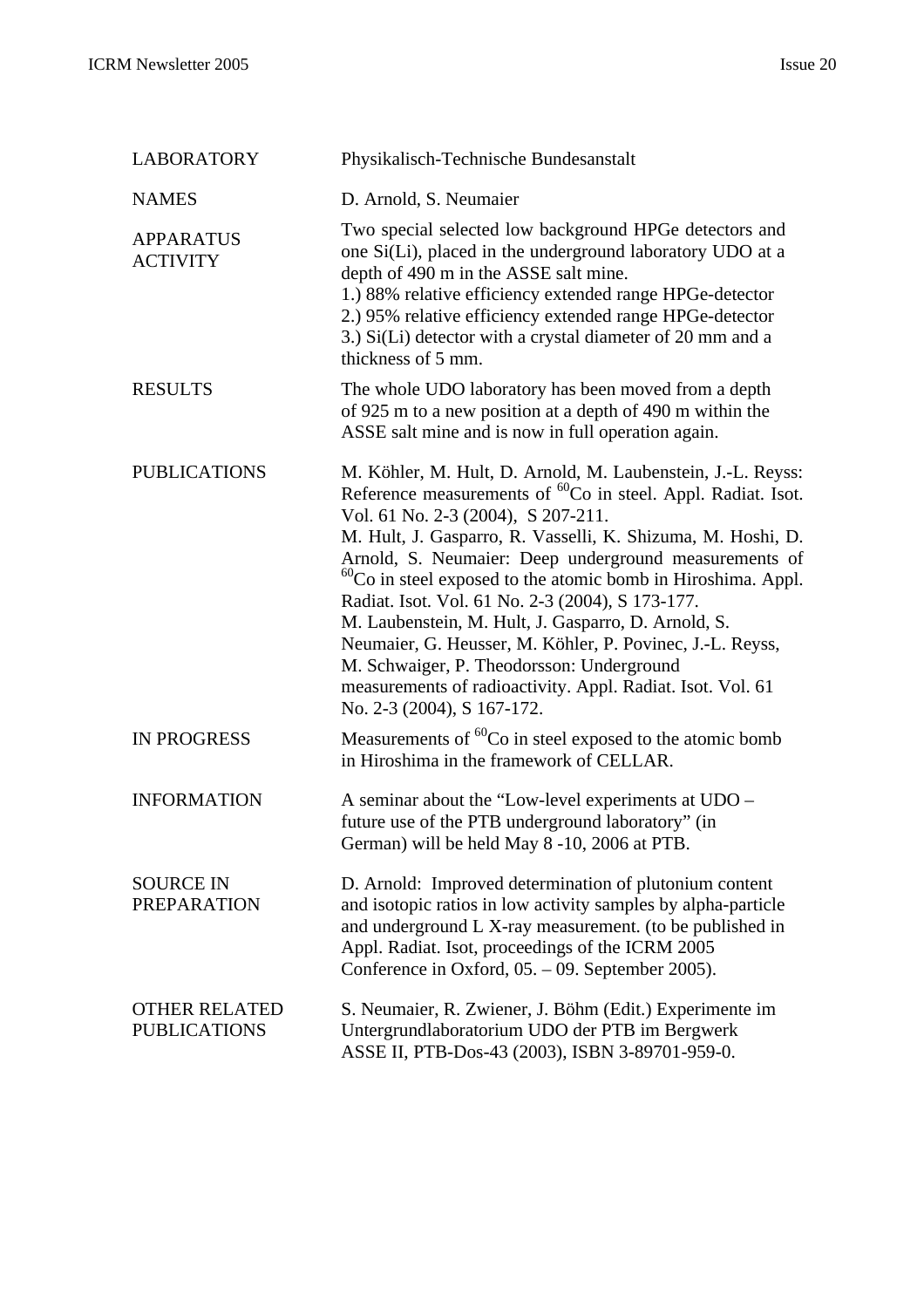| | |
|---|---|
| LABORATORY | Physikalisch-Technische Bundesanstalt |
| NAMES | D. Arnold, S. Neumaier |
| APPARATUS ACTIVITY | Two special selected low background HPGe detectors and one Si(Li), placed in the underground laboratory UDO at a depth of 490 m in the ASSE salt mine.<br>1.) 88% relative efficiency extended range HPGe-detector<br>2.) 95% relative efficiency extended range HPGe-detector<br>3.) Si(Li) detector with a crystal diameter of 20 mm and a thickness of 5 mm. |
| RESULTS | The whole UDO laboratory has been moved from a depth of 925 m to a new position at a depth of 490 m within the ASSE salt mine and is now in full operation again. |
| PUBLICATIONS | M. Köhler, M. Hult, D. Arnold, M. Laubenstein, J.-L. Reyss: Reference measurements of $^{60}$Co in steel. Appl. Radiat. Isot. Vol. 61 No. 2-3 (2004), S 207-211.<br>M. Hult, J. Gasparro, R. Vasselli, K. Shizuma, M. Hoshi, D. Arnold, S. Neumaier: Deep underground measurements of $^{60}$Co in steel exposed to the atomic bomb in Hiroshima. Appl. Radiat. Isot. Vol. 61 No. 2-3 (2004), S 173-177.<br>M. Laubenstein, M. Hult, J. Gasparro, D. Arnold, S. Neumaier, G. Heusser, M. Köhler, P. Povinec, J.-L. Reyss, M. Schwaiger, P. Theodorsson: Underground measurements of radioactivity. Appl. Radiat. Isot. Vol. 61 No. 2-3 (2004), S 167-172. |
| IN PROGRESS | Measurements of $^{60}$Co in steel exposed to the atomic bomb in Hiroshima in the framework of CELLAR. |
| INFORMATION | A seminar about the "Low-level experiments at UDO – future use of the PTB underground laboratory" (in German) will be held May 8 -10, 2006 at PTB. |
| SOURCE IN PREPARATION | D. Arnold: Improved determination of plutonium content and isotopic ratios in low activity samples by alpha-particle and underground L X-ray measurement. (to be published in Appl. Radiat. Isot, proceedings of the ICRM 2005 Conference in Oxford, 05. – 09. September 2005). |
| OTHER RELATED PUBLICATIONS | S. Neumaier, R. Zwiener, J. Böhm (Edit.) Experimente im Untergrundlaboratorium UDO der PTB im Bergwerk ASSE II, PTB-Dos-43 (2003), ISBN 3-89701-959-0. |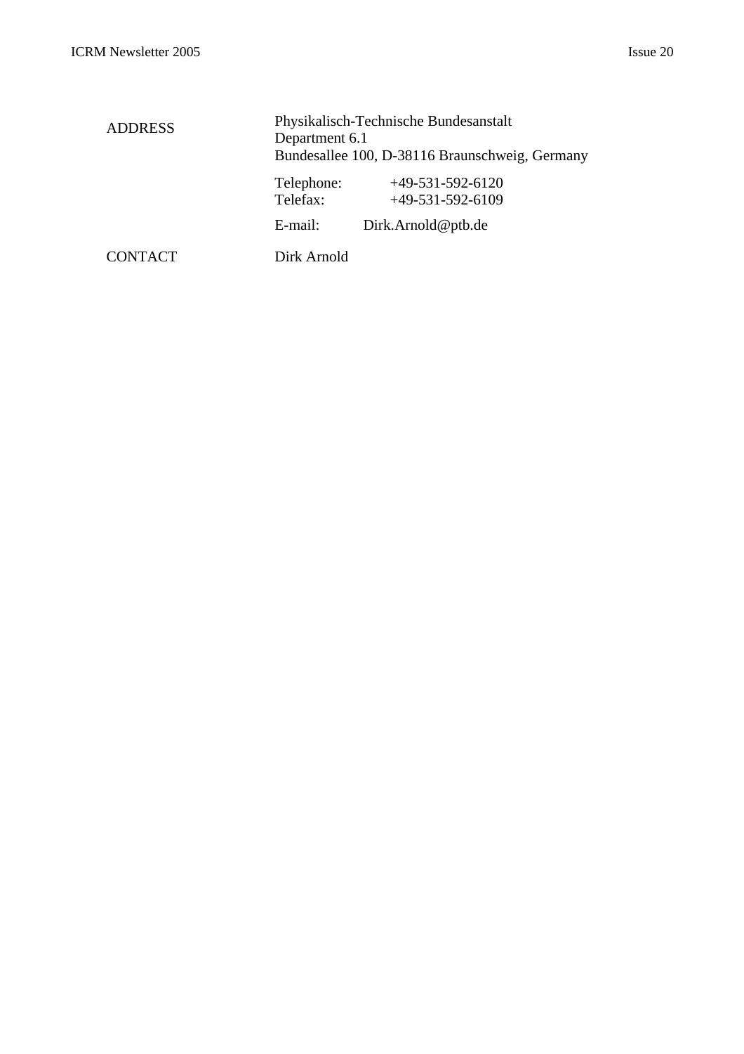| | |
|---|---|
| ADDRESS | Physikalisch-Technische Bundesanstalt<br>Department 6.1<br>Bundesallee 100, D-38116 Braunschweig, Germany |
| | Telephone: +49-531-592-6120<br>Telefax: +49-531-592-6109 |
| | E-mail: Dirk.Arnold@ptb.de |
| CONTACT | Dirk Arnold |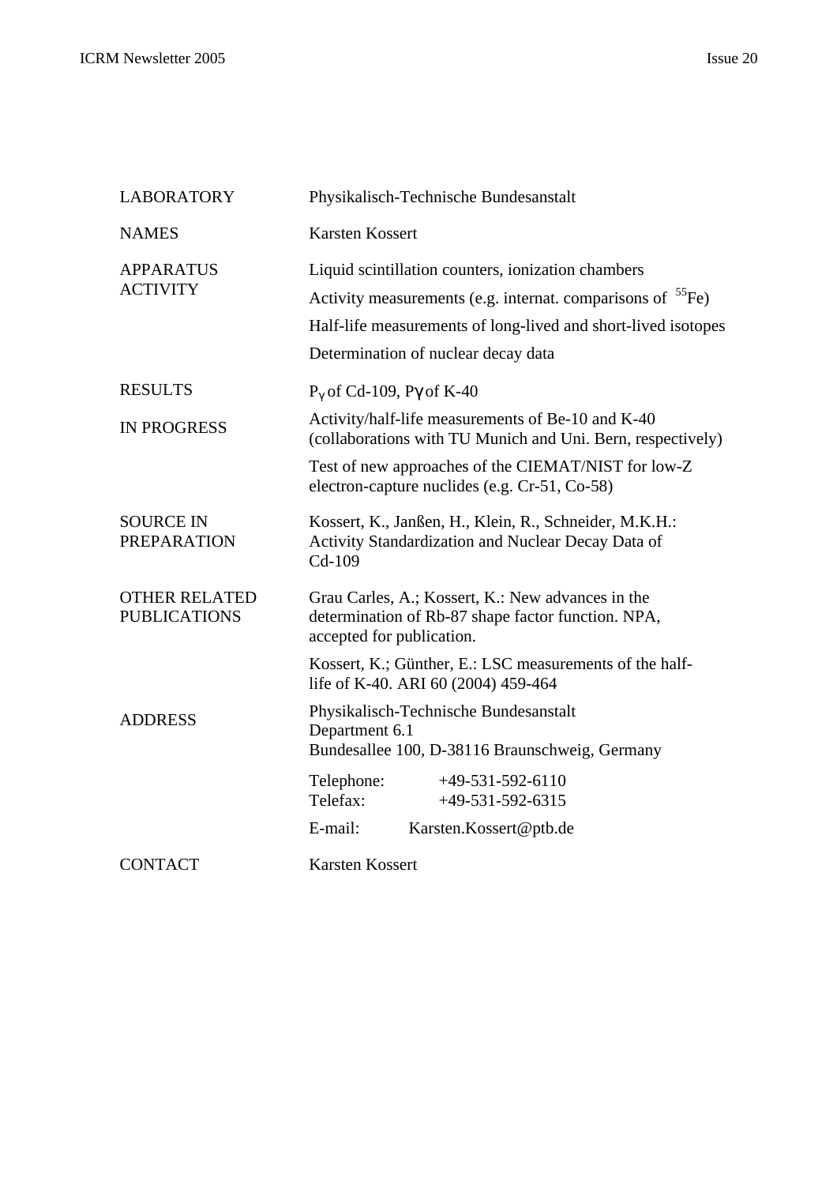| | |
|---|---|
| LABORATORY | Physikalisch-Technische Bundesanstalt |
| NAMES | Karsten Kossert |
| APPARATUS | Liquid scintillation counters, ionization chambers |
| ACTIVITY | Activity measurements (e.g. internat. comparisons of $^{55}$Fe) |
| | Half-life measurements of long-lived and short-lived isotopes |
| | Determination of nuclear decay data |
| RESULTS | $P_\gamma$ of Cd-109, $P_\gamma$ of K-40 |
| IN PROGRESS | Activity/half-life measurements of Be-10 and K-40 (collaborations with TU Munich and Uni. Bern, respectively) |
| | Test of new approaches of the CIEMAT/NIST for low-Z electron-capture nuclides (e.g. Cr-51, Co-58) |
| SOURCE IN PREPARATION | Kossert, K., Janßen, H., Klein, R., Schneider, M.K.H.: Activity Standardization and Nuclear Decay Data of Cd-109 |
| OTHER RELATED PUBLICATIONS | Grau Carles, A.; Kossert, K.: New advances in the determination of Rb-87 shape factor function. NPA, accepted for publication. |
| | Kossert, K.; Günther, E.: LSC measurements of the half-life of K-40. ARI 60 (2004) 459-464 |
| ADDRESS | Physikalisch-Technische Bundesanstalt<br>Department 6.1<br>Bundesallee 100, D-38116 Braunschweig, Germany |
| | Telephone: +49-531-592-6110<br>Telefax: +49-531-592-6315 |
| | E-mail: Karsten.Kossert@ptb.de |
| CONTACT | Karsten Kossert |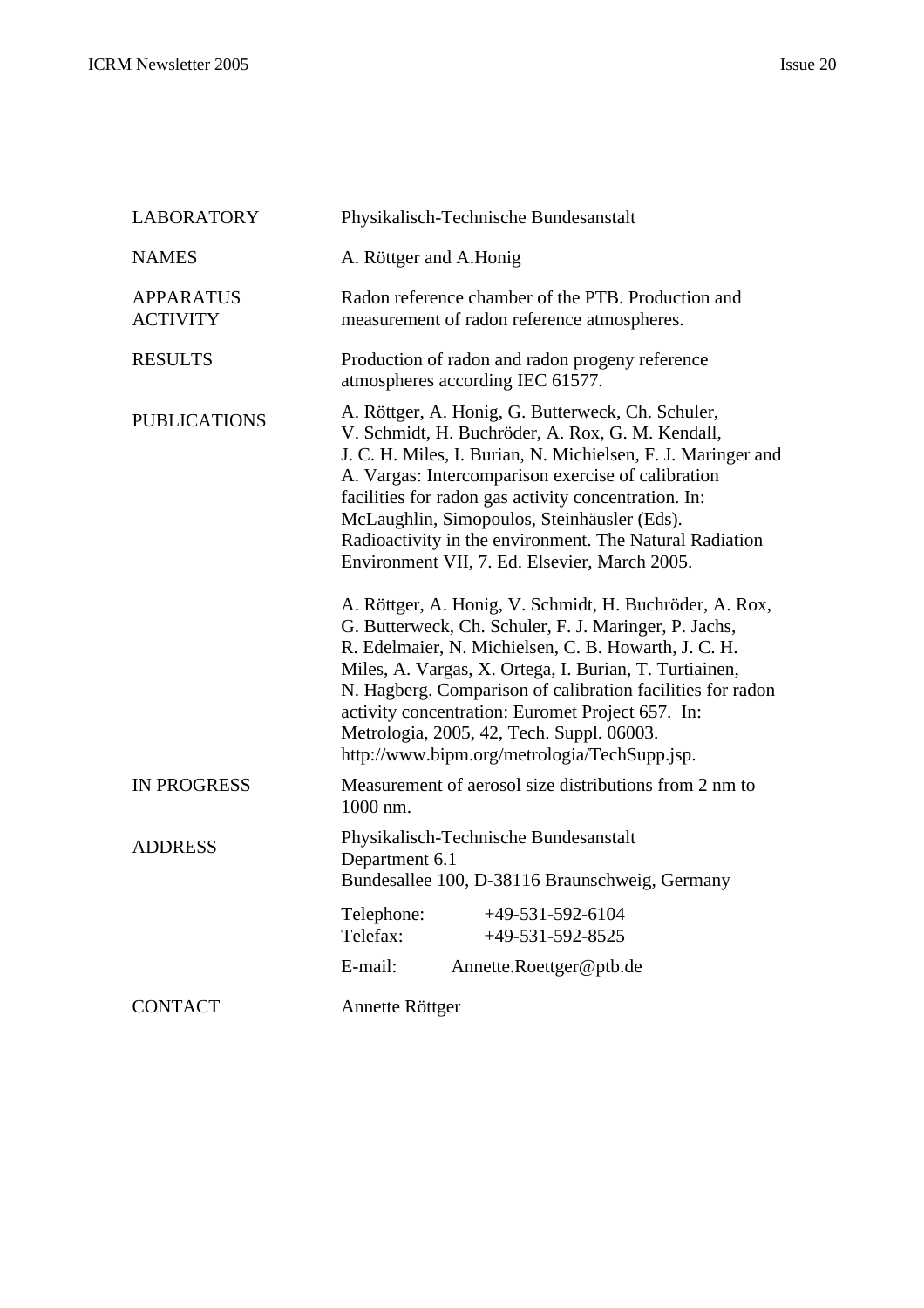| | |
|---|---|
| LABORATORY | Physikalisch-Technische Bundesanstalt |
| NAMES | A. Röttger and A.Honig |
| APPARATUS ACTIVITY | Radon reference chamber of the PTB. Production and measurement of radon reference atmospheres. |
| RESULTS | Production of radon and radon progeny reference atmospheres according IEC 61577. |
| PUBLICATIONS | A. Röttger, A. Honig, G. Butterweck, Ch. Schuler, V. Schmidt, H. Buchröder, A. Rox, G. M. Kendall, J. C. H. Miles, I. Burian, N. Michielsen, F. J. Maringer and A. Vargas: Intercomparison exercise of calibration facilities for radon gas activity concentration. In: McLaughlin, Simopoulos, Steinhäusler (Eds). Radioactivity in the environment. The Natural Radiation Environment VII, 7. Ed. Elsevier, March 2005.<br><br>A. Röttger, A. Honig, V. Schmidt, H. Buchröder, A. Rox, G. Butterweck, Ch. Schuler, F. J. Maringer, P. Jachs, R. Edelmaier, N. Michielsen, C. B. Howarth, J. C. H. Miles, A. Vargas, X. Ortega, I. Burian, T. Turtiainen, N. Hagberg. Comparison of calibration facilities for radon activity concentration: Euromet Project 657. In: Metrologia, 2005, 42, Tech. Suppl. 06003. http://www.bipm.org/metrologia/TechSupp.jsp. |
| IN PROGRESS | Measurement of aerosol size distributions from 2 nm to 1000 nm. |
| ADDRESS | Physikalisch-Technische Bundesanstalt<br>Department 6.1<br>Bundesallee 100, D-38116 Braunschweig, Germany<br><br>Telephone: +49-531-592-6104<br>Telefax: +49-531-592-8525<br><br>E-mail: Annette.Roettger@ptb.de |
| CONTACT | Annette Röttger |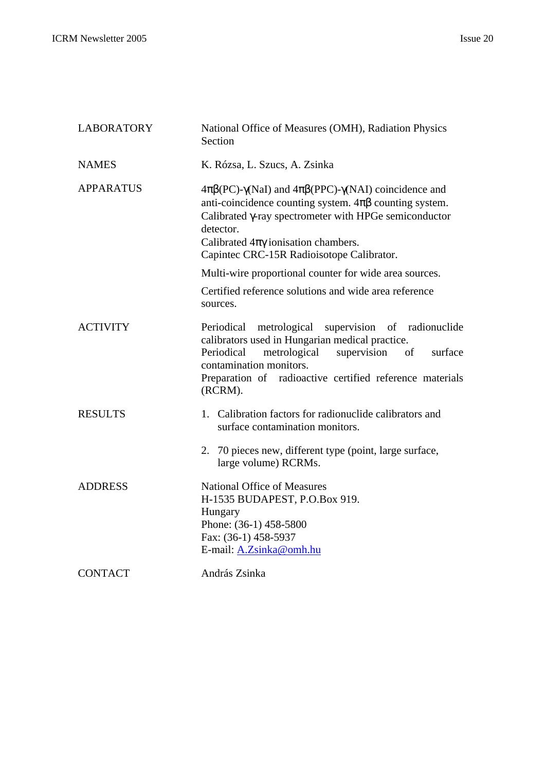| | |
|---|---|
| LABORATORY | National Office of Measures (OMH), Radiation Physics Section |
| NAMES | K. Rózsa, L. Szucs, A. Zsinka |
| APPARATUS | $4\pi\beta$(PC)-$\gamma$(NaI) and $4\pi\beta$(PPC)-$\gamma$(NAI) coincidence and anti-coincidence counting system. $4\pi\beta$ counting system. Calibrated $\gamma$-ray spectrometer with HPGe semiconductor detector. Calibrated $4\pi\gamma$ ionisation chambers. Capintec CRC-15R Radioisotope Calibrator.<br><br>Multi-wire proportional counter for wide area sources.<br><br>Certified reference solutions and wide area reference sources. |
| ACTIVITY | Periodical metrological supervision of radionuclide calibrators used in Hungarian medical practice.<br>Periodical metrological supervision of surface contamination monitors.<br>Preparation of radioactive certified reference materials (RCRM). |
| RESULTS | 1. Calibration factors for radionuclide calibrators and surface contamination monitors.<br><br>2. 70 pieces new, different type (point, large surface, large volume) RCRMs. |
| ADDRESS | National Office of Measures<br>H-1535 BUDAPEST, P.O.Box 919.<br>Hungary<br>Phone: (36-1) 458-5800<br>Fax: (36-1) 458-5937<br>E-mail: A.Zsinka@omh.hu |
| CONTACT | András Zsinka |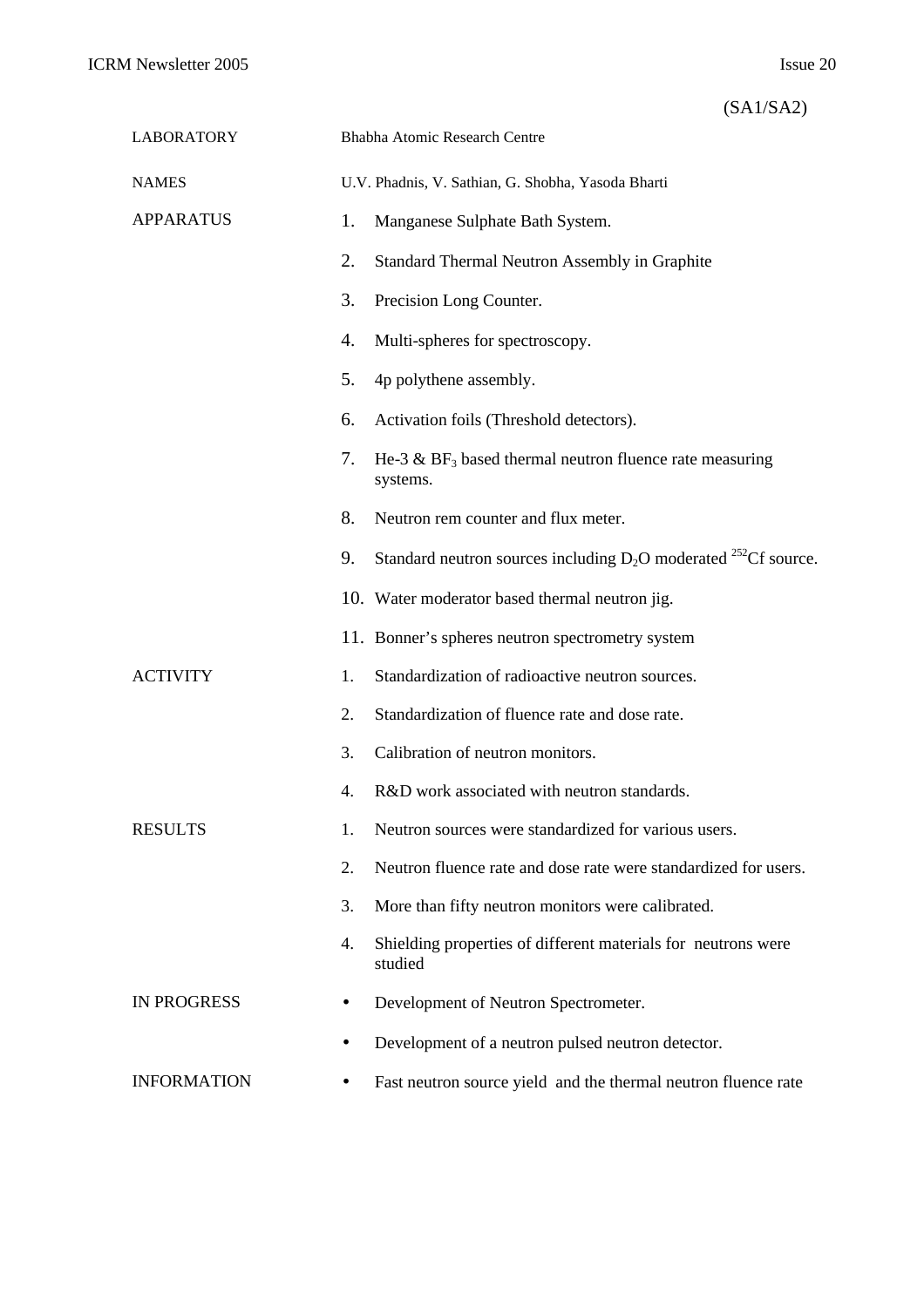(SA1/SA2)

| | |
|---|---|
| LABORATORY | Bhabha Atomic Research Centre |
| NAMES | U.V. Phadnis, V. Sathian, G. Shobha, Yasoda Bharti |

**APPARATUS**

1. Manganese Sulphate Bath System.
2. Standard Thermal Neutron Assembly in Graphite
3. Precision Long Counter.
4. Multi-spheres for spectroscopy.
5. 4p polythene assembly.
6. Activation foils (Threshold detectors).
7. He-3 & $BF_3$ based thermal neutron fluence rate measuring systems.
8. Neutron rem counter and flux meter.
9. Standard neutron sources including $D_2O$ moderated $^{252}Cf$ source.
10. Water moderator based thermal neutron jig.
11. Bonner's spheres neutron spectrometry system

**ACTIVITY**

1. Standardization of radioactive neutron sources.
2. Standardization of fluence rate and dose rate.
3. Calibration of neutron monitors.
4. R&D work associated with neutron standards.

**RESULTS**

1. Neutron sources were standardized for various users.
2. Neutron fluence rate and dose rate were standardized for users.
3. More than fifty neutron monitors were calibrated.
4. Shielding properties of different materials for neutrons were studied

**IN PROGRESS**

- Development of Neutron Spectrometer.
- Development of a neutron pulsed neutron detector.

**INFORMATION**

- Fast neutron source yield and the thermal neutron fluence rate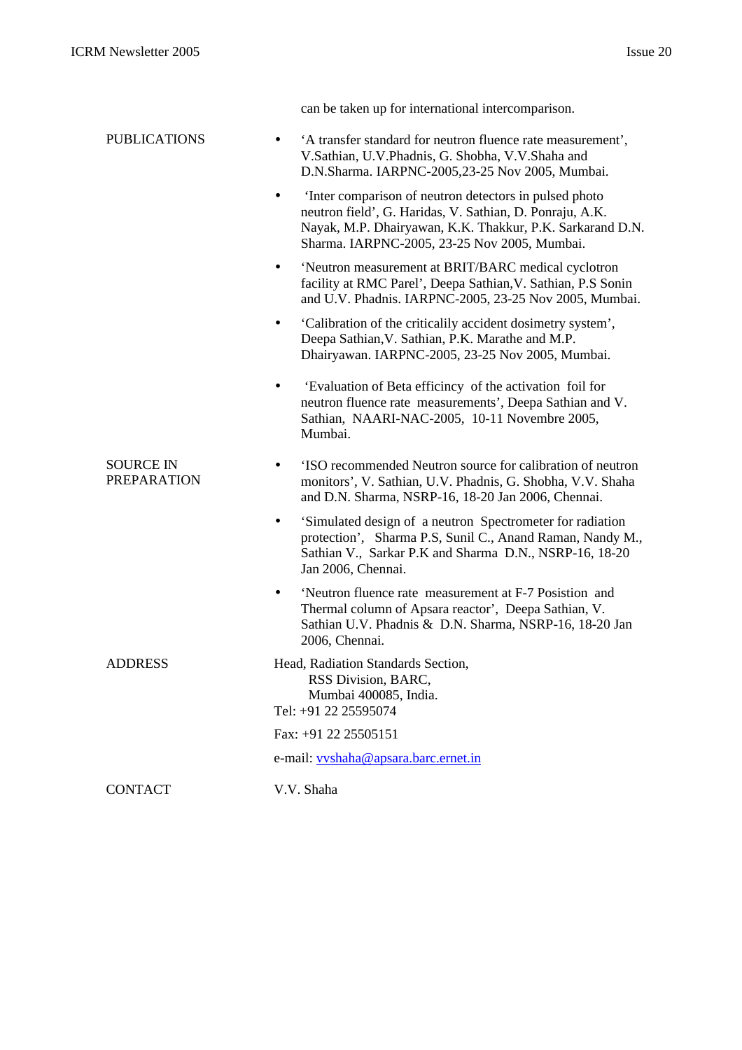can be taken up for international intercomparison.

PUBLICATIONS

- 'A transfer standard for neutron fluence rate measurement', V.Sathian, U.V.Phadnis, G. Shobha, V.V.Shaha and D.N.Sharma. IARPNC-2005,23-25 Nov 2005, Mumbai.
- 'Inter comparison of neutron detectors in pulsed photo neutron field', G. Haridas, V. Sathian, D. Ponraju, A.K. Nayak, M.P. Dhairyawan, K.K. Thakkur, P.K. Sarkarand D.N. Sharma. IARPNC-2005, 23-25 Nov 2005, Mumbai.
- 'Neutron measurement at BRIT/BARC medical cyclotron facility at RMC Parel', Deepa Sathian,V. Sathian, P.S Sonin and U.V. Phadnis. IARPNC-2005, 23-25 Nov 2005, Mumbai.
- 'Calibration of the criticalily accident dosimetry system', Deepa Sathian,V. Sathian, P.K. Marathe and M.P. Dhairyawan. IARPNC-2005, 23-25 Nov 2005, Mumbai.
- 'Evaluation of Beta efficincy of the activation foil for neutron fluence rate measurements', Deepa Sathian and V. Sathian, NAARI-NAC-2005, 10-11 Novembre 2005, Mumbai.

SOURCE IN PREPARATION

- 'ISO recommended Neutron source for calibration of neutron monitors', V. Sathian, U.V. Phadnis, G. Shobha, V.V. Shaha and D.N. Sharma, NSRP-16, 18-20 Jan 2006, Chennai.
- 'Simulated design of a neutron Spectrometer for radiation protection', Sharma P.S, Sunil C., Anand Raman, Nandy M., Sathian V., Sarkar P.K and Sharma D.N., NSRP-16, 18-20 Jan 2006, Chennai.
- 'Neutron fluence rate measurement at F-7 Posistion and Thermal column of Apsara reactor', Deepa Sathian, V. Sathian U.V. Phadnis & D.N. Sharma, NSRP-16, 18-20 Jan 2006, Chennai.

ADDRESS

Head, Radiation Standards Section,
RSS Division, BARC,
Mumbai 400085, India.
Tel: +91 22 25595074

Fax: +91 22 25505151

e-mail: vvshaha@apsara.barc.ernet.in

CONTACT

V.V. Shaha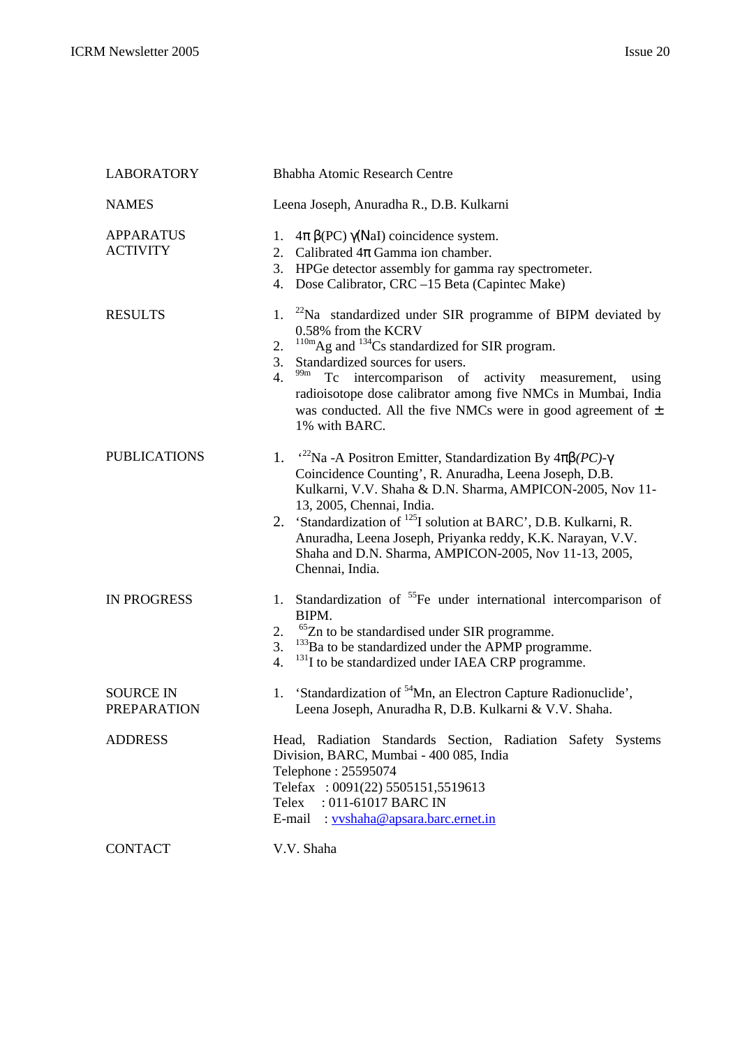| | |
|---|---|
| LABORATORY | Bhabha Atomic Research Centre |
| NAMES | Leena Joseph, Anuradha R., D.B. Kulkarni |
| APPARATUS ACTIVITY | 1. $4\pi\ \beta$(PC) $\gamma$(NaI) coincidence system.<br>2. Calibrated $4\pi$ Gamma ion chamber.<br>3. HPGe detector assembly for gamma ray spectrometer.<br>4. Dose Calibrator, CRC –15 Beta (Capintec Make) |
| RESULTS | 1. $^{22}$Na standardized under SIR programme of BIPM deviated by 0.58% from the KCRV<br>2. $^{110m}$Ag and $^{134}$Cs standardized for SIR program.<br>3. Standardized sources for users.<br>4. $^{99m}$Tc intercomparison of activity measurement, using radioisotope dose calibrator among five NMCs in Mumbai, India was conducted. All the five NMCs were in good agreement of ± 1% with BARC. |
| PUBLICATIONS | 1. '$^{22}$Na -A Positron Emitter, Standardization By $4\pi\beta$*(PC)*-$\gamma$ Coincidence Counting', R. Anuradha, Leena Joseph, D.B. Kulkarni, V.V. Shaha & D.N. Sharma, AMPICON-2005, Nov 11-13, 2005, Chennai, India.<br>2. 'Standardization of $^{125}$I solution at BARC', D.B. Kulkarni, R. Anuradha, Leena Joseph, Priyanka reddy, K.K. Narayan, V.V. Shaha and D.N. Sharma, AMPICON-2005, Nov 11-13, 2005, Chennai, India. |
| IN PROGRESS | 1. Standardization of $^{55}$Fe under international intercomparison of BIPM.<br>2. $^{65}$Zn to be standardised under SIR programme.<br>3. $^{133}$Ba to be standardized under the APMP programme.<br>4. $^{131}$I to be standardized under IAEA CRP programme. |
| SOURCE IN PREPARATION | 1. 'Standardization of $^{54}$Mn, an Electron Capture Radionuclide', Leena Joseph, Anuradha R, D.B. Kulkarni & V.V. Shaha. |
| ADDRESS | Head, Radiation Standards Section, Radiation Safety Systems Division, BARC, Mumbai - 400 085, India<br>Telephone : 25595074<br>Telefax : 0091(22) 5505151,5519613<br>Telex : 011-61017 BARC IN<br>E-mail : vvshaha@apsara.barc.ernet.in |
| CONTACT | V.V. Shaha |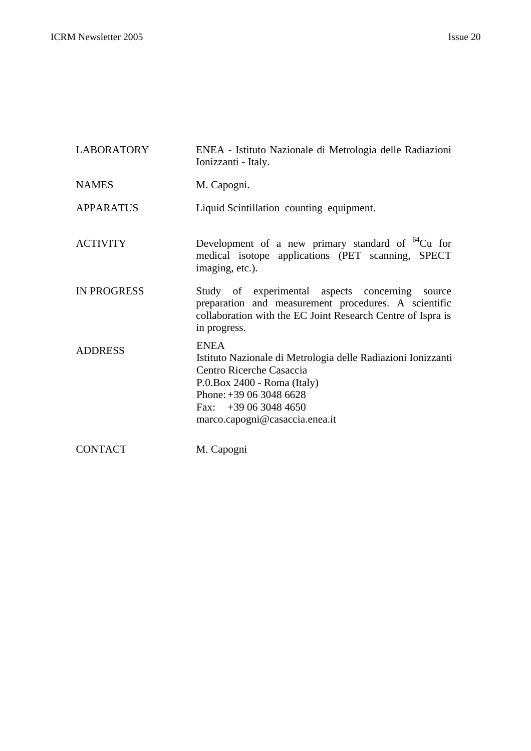| | |
|---|---|
| LABORATORY | ENEA - Istituto Nazionale di Metrologia delle Radiazioni Ionizzanti - Italy. |
| NAMES | M. Capogni. |
| APPARATUS | Liquid Scintillation counting equipment. |
| ACTIVITY | Development of a new primary standard of $^{64}Cu$ for medical isotope applications (PET scanning, SPECT imaging, etc.). |
| IN PROGRESS | Study of experimental aspects concerning source preparation and measurement procedures. A scientific collaboration with the EC Joint Research Centre of Ispra is in progress. |
| ADDRESS | ENEA<br>Istituto Nazionale di Metrologia delle Radiazioni Ionizzanti<br>Centro Ricerche Casaccia<br>P.0.Box 2400 - Roma (Italy)<br>Phone: +39 06 3048 6628<br>Fax: +39 06 3048 4650<br>marco.capogni@casaccia.enea.it |
| CONTACT | M. Capogni |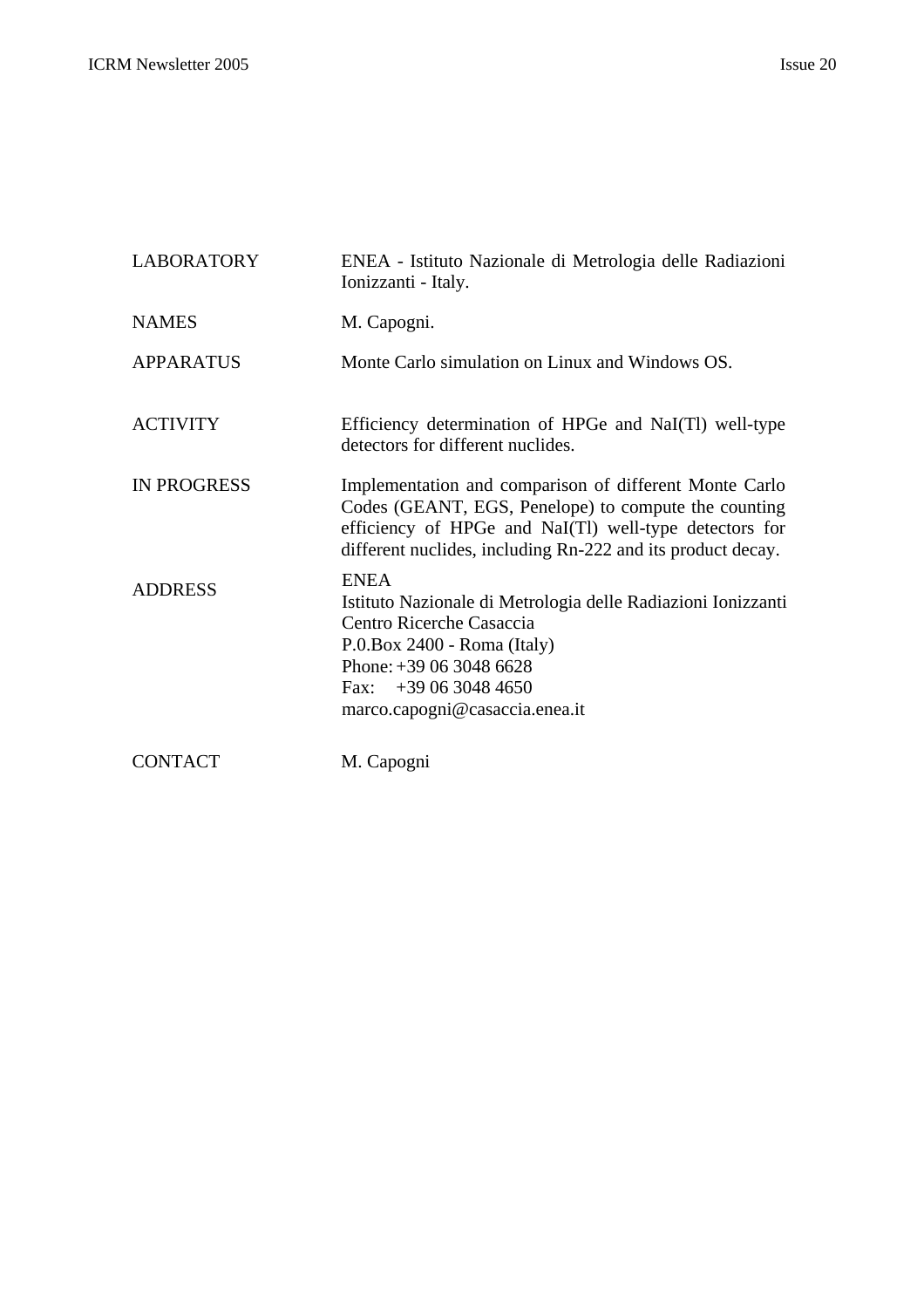| | |
|---|---|
| LABORATORY | ENEA - Istituto Nazionale di Metrologia delle Radiazioni Ionizzanti - Italy. |
| NAMES | M. Capogni. |
| APPARATUS | Monte Carlo simulation on Linux and Windows OS. |
| ACTIVITY | Efficiency determination of HPGe and NaI(Tl) well-type detectors for different nuclides. |
| IN PROGRESS | Implementation and comparison of different Monte Carlo Codes (GEANT, EGS, Penelope) to compute the counting efficiency of HPGe and NaI(Tl) well-type detectors for different nuclides, including Rn-222 and its product decay. |
| ADDRESS | ENEA<br>Istituto Nazionale di Metrologia delle Radiazioni Ionizzanti<br>Centro Ricerche Casaccia<br>P.0.Box 2400 - Roma (Italy)<br>Phone: +39 06 3048 6628<br>Fax: +39 06 3048 4650<br>marco.capogni@casaccia.enea.it |
| CONTACT | M. Capogni |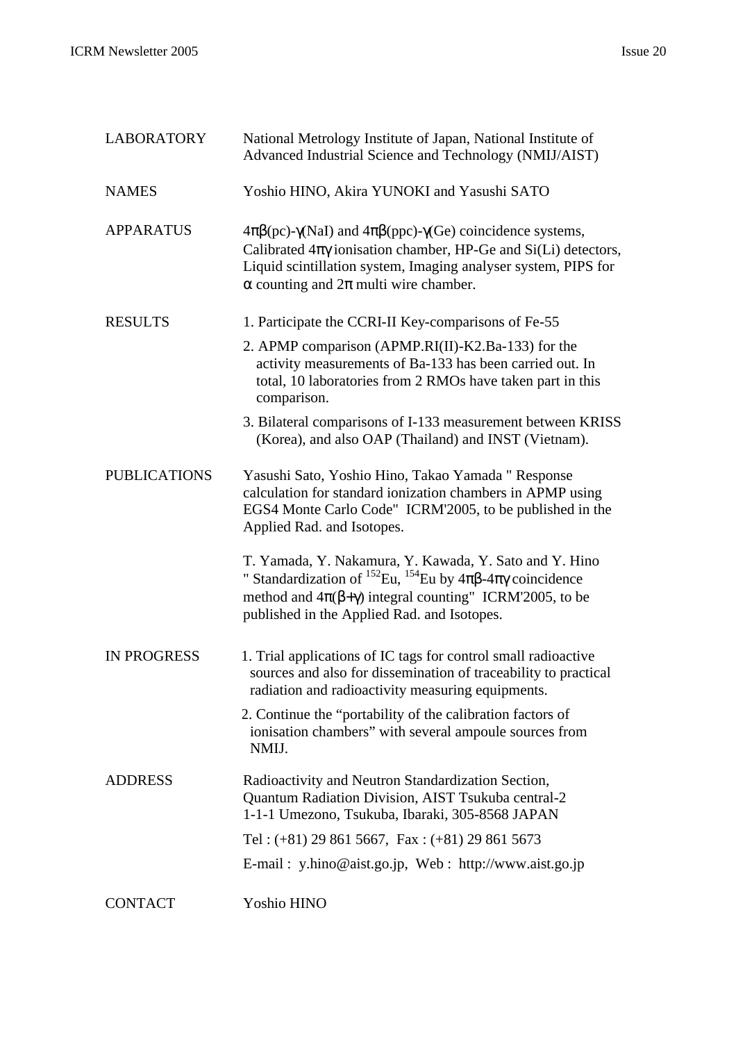| | |
|---|---|
| LABORATORY | National Metrology Institute of Japan, National Institute of Advanced Industrial Science and Technology (NMIJ/AIST) |
| NAMES | Yoshio HINO, Akira YUNOKI and Yasushi SATO |
| APPARATUS | $4\pi\beta$(pc)-$\gamma$(NaI) and $4\pi\beta$(ppc)-$\gamma$(Ge) coincidence systems, Calibrated $4\pi\gamma$ ionisation chamber, HP-Ge and Si(Li) detectors, Liquid scintillation system, Imaging analyser system, PIPS for $\alpha$ counting and $2\pi$ multi wire chamber. |
| RESULTS | 1. Participate the CCRI-II Key-comparisons of Fe-55<br>2. APMP comparison (APMP.RI(II)-K2.Ba-133) for the activity measurements of Ba-133 has been carried out. In total, 10 laboratories from 2 RMOs have taken part in this comparison.<br>3. Bilateral comparisons of I-133 measurement between KRISS (Korea), and also OAP (Thailand) and INST (Vietnam). |
| PUBLICATIONS | Yasushi Sato, Yoshio Hino, Takao Yamada " Response calculation for standard ionization chambers in APMP using EGS4 Monte Carlo Code" ICRM'2005, to be published in the Applied Rad. and Isotopes.<br><br>T. Yamada, Y. Nakamura, Y. Kawada, Y. Sato and Y. Hino " Standardization of $^{152}$Eu, $^{154}$Eu by $4\pi\beta$-$4\pi\gamma$ coincidence method and $4\pi(\beta+\gamma)$ integral counting" ICRM'2005, to be published in the Applied Rad. and Isotopes. |
| IN PROGRESS | 1. Trial applications of IC tags for control small radioactive sources and also for dissemination of traceability to practical radiation and radioactivity measuring equipments.<br>2. Continue the "portability of the calibration factors of ionisation chambers" with several ampoule sources from NMIJ. |
| ADDRESS | Radioactivity and Neutron Standardization Section, Quantum Radiation Division, AIST Tsukuba central-2 1-1-1 Umezono, Tsukuba, Ibaraki, 305-8568 JAPAN<br>Tel : (+81) 29 861 5667, Fax : (+81) 29 861 5673<br>E-mail : y.hino@aist.go.jp, Web : http://www.aist.go.jp |
| CONTACT | Yoshio HINO |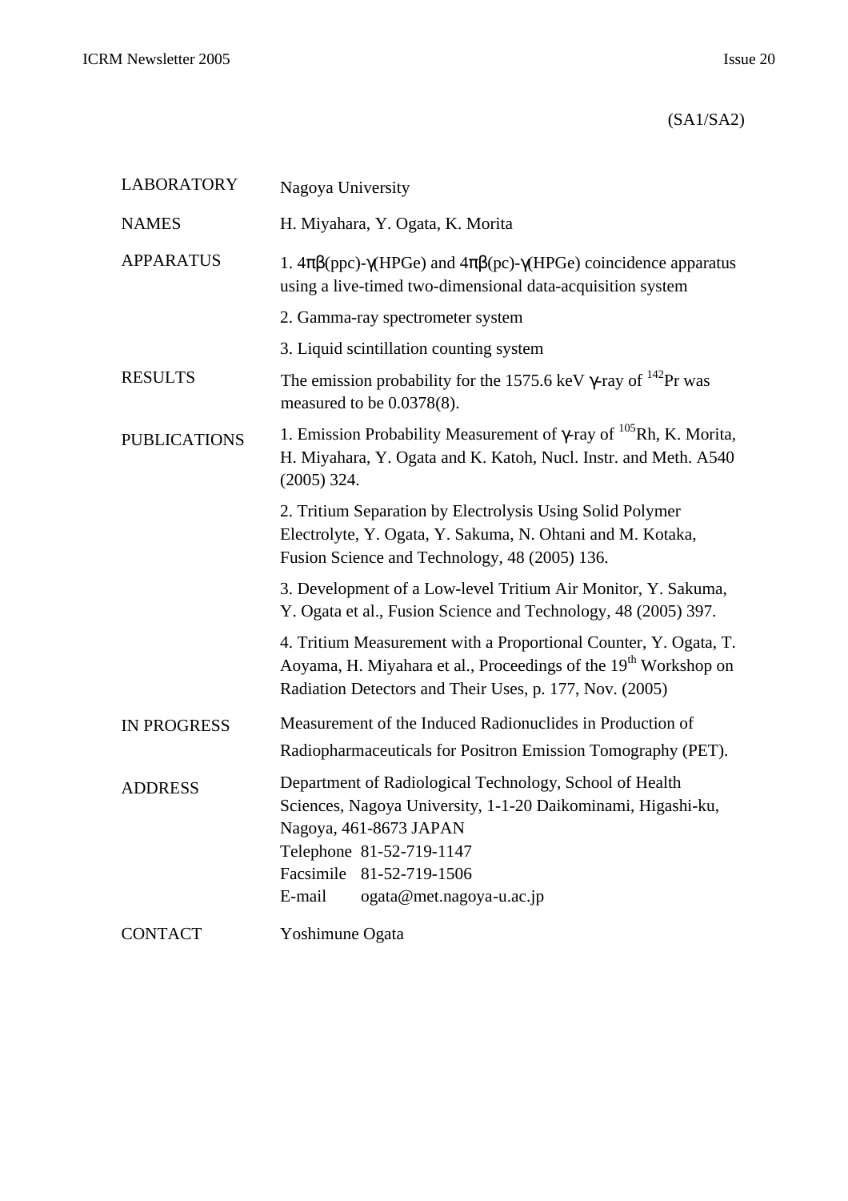(SA1/SA2)

| | |
|---|---|
| LABORATORY | Nagoya University |
| NAMES | H. Miyahara, Y. Ogata, K. Morita |
| APPARATUS | 1. 4πβ(ppc)-γ(HPGe) and 4πβ(pc)-γ(HPGe) coincidence apparatus using a live-timed two-dimensional data-acquisition system<br>2. Gamma-ray spectrometer system<br>3. Liquid scintillation counting system |
| RESULTS | The emission probability for the 1575.6 keV γ-ray of $^{142}$Pr was measured to be 0.0378(8). |
| PUBLICATIONS | 1. Emission Probability Measurement of γ-ray of $^{105}$Rh, K. Morita, H. Miyahara, Y. Ogata and K. Katoh, Nucl. Instr. and Meth. A540 (2005) 324.<br>2. Tritium Separation by Electrolysis Using Solid Polymer Electrolyte, Y. Ogata, Y. Sakuma, N. Ohtani and M. Kotaka, Fusion Science and Technology, 48 (2005) 136.<br>3. Development of a Low-level Tritium Air Monitor, Y. Sakuma, Y. Ogata et al., Fusion Science and Technology, 48 (2005) 397.<br>4. Tritium Measurement with a Proportional Counter, Y. Ogata, T. Aoyama, H. Miyahara et al., Proceedings of the 19th Workshop on Radiation Detectors and Their Uses, p. 177, Nov. (2005) |
| IN PROGRESS | Measurement of the Induced Radionuclides in Production of Radiopharmaceuticals for Positron Emission Tomography (PET). |
| ADDRESS | Department of Radiological Technology, School of Health Sciences, Nagoya University, 1-1-20 Daikominami, Higashi-ku, Nagoya, 461-8673 JAPAN<br>Telephone 81-52-719-1147<br>Facsimile 81-52-719-1506<br>E-mail ogata@met.nagoya-u.ac.jp |
| CONTACT | Yoshimune Ogata |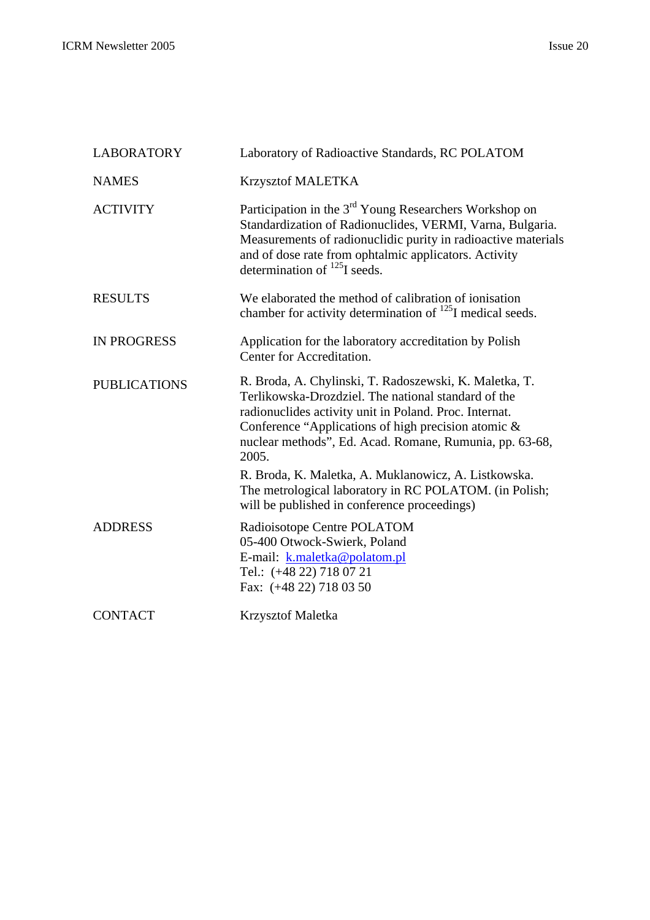| | |
|---|---|
| LABORATORY | Laboratory of Radioactive Standards, RC POLATOM |
| NAMES | Krzysztof MALETKA |
| ACTIVITY | Participation in the 3rd Young Researchers Workshop on Standardization of Radionuclides, VERMI, Varna, Bulgaria. Measurements of radionuclidic purity in radioactive materials and of dose rate from ophtalmic applicators. Activity determination of $^{125}I$ seeds. |
| RESULTS | We elaborated the method of calibration of ionisation chamber for activity determination of $^{125}I$ medical seeds. |
| IN PROGRESS | Application for the laboratory accreditation by Polish Center for Accreditation. |
| PUBLICATIONS | R. Broda, A. Chylinski, T. Radoszewski, K. Maletka, T. Terlikowska-Drozdziel. The national standard of the radionuclides activity unit in Poland. Proc. Internat. Conference "Applications of high precision atomic & nuclear methods", Ed. Acad. Romane, Rumunia, pp. 63-68, 2005.<br><br>R. Broda, K. Maletka, A. Muklanowicz, A. Listkowska. The metrological laboratory in RC POLATOM. (in Polish; will be published in conference proceedings) |
| ADDRESS | Radioisotope Centre POLATOM<br>05-400 Otwock-Swierk, Poland<br>E-mail: k.maletka@polatom.pl<br>Tel.: (+48 22) 718 07 21<br>Fax: (+48 22) 718 03 50 |
| CONTACT | Krzysztof Maletka |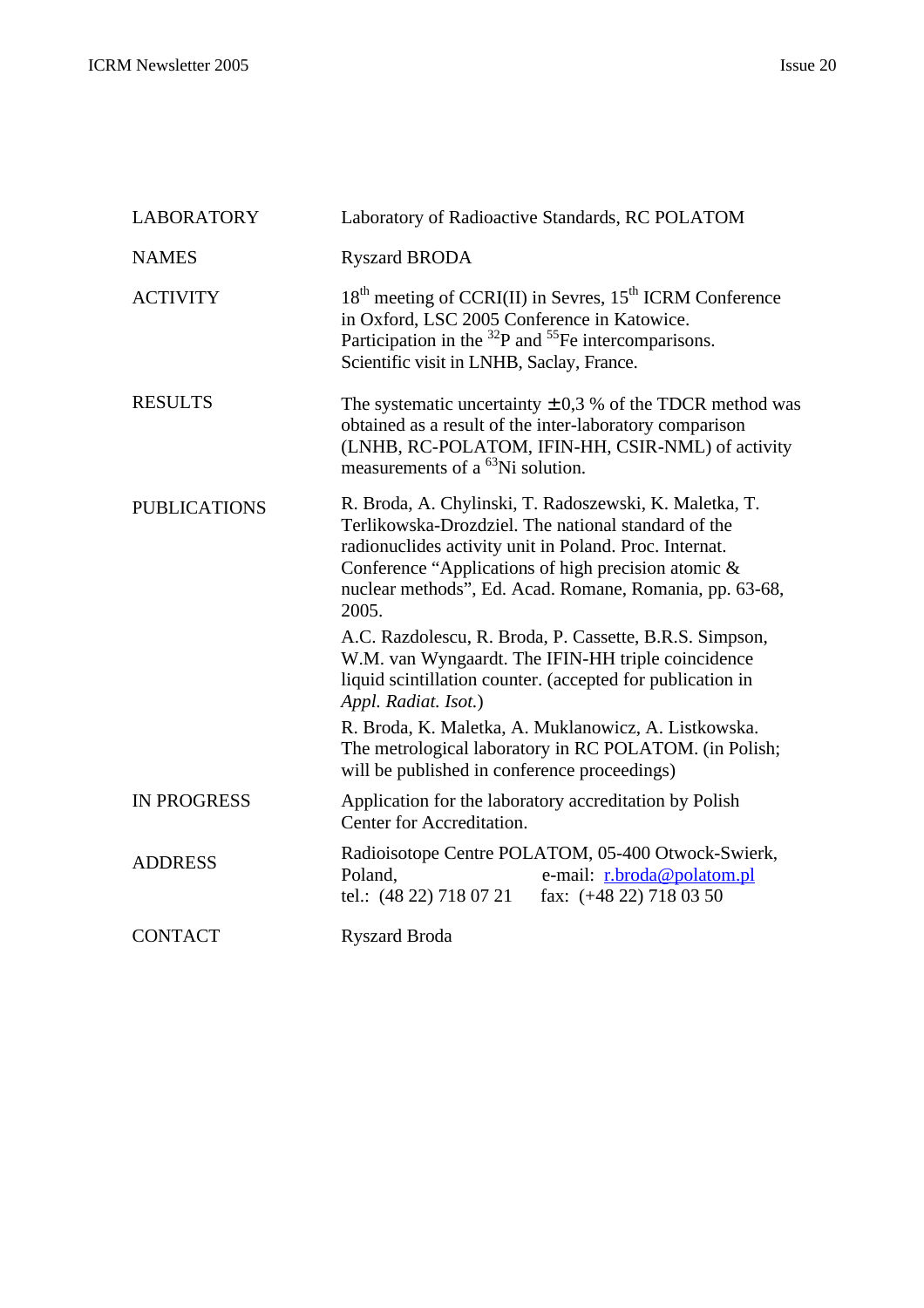| | |
|---|---|
| LABORATORY | Laboratory of Radioactive Standards, RC POLATOM |
| NAMES | Ryszard BRODA |
| ACTIVITY | 18th meeting of CCRI(II) in Sevres, 15th ICRM Conference in Oxford, LSC 2005 Conference in Katowice. Participation in the $^{32}P$ and $^{55}Fe$ intercomparisons. Scientific visit in LNHB, Saclay, France. |
| RESULTS | The systematic uncertainty $\pm$ 0,3 % of the TDCR method was obtained as a result of the inter-laboratory comparison (LNHB, RC-POLATOM, IFIN-HH, CSIR-NML) of activity measurements of a $^{63}Ni$ solution. |
| PUBLICATIONS | R. Broda, A. Chylinski, T. Radoszewski, K. Maletka, T. Terlikowska-Drozdziel. The national standard of the radionuclides activity unit in Poland. Proc. Internat. Conference "Applications of high precision atomic & nuclear methods", Ed. Acad. Romane, Romania, pp. 63-68, 2005.<br><br>A.C. Razdolescu, R. Broda, P. Cassette, B.R.S. Simpson, W.M. van Wyngaardt. The IFIN-HH triple coincidence liquid scintillation counter. (accepted for publication in *Appl. Radiat. Isot.*)<br><br>R. Broda, K. Maletka, A. Muklanowicz, A. Listkowska. The metrological laboratory in RC POLATOM. (in Polish; will be published in conference proceedings) |
| IN PROGRESS | Application for the laboratory accreditation by Polish Center for Accreditation. |
| ADDRESS | Radioisotope Centre POLATOM, 05-400 Otwock-Swierk, Poland, e-mail: r.broda@polatom.pl<br>tel.: (48 22) 718 07 21 fax: (+48 22) 718 03 50 |
| CONTACT | Ryszard Broda |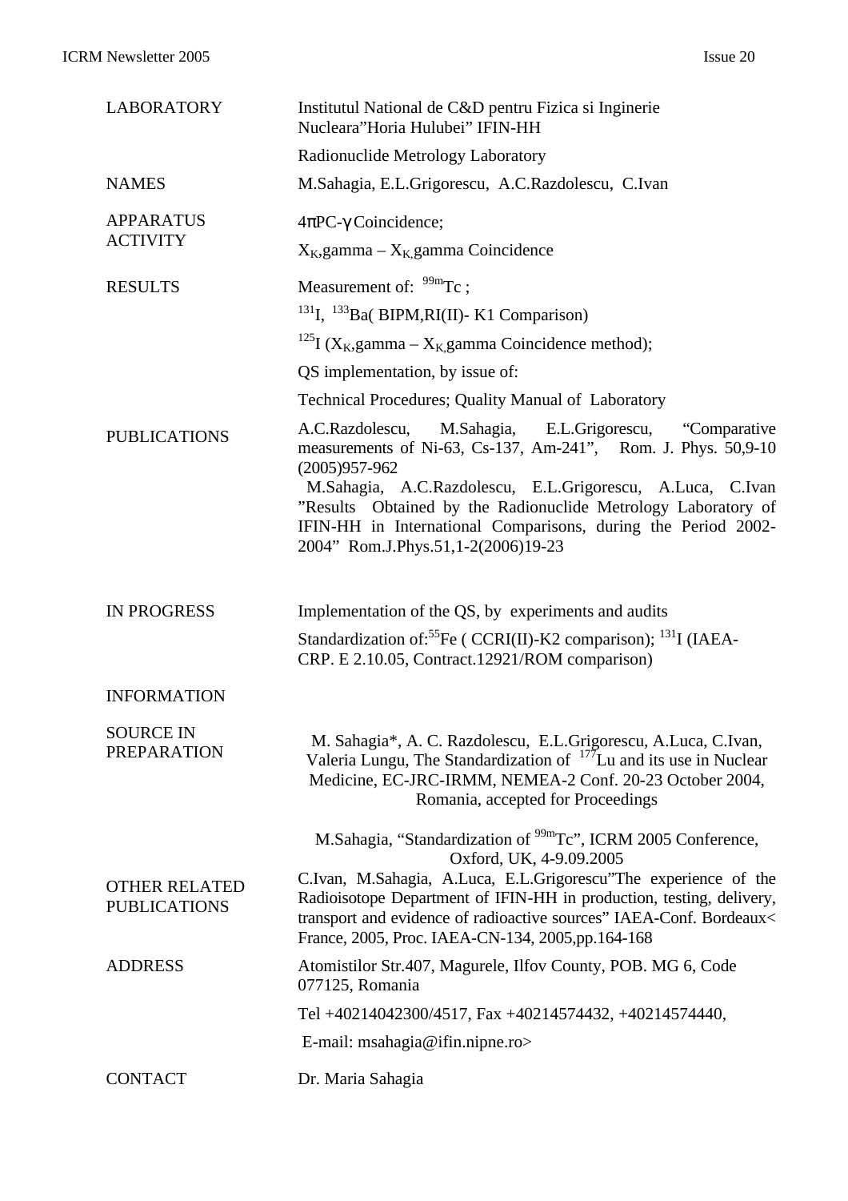| | |
|---|---|
| LABORATORY | Institutul National de C&D pentru Fizica si Inginerie Nucleara"Horia Hulubei" IFIN-HH<br>Radionuclide Metrology Laboratory |
| NAMES | M.Sahagia, E.L.Grigorescu, A.C.Razdolescu, C.Ivan |
| APPARATUS ACTIVITY | $4\pi$PC-$\gamma$ Coincidence;<br>$X_K$,gamma – $X_K$,gamma Coincidence |
| RESULTS | Measurement of: $^{99m}$Tc ;<br>$^{131}$I, $^{133}$Ba( BIPM,RI(II)- K1 Comparison)<br>$^{125}$I ($X_K$,gamma – $X_K$,gamma Coincidence method);<br>QS implementation, by issue of:<br>Technical Procedures; Quality Manual of Laboratory |
| PUBLICATIONS | A.C.Razdolescu, M.Sahagia, E.L.Grigorescu, "Comparative measurements of Ni-63, Cs-137, Am-241", Rom. J. Phys. 50,9-10 (2005)957-962<br>M.Sahagia, A.C.Razdolescu, E.L.Grigorescu, A.Luca, C.Ivan "Results Obtained by the Radionuclide Metrology Laboratory of IFIN-HH in International Comparisons, during the Period 2002-2004" Rom.J.Phys.51,1-2(2006)19-23 |
| IN PROGRESS | Implementation of the QS, by experiments and audits<br>Standardization of:$^{55}$Fe ( CCRI(II)-K2 comparison); $^{131}$I (IAEA-CRP. E 2.10.05, Contract.12921/ROM comparison) |
| INFORMATION | |
| SOURCE IN PREPARATION | M. Sahagia*, A. C. Razdolescu, E.L.Grigorescu, A.Luca, C.Ivan, Valeria Lungu, The Standardization of $^{177}$Lu and its use in Nuclear Medicine, EC-JRC-IRMM, NEMEA-2 Conf. 20-23 October 2004, Romania, accepted for Proceedings<br>M.Sahagia, "Standardization of $^{99m}$Tc", ICRM 2005 Conference, Oxford, UK, 4-9.09.2005 |
| OTHER RELATED PUBLICATIONS | C.Ivan, M.Sahagia, A.Luca, E.L.Grigorescu"The experience of the Radioisotope Department of IFIN-HH in production, testing, delivery, transport and evidence of radioactive sources" IAEA-Conf. Bordeaux< France, 2005, Proc. IAEA-CN-134, 2005,pp.164-168 |
| ADDRESS | Atomistilor Str.407, Magurele, Ilfov County, POB. MG 6, Code 077125, Romania<br>Tel +40214042300/4517, Fax +40214574432, +40214574440,<br>E-mail: msahagia@ifin.nipne.ro> |
| CONTACT | Dr. Maria Sahagia |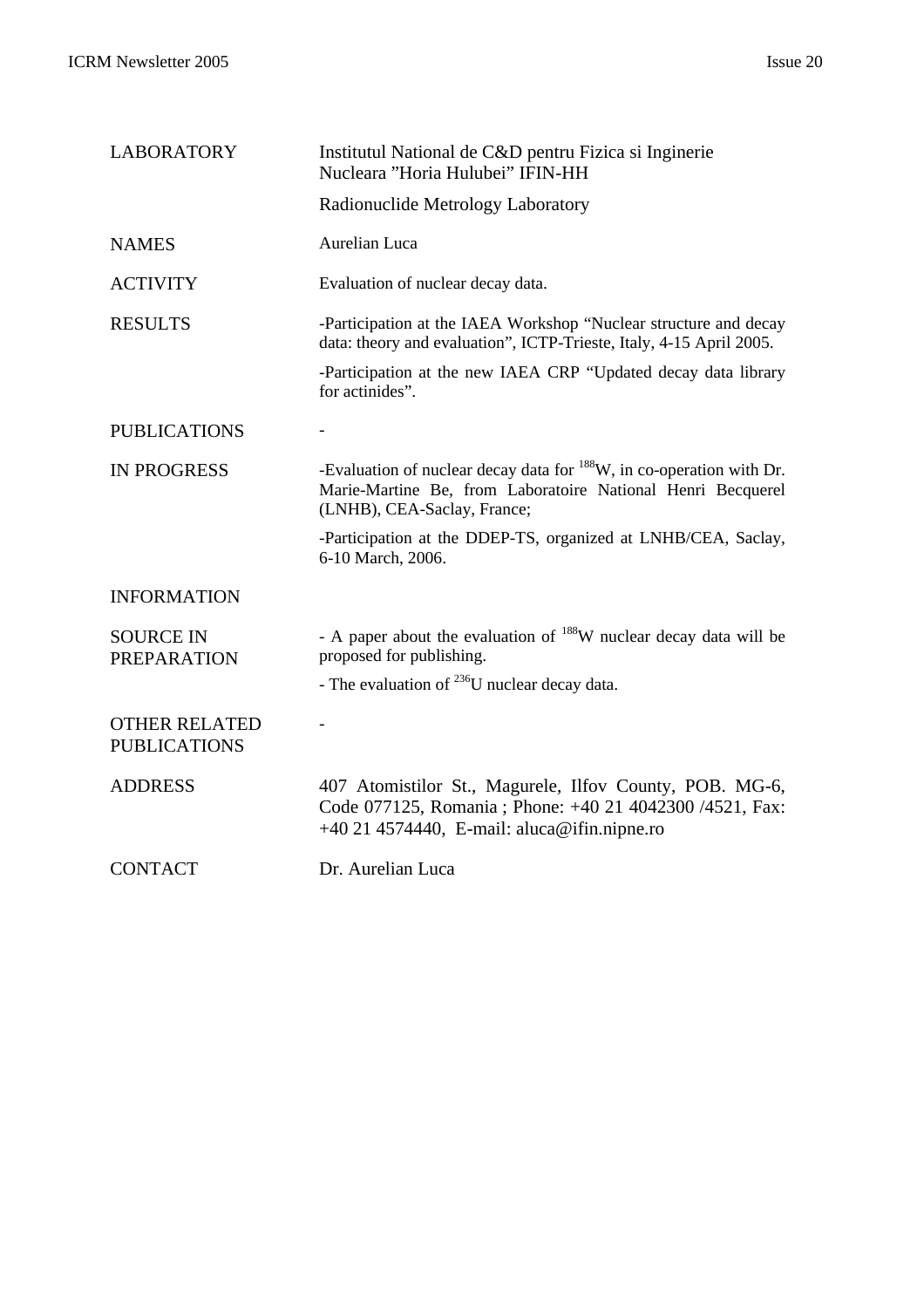| | |
|---|---|
| LABORATORY | Institutul National de C&D pentru Fizica si Inginerie Nucleara ”Horia Hulubei” IFIN-HH<br><br>Radionuclide Metrology Laboratory |
| NAMES | Aurelian Luca |
| ACTIVITY | Evaluation of nuclear decay data. |
| RESULTS | -Participation at the IAEA Workshop “Nuclear structure and decay data: theory and evaluation”, ICTP-Trieste, Italy, 4-15 April 2005.<br><br>-Participation at the new IAEA CRP “Updated decay data library for actinides”. |
| PUBLICATIONS | - |
| IN PROGRESS | -Evaluation of nuclear decay data for $^{188}$W, in co-operation with Dr. Marie-Martine Be, from Laboratoire National Henri Becquerel (LNHB), CEA-Saclay, France;<br><br>-Participation at the DDEP-TS, organized at LNHB/CEA, Saclay, 6-10 March, 2006. |
| INFORMATION | |
| SOURCE IN PREPARATION | - A paper about the evaluation of $^{188}$W nuclear decay data will be proposed for publishing.<br><br>- The evaluation of $^{236}$U nuclear decay data. |
| OTHER RELATED PUBLICATIONS | - |
| ADDRESS | 407 Atomistilor St., Magurele, Ilfov County, POB. MG-6, Code 077125, Romania ; Phone: +40 21 4042300 /4521, Fax: +40 21 4574440, E-mail: aluca@ifin.nipne.ro |
| CONTACT | Dr. Aurelian Luca |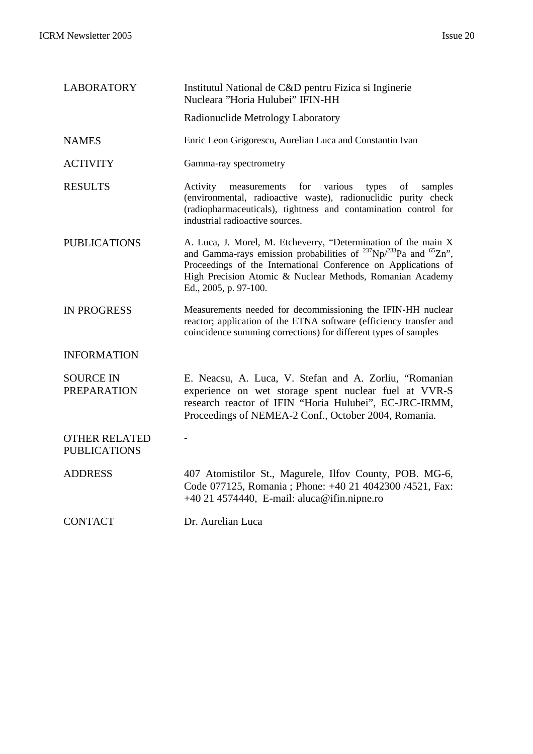| | |
|---|---|
| LABORATORY | Institutul National de C&D pentru Fizica si Inginerie Nucleara "Horia Hulubei" IFIN-HH<br><br>Radionuclide Metrology Laboratory |
| NAMES | Enric Leon Grigorescu, Aurelian Luca and Constantin Ivan |
| ACTIVITY | Gamma-ray spectrometry |
| RESULTS | Activity measurements for various types of samples (environmental, radioactive waste), radionuclidic purity check (radiopharmaceuticals), tightness and contamination control for industrial radioactive sources. |
| PUBLICATIONS | A. Luca, J. Morel, M. Etcheverry, "Determination of the main X and Gamma-rays emission probabilities of $^{237}$Np/$^{233}$Pa and $^{65}$Zn", Proceedings of the International Conference on Applications of High Precision Atomic & Nuclear Methods, Romanian Academy Ed., 2005, p. 97-100. |
| IN PROGRESS | Measurements needed for decommissioning the IFIN-HH nuclear reactor; application of the ETNA software (efficiency transfer and coincidence summing corrections) for different types of samples |
| INFORMATION | |
| SOURCE IN PREPARATION | E. Neacsu, A. Luca, V. Stefan and A. Zorliu, "Romanian experience on wet storage spent nuclear fuel at VVR-S research reactor of IFIN "Horia Hulubei", EC-JRC-IRMM, Proceedings of NEMEA-2 Conf., October 2004, Romania. |
| OTHER RELATED PUBLICATIONS | - |
| ADDRESS | 407 Atomistilor St., Magurele, Ilfov County, POB. MG-6, Code 077125, Romania ; Phone: +40 21 4042300 /4521, Fax: +40 21 4574440, E-mail: aluca@ifin.nipne.ro |
| CONTACT | Dr. Aurelian Luca |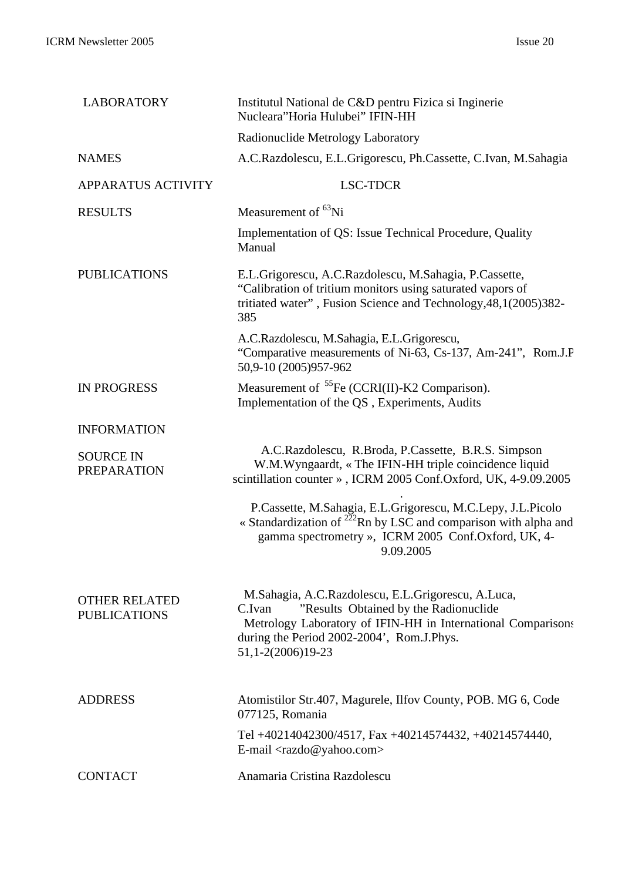| | |
|---|---|
| LABORATORY | Institutul National de C&D pentru Fizica si Inginerie Nucleara"Horia Hulubei" IFIN-HH<br><br>Radionuclide Metrology Laboratory |
| NAMES | A.C.Razdolescu, E.L.Grigorescu, Ph.Cassette, C.Ivan, M.Sahagia |
| APPARATUS ACTIVITY | LSC-TDCR |
| RESULTS | Measurement of $^{63}$Ni<br><br>Implementation of QS: Issue Technical Procedure, Quality Manual |
| PUBLICATIONS | E.L.Grigorescu, A.C.Razdolescu, M.Sahagia, P.Cassette, "Calibration of tritium monitors using saturated vapors of tritiated water" , Fusion Science and Technology,48,1(2005)382-385<br><br>A.C.Razdolescu, M.Sahagia, E.L.Grigorescu, "Comparative measurements of Ni-63, Cs-137, Am-241", Rom.J.P 50,9-10 (2005)957-962 |
| IN PROGRESS | Measurement of $^{55}$Fe (CCRI(II)-K2 Comparison).<br>Implementation of the QS , Experiments, Audits |
| INFORMATION | |
| SOURCE IN PREPARATION | A.C.Razdolescu, R.Broda, P.Cassette, B.R.S. Simpson W.M.Wyngaardt, « The IFIN-HH triple coincidence liquid scintillation counter » , ICRM 2005 Conf.Oxford, UK, 4-9.09.2005 .<br><br>P.Cassette, M.Sahagia, E.L.Grigorescu, M.C.Lepy, J.L.Picolo « Standardization of $^{222}$Rn by LSC and comparison with alpha and gamma spectrometry », ICRM 2005 Conf.Oxford, UK, 4-9.09.2005 |
| OTHER RELATED PUBLICATIONS | M.Sahagia, A.C.Razdolescu, E.L.Grigorescu, A.Luca, C.Ivan "Results Obtained by the Radionuclide Metrology Laboratory of IFIN-HH in International Comparisons during the Period 2002-2004', Rom.J.Phys. 51,1-2(2006)19-23 |
| ADDRESS | Atomistilor Str.407, Magurele, Ilfov County, POB. MG 6, Code 077125, Romania<br><br>Tel +40214042300/4517, Fax +40214574432, +40214574440, E-mail <razdo@yahoo.com> |
| CONTACT | Anamaria Cristina Razdolescu |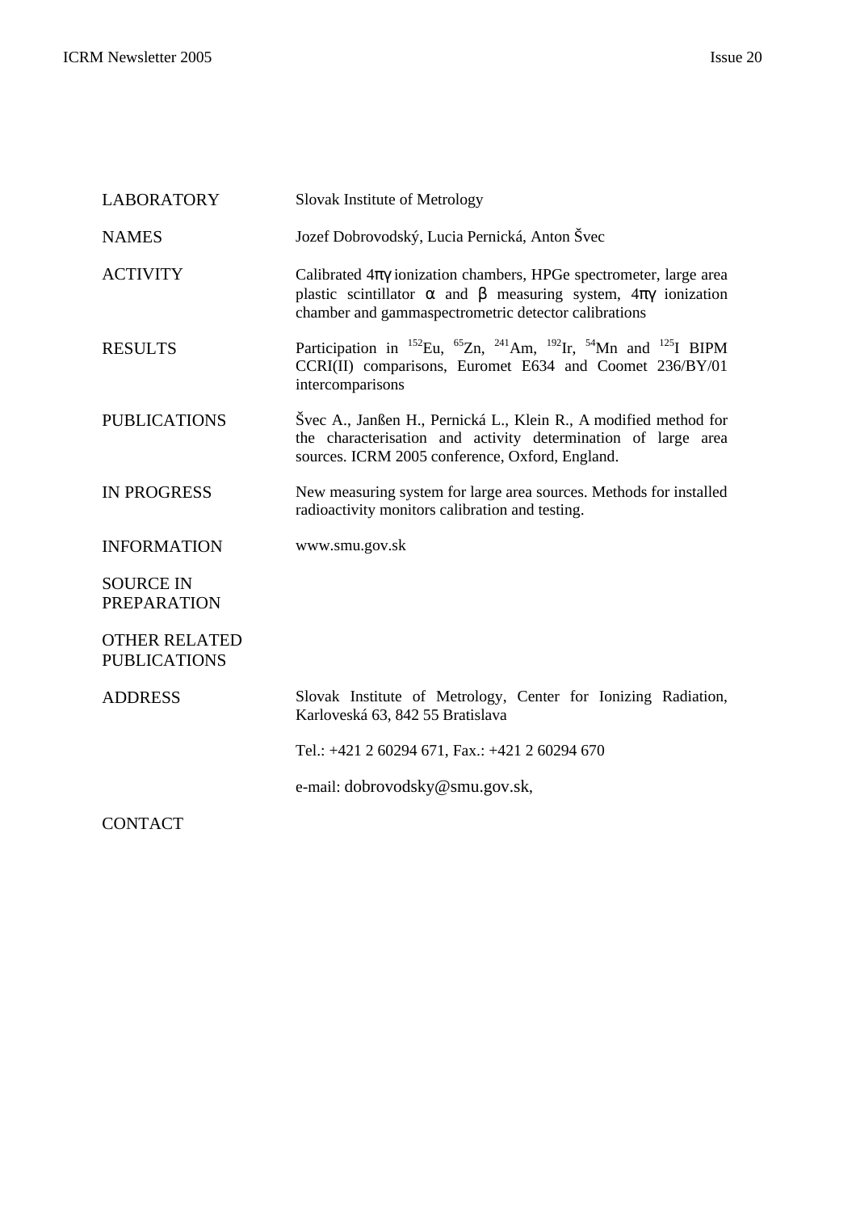| | |
|---|---|
| LABORATORY | Slovak Institute of Metrology |
| NAMES | Jozef Dobrovodský, Lucia Pernická, Anton Švec |
| ACTIVITY | Calibrated $4\pi\gamma$ ionization chambers, HPGe spectrometer, large area plastic scintillator $\alpha$ and $\beta$ measuring system, $4\pi\gamma$ ionization chamber and gammaspectrometric detector calibrations |
| RESULTS | Participation in $^{152}$Eu, $^{65}$Zn, $^{241}$Am, $^{192}$Ir, $^{54}$Mn and $^{125}$I BIPM CCRI(II) comparisons, Euromet E634 and Coomet 236/BY/01 intercomparisons |
| PUBLICATIONS | Švec A., Janßen H., Pernická L., Klein R., A modified method for the characterisation and activity determination of large area sources. ICRM 2005 conference, Oxford, England. |
| IN PROGRESS | New measuring system for large area sources. Methods for installed radioactivity monitors calibration and testing. |
| INFORMATION | www.smu.gov.sk |
| SOURCE IN PREPARATION | |
| OTHER RELATED PUBLICATIONS | |
| ADDRESS | Slovak Institute of Metrology, Center for Ionizing Radiation, Karloveská 63, 842 55 Bratislava<br><br>Tel.: +421 2 60294 671, Fax.: +421 2 60294 670<br><br>e-mail: dobrovodsky@smu.gov.sk, |
| CONTACT | |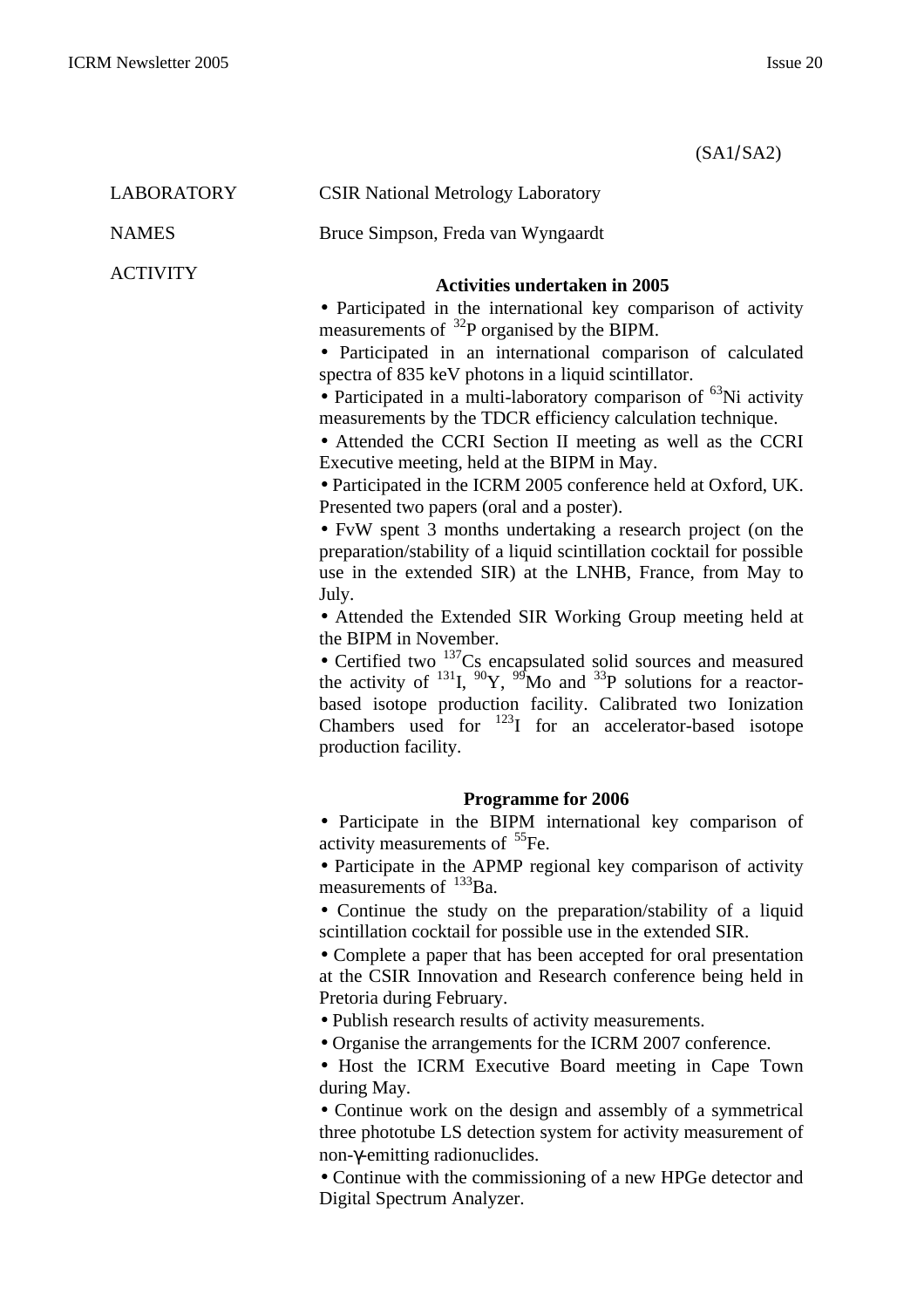(SA1/SA2)

LABORATORY CSIR National Metrology Laboratory

NAMES Bruce Simpson, Freda van Wyngaardt

ACTIVITY

**Activities undertaken in 2005**

- Participated in the international key comparison of activity measurements of $^{32}$P organised by the BIPM.
- Participated in an international comparison of calculated spectra of 835 keV photons in a liquid scintillator.
- Participated in a multi-laboratory comparison of $^{63}$Ni activity measurements by the TDCR efficiency calculation technique.
- Attended the CCRI Section II meeting as well as the CCRI Executive meeting, held at the BIPM in May.
- Participated in the ICRM 2005 conference held at Oxford, UK. Presented two papers (oral and a poster).
- FvW spent 3 months undertaking a research project (on the preparation/stability of a liquid scintillation cocktail for possible use in the extended SIR) at the LNHB, France, from May to July.
- Attended the Extended SIR Working Group meeting held at the BIPM in November.
- Certified two $^{137}$Cs encapsulated solid sources and measured the activity of $^{131}$I, $^{90}$Y, $^{99}$Mo and $^{33}$P solutions for a reactor-based isotope production facility. Calibrated two Ionization Chambers used for $^{123}$I for an accelerator-based isotope production facility.

**Programme for 2006**

- Participate in the BIPM international key comparison of activity measurements of $^{55}$Fe.
- Participate in the APMP regional key comparison of activity measurements of $^{133}$Ba.
- Continue the study on the preparation/stability of a liquid scintillation cocktail for possible use in the extended SIR.
- Complete a paper that has been accepted for oral presentation at the CSIR Innovation and Research conference being held in Pretoria during February.
- Publish research results of activity measurements.
- Organise the arrangements for the ICRM 2007 conference.
- Host the ICRM Executive Board meeting in Cape Town during May.
- Continue work on the design and assembly of a symmetrical three phototube LS detection system for activity measurement of non-$\gamma$-emitting radionuclides.
- Continue with the commissioning of a new HPGe detector and Digital Spectrum Analyzer.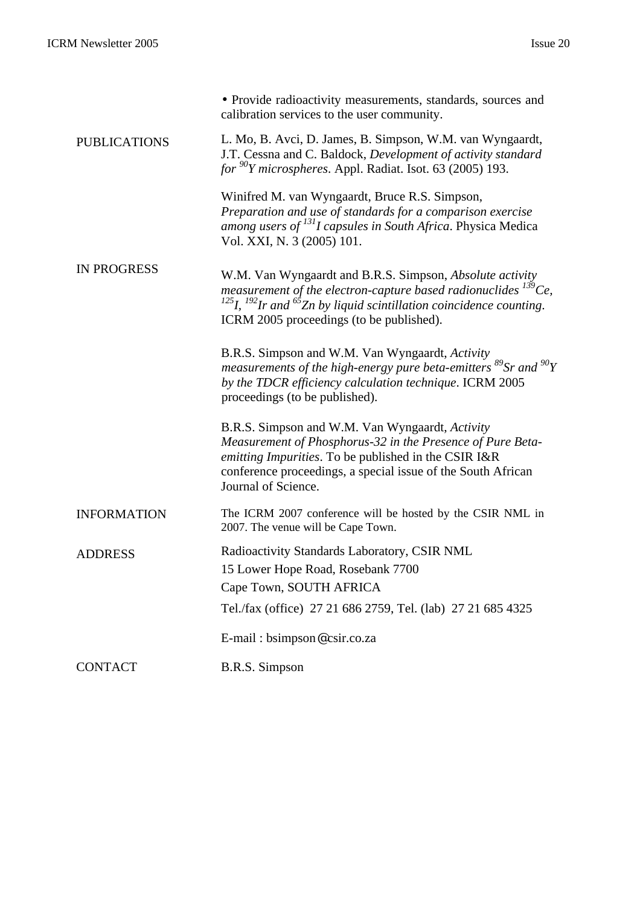- Provide radioactivity measurements, standards, sources and calibration services to the user community.

**PUBLICATIONS**

L. Mo, B. Avci, D. James, B. Simpson, W.M. van Wyngaardt, J.T. Cessna and C. Baldock, *Development of activity standard for $^{90}$Y microspheres*. Appl. Radiat. Isot. 63 (2005) 193.

Winifred M. van Wyngaardt, Bruce R.S. Simpson, *Preparation and use of standards for a comparison exercise among users of $^{131}$I capsules in South Africa*. Physica Medica Vol. XXI, N. 3 (2005) 101.

**IN PROGRESS**

W.M. Van Wyngaardt and B.R.S. Simpson, *Absolute activity measurement of the electron-capture based radionuclides $^{139}$Ce, $^{125}$I, $^{192}$Ir and $^{65}$Zn by liquid scintillation coincidence counting*. ICRM 2005 proceedings (to be published).

B.R.S. Simpson and W.M. Van Wyngaardt, *Activity measurements of the high-energy pure beta-emitters $^{89}$Sr and $^{90}$Y by the TDCR efficiency calculation technique*. ICRM 2005 proceedings (to be published).

B.R.S. Simpson and W.M. Van Wyngaardt, *Activity Measurement of Phosphorus-32 in the Presence of Pure Beta-emitting Impurities*. To be published in the CSIR I&R conference proceedings, a special issue of the South African Journal of Science.

**INFORMATION**

The ICRM 2007 conference will be hosted by the CSIR NML in 2007. The venue will be Cape Town.

**ADDRESS**

Radioactivity Standards Laboratory, CSIR NML
15 Lower Hope Road, Rosebank 7700
Cape Town, SOUTH AFRICA
Tel./fax (office) 27 21 686 2759, Tel. (lab) 27 21 685 4325

E-mail : bsimpson@csir.co.za

**CONTACT**

B.R.S. Simpson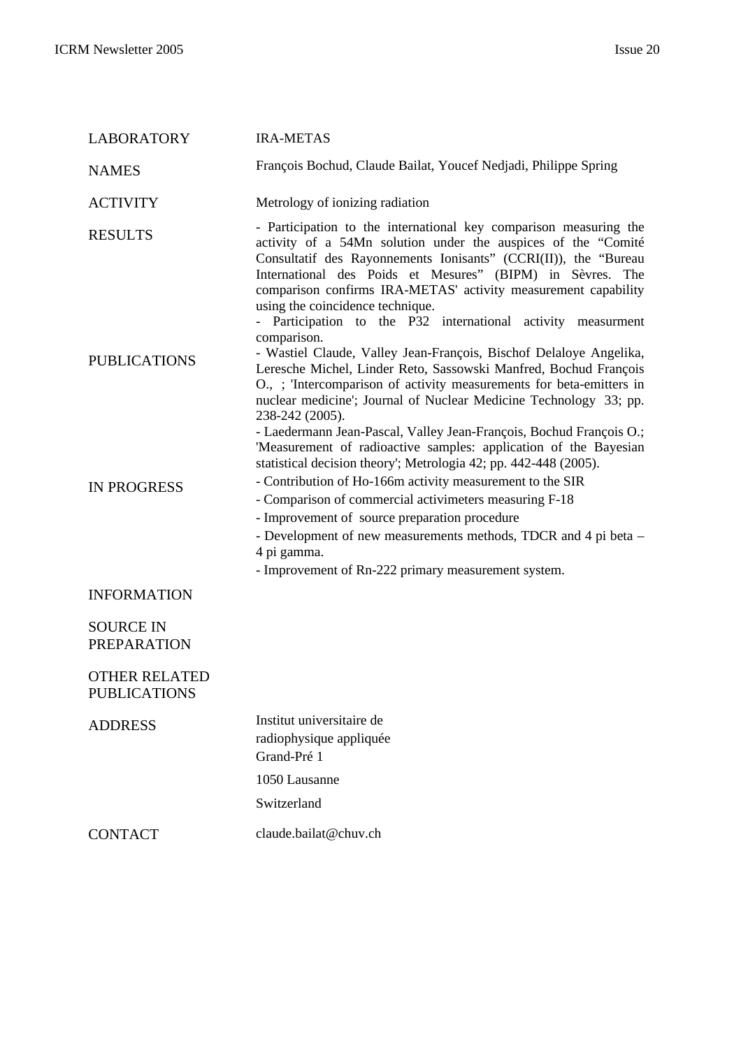| | |
|---|---|
| LABORATORY | IRA-METAS |
| NAMES | François Bochud, Claude Bailat, Youcef Nedjadi, Philippe Spring |
| ACTIVITY | Metrology of ionizing radiation |
| RESULTS | - Participation to the international key comparison measuring the activity of a 54Mn solution under the auspices of the "Comité Consultatif des Rayonnements Ionisants" (CCRI(II)), the "Bureau International des Poids et Mesures" (BIPM) in Sèvres. The comparison confirms IRA-METAS' activity measurement capability using the coincidence technique.<br>- Participation to the P32 international activity measurment comparison. |
| PUBLICATIONS | - Wastiel Claude, Valley Jean-François, Bischof Delaloye Angelika, Leresche Michel, Linder Reto, Sassowski Manfred, Bochud François O., ; 'Intercomparison of activity measurements for beta-emitters in nuclear medicine'; Journal of Nuclear Medicine Technology 33; pp. 238-242 (2005).<br>- Laedermann Jean-Pascal, Valley Jean-François, Bochud François O.; 'Measurement of radioactive samples: application of the Bayesian statistical decision theory'; Metrologia 42; pp. 442-448 (2005). |
| IN PROGRESS | - Contribution of Ho-166m activity measurement to the SIR<br>- Comparison of commercial activimeters measuring F-18<br>- Improvement of source preparation procedure<br>- Development of new measurements methods, TDCR and 4 pi beta – 4 pi gamma.<br>- Improvement of Rn-222 primary measurement system. |
| INFORMATION | |
| SOURCE IN PREPARATION | |
| OTHER RELATED PUBLICATIONS | |
| ADDRESS | Institut universitaire de radiophysique appliquée<br>Grand-Pré 1<br>1050 Lausanne<br>Switzerland |
| CONTACT | claude.bailat@chuv.ch |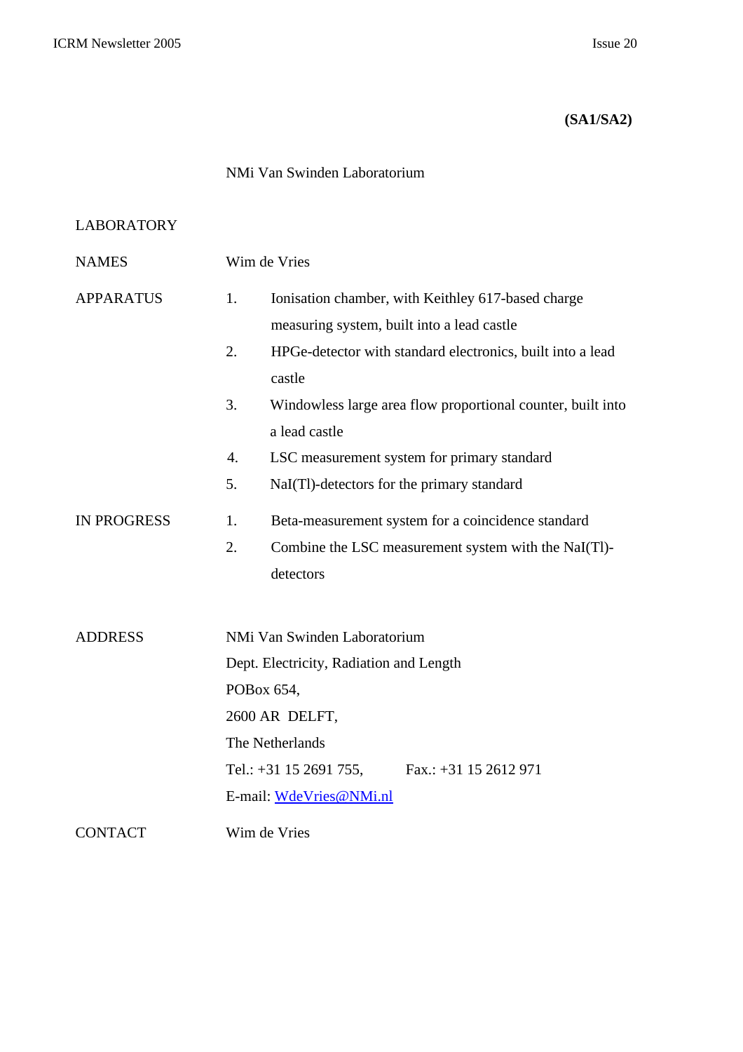**(SA1/SA2)**

NMi Van Swinden Laboratorium

LABORATORY

| | |
|---|---|
| NAMES | Wim de Vries |
| APPARATUS | 1. Ionisation chamber, with Keithley 617-based charge measuring system, built into a lead castle<br>2. HPGe-detector with standard electronics, built into a lead castle<br>3. Windowless large area flow proportional counter, built into a lead castle<br>4. LSC measurement system for primary standard<br>5. NaI(Tl)-detectors for the primary standard |
| IN PROGRESS | 1. Beta-measurement system for a coincidence standard<br>2. Combine the LSC measurement system with the NaI(Tl)-detectors |
| ADDRESS | NMi Van Swinden Laboratorium<br>Dept. Electricity, Radiation and Length<br>POBox 654,<br>2600 AR DELFT,<br>The Netherlands<br>Tel.: +31 15 2691 755, Fax.: +31 15 2612 971<br>E-mail: WdeVries@NMi.nl |
| CONTACT | Wim de Vries |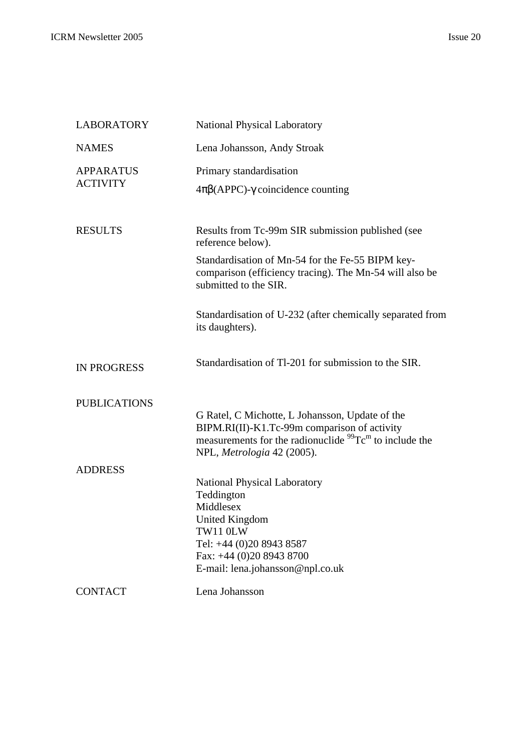| | |
|---|---|
| LABORATORY | National Physical Laboratory |
| NAMES | Lena Johansson, Andy Stroak |
| APPARATUS ACTIVITY | Primary standardisation<br>$4\pi\beta$(APPC)-$\gamma$ coincidence counting |
| RESULTS | Results from Tc-99m SIR submission published (see reference below).<br>Standardisation of Mn-54 for the Fe-55 BIPM key-comparison (efficiency tracing). The Mn-54 will also be submitted to the SIR.<br>Standardisation of U-232 (after chemically separated from its daughters). |
| IN PROGRESS | Standardisation of Tl-201 for submission to the SIR. |
| PUBLICATIONS | G Ratel, C Michotte, L Johansson, Update of the BIPM.RI(II)-K1.Tc-99m comparison of activity measurements for the radionuclide $^{99}Tc^{m}$ to include the NPL, *Metrologia* 42 (2005). |
| ADDRESS | National Physical Laboratory<br>Teddington<br>Middlesex<br>United Kingdom<br>TW11 0LW<br>Tel: +44 (0)20 8943 8587<br>Fax: +44 (0)20 8943 8700<br>E-mail: lena.johansson@npl.co.uk |
| CONTACT | Lena Johansson |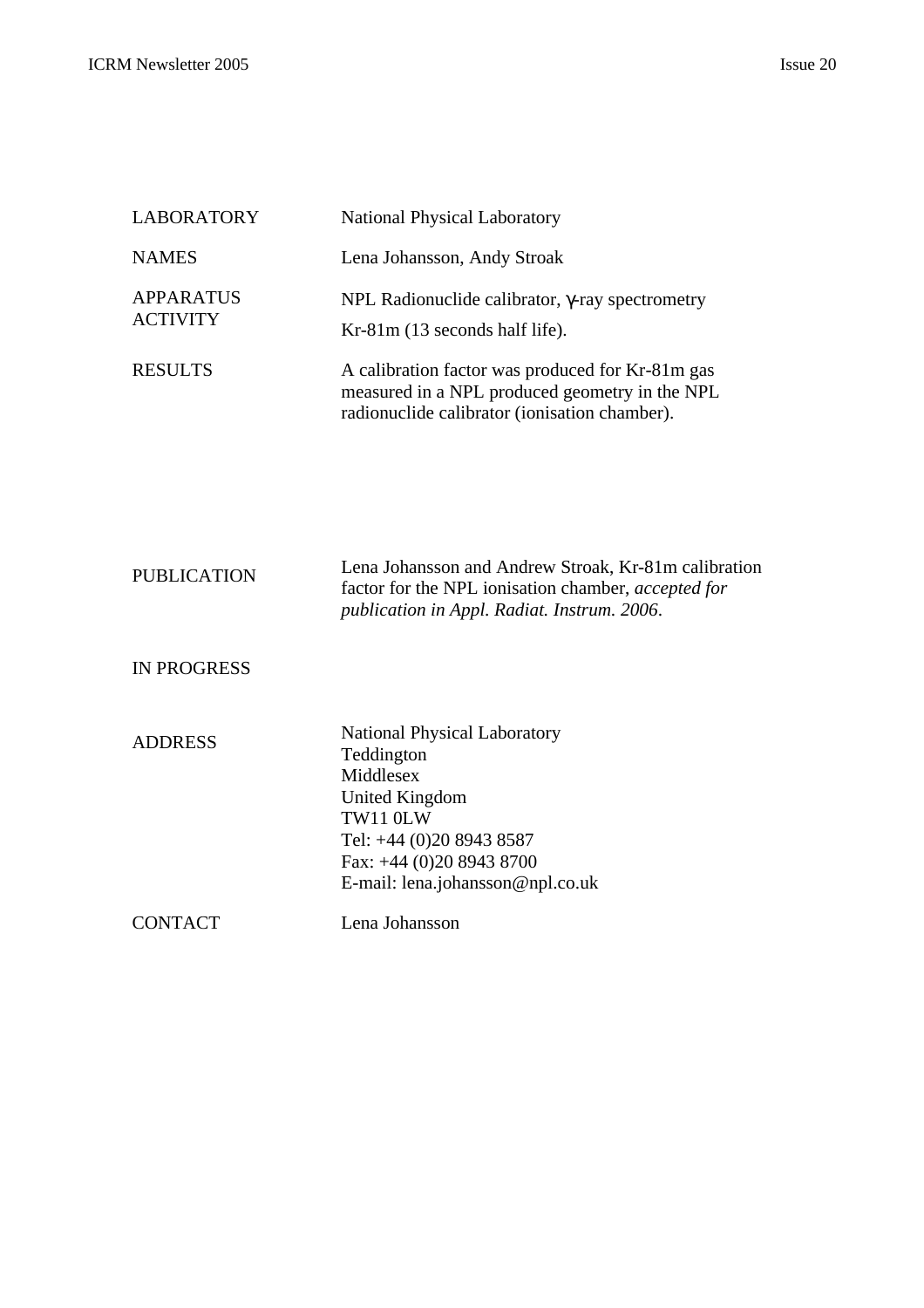| | |
|---|---|
| LABORATORY | National Physical Laboratory |
| NAMES | Lena Johansson, Andy Stroak |
| APPARATUS | NPL Radionuclide calibrator, $\gamma$-ray spectrometry |
| ACTIVITY | Kr-81m (13 seconds half life). |
| RESULTS | A calibration factor was produced for Kr-81m gas measured in a NPL produced geometry in the NPL radionuclide calibrator (ionisation chamber). |
| PUBLICATION | Lena Johansson and Andrew Stroak, Kr-81m calibration factor for the NPL ionisation chamber, *accepted for publication in Appl. Radiat. Instrum. 2006*. |
| IN PROGRESS | |
| ADDRESS | National Physical Laboratory<br>Teddington<br>Middlesex<br>United Kingdom<br>TW11 0LW<br>Tel: +44 (0)20 8943 8587<br>Fax: +44 (0)20 8943 8700<br>E-mail: lena.johansson@npl.co.uk |
| CONTACT | Lena Johansson |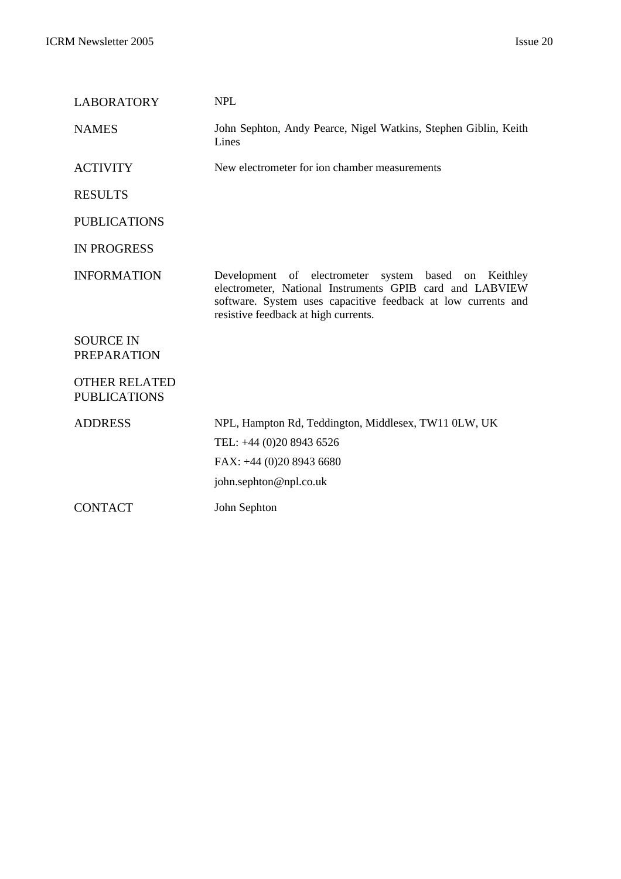| | |
|---|---|
| LABORATORY | NPL |
| NAMES | John Sephton, Andy Pearce, Nigel Watkins, Stephen Giblin, Keith Lines |
| ACTIVITY | New electrometer for ion chamber measurements |
| RESULTS | |
| PUBLICATIONS | |
| IN PROGRESS | |
| INFORMATION | Development of electrometer system based on Keithley electrometer, National Instruments GPIB card and LABVIEW software. System uses capacitive feedback at low currents and resistive feedback at high currents. |
| SOURCE IN PREPARATION | |
| OTHER RELATED PUBLICATIONS | |
| ADDRESS | NPL, Hampton Rd, Teddington, Middlesex, TW11 0LW, UK<br>TEL: +44 (0)20 8943 6526<br>FAX: +44 (0)20 8943 6680<br>john.sephton@npl.co.uk |
| CONTACT | John Sephton |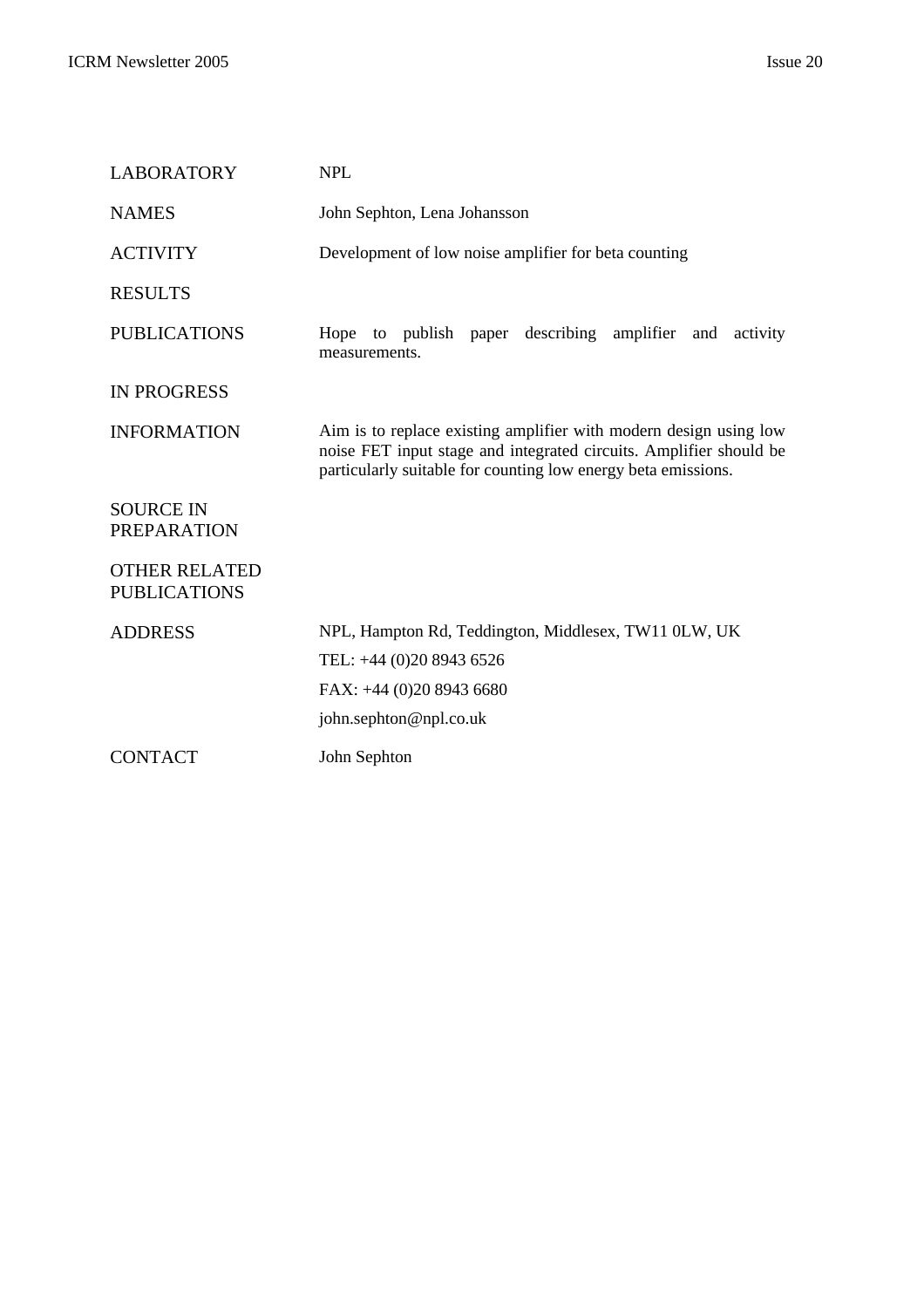| | |
|---|---|
| LABORATORY | NPL |
| NAMES | John Sephton, Lena Johansson |
| ACTIVITY | Development of low noise amplifier for beta counting |
| RESULTS | |
| PUBLICATIONS | Hope to publish paper describing amplifier and activity measurements. |
| IN PROGRESS | |
| INFORMATION | Aim is to replace existing amplifier with modern design using low noise FET input stage and integrated circuits. Amplifier should be particularly suitable for counting low energy beta emissions. |
| SOURCE IN PREPARATION | |
| OTHER RELATED PUBLICATIONS | |
| ADDRESS | NPL, Hampton Rd, Teddington, Middlesex, TW11 0LW, UK<br>TEL: +44 (0)20 8943 6526<br>FAX: +44 (0)20 8943 6680<br>john.sephton@npl.co.uk |
| CONTACT | John Sephton |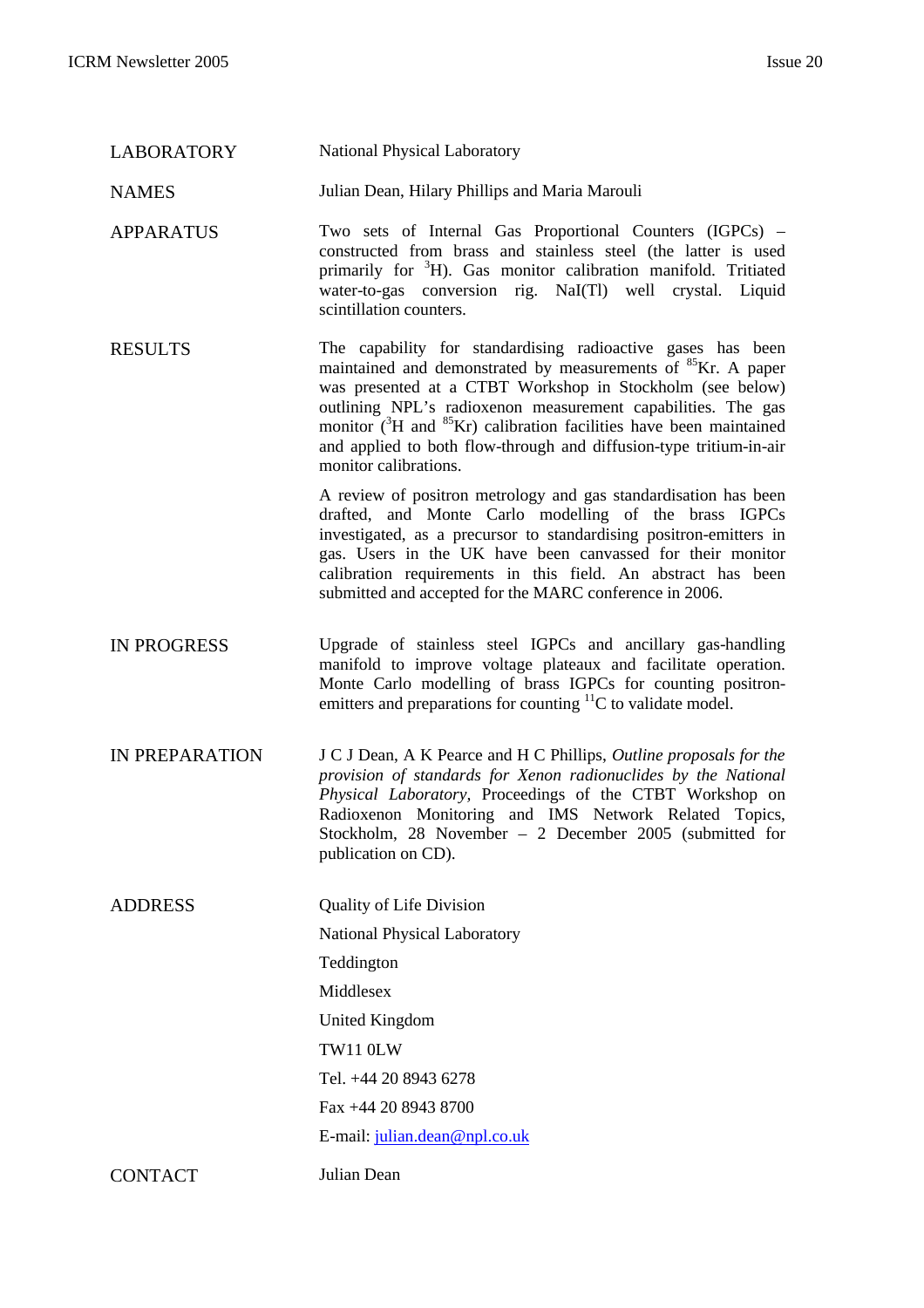| | |
|---|---|
| LABORATORY | National Physical Laboratory |
| NAMES | Julian Dean, Hilary Phillips and Maria Marouli |
| APPARATUS | Two sets of Internal Gas Proportional Counters (IGPCs) – constructed from brass and stainless steel (the latter is used primarily for $^{3}$H). Gas monitor calibration manifold. Tritiated water-to-gas conversion rig. NaI(Tl) well crystal. Liquid scintillation counters. |
| RESULTS | The capability for standardising radioactive gases has been maintained and demonstrated by measurements of $^{85}$Kr. A paper was presented at a CTBT Workshop in Stockholm (see below) outlining NPL's radioxenon measurement capabilities. The gas monitor ($^{3}$H and $^{85}$Kr) calibration facilities have been maintained and applied to both flow-through and diffusion-type tritium-in-air monitor calibrations.<br><br>A review of positron metrology and gas standardisation has been drafted, and Monte Carlo modelling of the brass IGPCs investigated, as a precursor to standardising positron-emitters in gas. Users in the UK have been canvassed for their monitor calibration requirements in this field. An abstract has been submitted and accepted for the MARC conference in 2006. |
| IN PROGRESS | Upgrade of stainless steel IGPCs and ancillary gas-handling manifold to improve voltage plateaux and facilitate operation. Monte Carlo modelling of brass IGPCs for counting positron-emitters and preparations for counting $^{11}$C to validate model. |
| IN PREPARATION | J C J Dean, A K Pearce and H C Phillips, *Outline proposals for the provision of standards for Xenon radionuclides by the National Physical Laboratory*, Proceedings of the CTBT Workshop on Radioxenon Monitoring and IMS Network Related Topics, Stockholm, 28 November – 2 December 2005 (submitted for publication on CD). |
| ADDRESS | Quality of Life Division<br>National Physical Laboratory<br>Teddington<br>Middlesex<br>United Kingdom<br>TW11 0LW<br>Tel. +44 20 8943 6278<br>Fax +44 20 8943 8700<br>E-mail: julian.dean@npl.co.uk |
| CONTACT | Julian Dean |